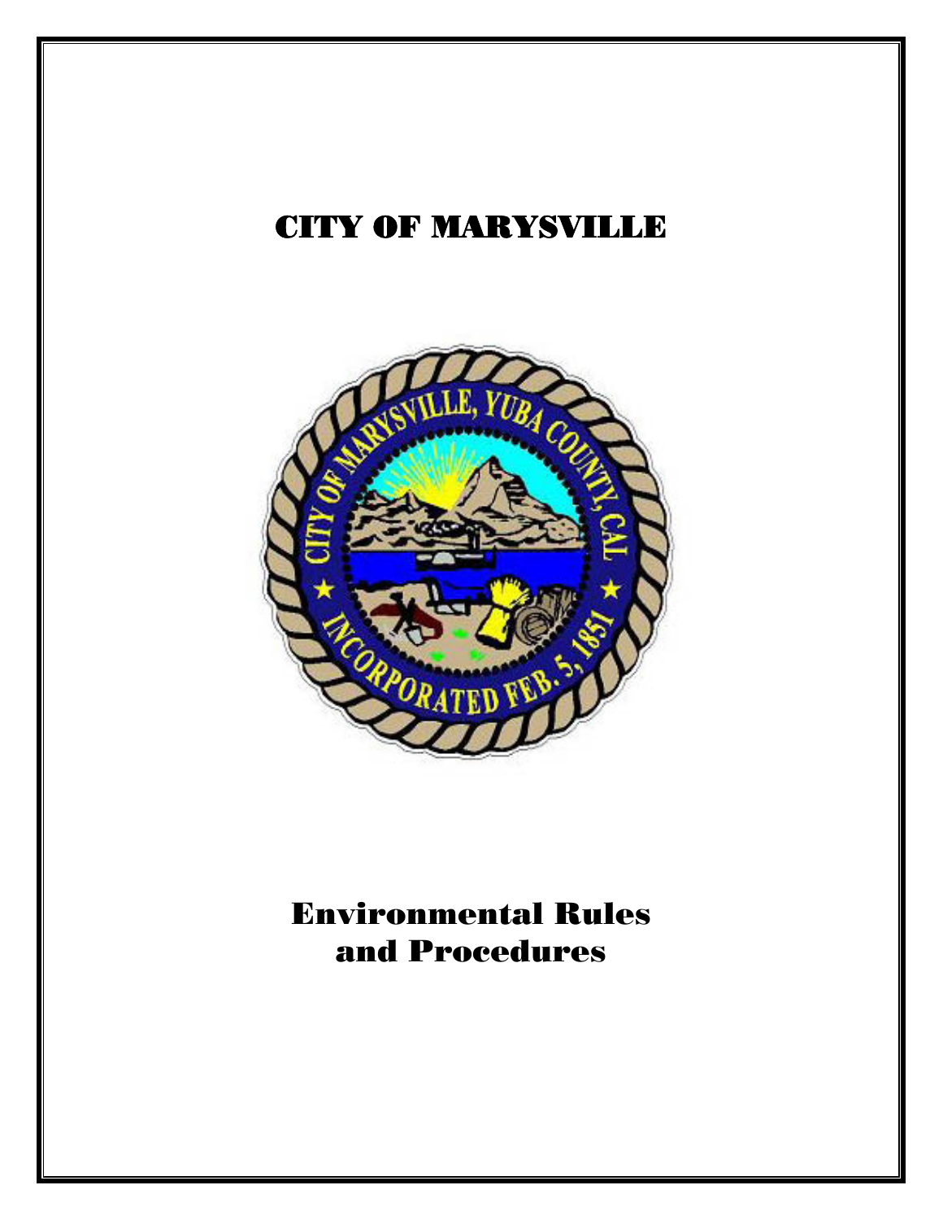# CITY OF MARYSVILLE

# Environmental Rules and Procedures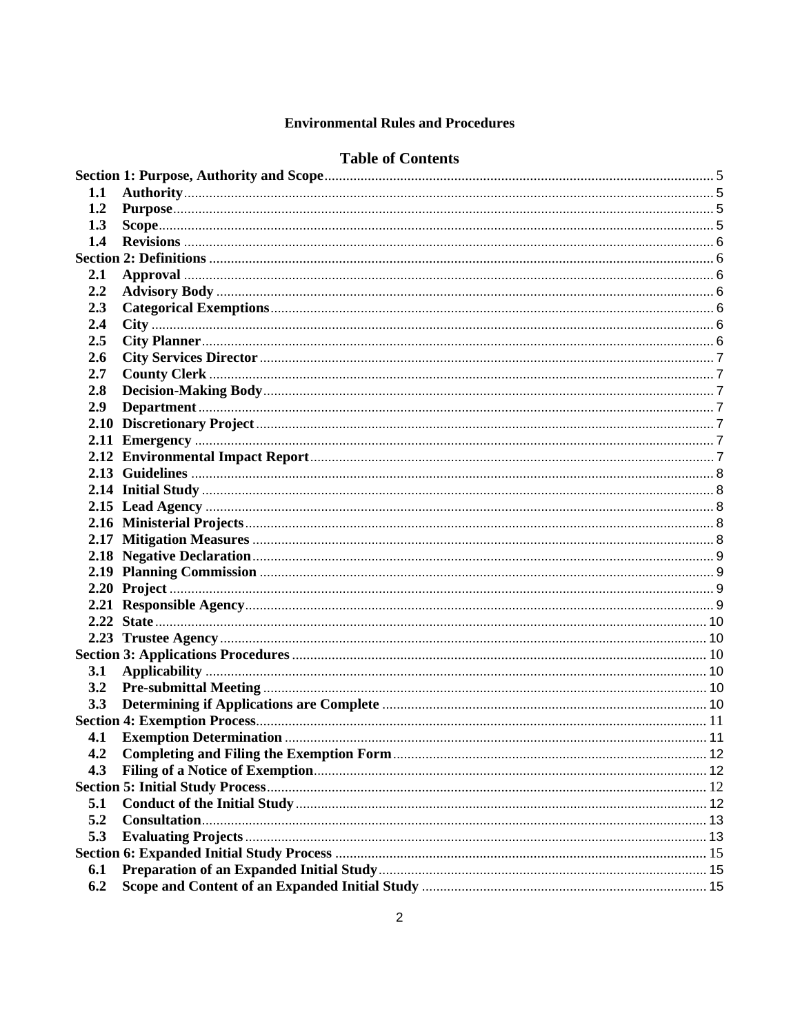**Environmental Rules and Procedures**

## Table of Contents

**Section 1: Purpose, Authority and Scope** ..... 5
- **1.1 Authority** ..... 5
- **1.2 Purpose** ..... 5
- **1.3 Scope** ..... 5
- **1.4 Revisions** ..... 6

**Section 2: Definitions** ..... 6
- **2.1 Approval** ..... 6
- **2.2 Advisory Body** ..... 6
- **2.3 Categorical Exemptions** ..... 6
- **2.4 City** ..... 6
- **2.5 City Planner** ..... 6
- **2.6 City Services Director** ..... 7
- **2.7 County Clerk** ..... 7
- **2.8 Decision-Making Body** ..... 7
- **2.9 Department** ..... 7
- **2.10 Discretionary Project** ..... 7
- **2.11 Emergency** ..... 7
- **2.12 Environmental Impact Report** ..... 7
- **2.13 Guidelines** ..... 8
- **2.14 Initial Study** ..... 8
- **2.15 Lead Agency** ..... 8
- **2.16 Ministerial Projects** ..... 8
- **2.17 Mitigation Measures** ..... 8
- **2.18 Negative Declaration** ..... 9
- **2.19 Planning Commission** ..... 9
- **2.20 Project** ..... 9
- **2.21 Responsible Agency** ..... 9
- **2.22 State** ..... 10
- **2.23 Trustee Agency** ..... 10

**Section 3: Applications Procedures** ..... 10
- **3.1 Applicability** ..... 10
- **3.2 Pre-submittal Meeting** ..... 10
- **3.3 Determining if Applications are Complete** ..... 10

**Section 4: Exemption Process** ..... 11
- **4.1 Exemption Determination** ..... 11
- **4.2 Completing and Filing the Exemption Form** ..... 12
- **4.3 Filing of a Notice of Exemption** ..... 12

**Section 5: Initial Study Process** ..... 12
- **5.1 Conduct of the Initial Study** ..... 12
- **5.2 Consultation** ..... 13
- **5.3 Evaluating Projects** ..... 13

**Section 6: Expanded Initial Study Process** ..... 15
- **6.1 Preparation of an Expanded Initial Study** ..... 15
- **6.2 Scope and Content of an Expanded Initial Study** ..... 15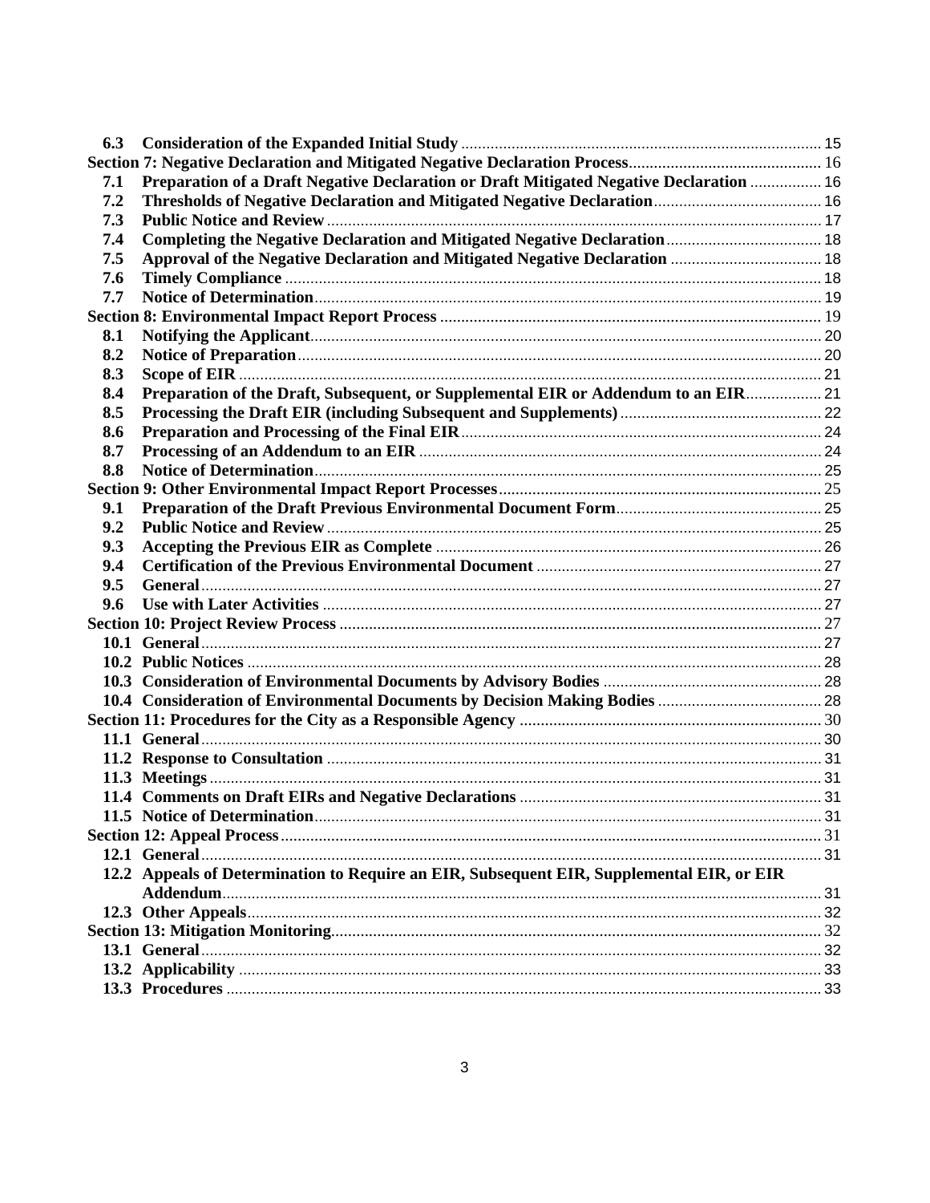| | | |
|---|---|---|
| **6.3** | **Consideration of the Expanded Initial Study** | 15 |
| **Section 7: Negative Declaration and Mitigated Negative Declaration Process** | | 16 |
| **7.1** | **Preparation of a Draft Negative Declaration or Draft Mitigated Negative Declaration** | 16 |
| **7.2** | **Thresholds of Negative Declaration and Mitigated Negative Declaration** | 16 |
| **7.3** | **Public Notice and Review** | 17 |
| **7.4** | **Completing the Negative Declaration and Mitigated Negative Declaration** | 18 |
| **7.5** | **Approval of the Negative Declaration and Mitigated Negative Declaration** | 18 |
| **7.6** | **Timely Compliance** | 18 |
| **7.7** | **Notice of Determination** | 19 |
| **Section 8: Environmental Impact Report Process** | | 19 |
| **8.1** | **Notifying the Applicant** | 20 |
| **8.2** | **Notice of Preparation** | 20 |
| **8.3** | **Scope of EIR** | 21 |
| **8.4** | **Preparation of the Draft, Subsequent, or Supplemental EIR or Addendum to an EIR** | 21 |
| **8.5** | **Processing the Draft EIR (including Subsequent and Supplements)** | 22 |
| **8.6** | **Preparation and Processing of the Final EIR** | 24 |
| **8.7** | **Processing of an Addendum to an EIR** | 24 |
| **8.8** | **Notice of Determination** | 25 |
| **Section 9: Other Environmental Impact Report Processes** | | 25 |
| **9.1** | **Preparation of the Draft Previous Environmental Document Form** | 25 |
| **9.2** | **Public Notice and Review** | 25 |
| **9.3** | **Accepting the Previous EIR as Complete** | 26 |
| **9.4** | **Certification of the Previous Environmental Document** | 27 |
| **9.5** | **General** | 27 |
| **9.6** | **Use with Later Activities** | 27 |
| **Section 10: Project Review Process** | | 27 |
| **10.1** | **General** | 27 |
| **10.2** | **Public Notices** | 28 |
| **10.3** | **Consideration of Environmental Documents by Advisory Bodies** | 28 |
| **10.4** | **Consideration of Environmental Documents by Decision Making Bodies** | 28 |
| **Section 11: Procedures for the City as a Responsible Agency** | | 30 |
| **11.1** | **General** | 30 |
| **11.2** | **Response to Consultation** | 31 |
| **11.3** | **Meetings** | 31 |
| **11.4** | **Comments on Draft EIRs and Negative Declarations** | 31 |
| **11.5** | **Notice of Determination** | 31 |
| **Section 12: Appeal Process** | | 31 |
| **12.1** | **General** | 31 |
| **12.2** | **Appeals of Determination to Require an EIR, Subsequent EIR, Supplemental EIR, or EIR Addendum** | 31 |
| **12.3** | **Other Appeals** | 32 |
| **Section 13: Mitigation Monitoring** | | 32 |
| **13.1** | **General** | 32 |
| **13.2** | **Applicability** | 33 |
| **13.3** | **Procedures** | 33 |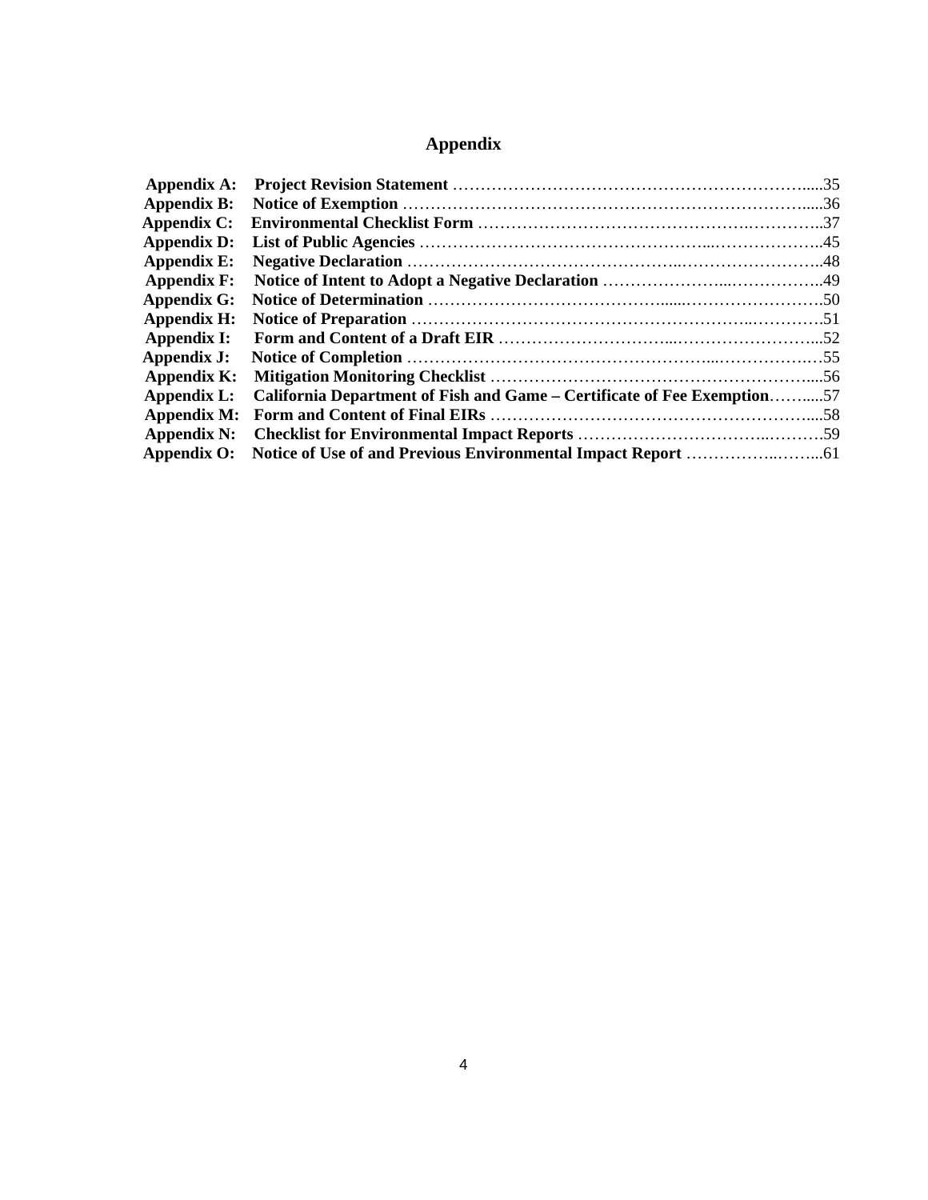# Appendix

| | | |
|---|---|---|
| **Appendix A:** | **Project Revision Statement** | 35 |
| **Appendix B:** | **Notice of Exemption** | 36 |
| **Appendix C:** | **Environmental Checklist Form** | 37 |
| **Appendix D:** | **List of Public Agencies** | 45 |
| **Appendix E:** | **Negative Declaration** | 48 |
| **Appendix F:** | **Notice of Intent to Adopt a Negative Declaration** | 49 |
| **Appendix G:** | **Notice of Determination** | 50 |
| **Appendix H:** | **Notice of Preparation** | 51 |
| **Appendix I:** | **Form and Content of a Draft EIR** | 52 |
| **Appendix J:** | **Notice of Completion** | 55 |
| **Appendix K:** | **Mitigation Monitoring Checklist** | 56 |
| **Appendix L:** | **California Department of Fish and Game – Certificate of Fee Exemption** | 57 |
| **Appendix M:** | **Form and Content of Final EIRs** | 58 |
| **Appendix N:** | **Checklist for Environmental Impact Reports** | 59 |
| **Appendix O:** | **Notice of Use of and Previous Environmental Impact Report** | 61 |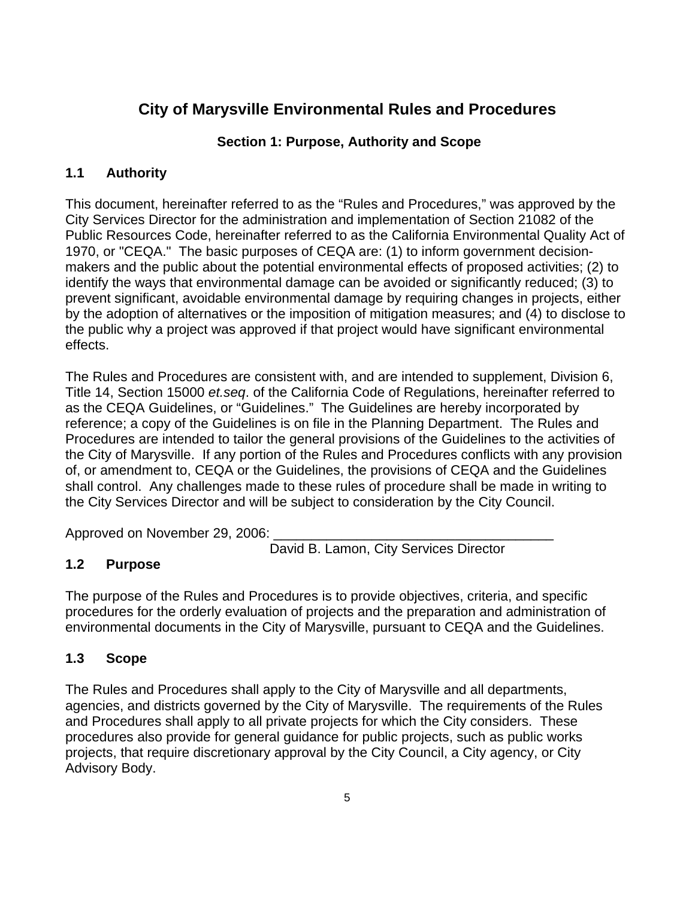# City of Marysville Environmental Rules and Procedures

## Section 1: Purpose, Authority and Scope

### 1.1 Authority

This document, hereinafter referred to as the "Rules and Procedures," was approved by the City Services Director for the administration and implementation of Section 21082 of the Public Resources Code, hereinafter referred to as the California Environmental Quality Act of 1970, or "CEQA." The basic purposes of CEQA are: (1) to inform government decision-makers and the public about the potential environmental effects of proposed activities; (2) to identify the ways that environmental damage can be avoided or significantly reduced; (3) to prevent significant, avoidable environmental damage by requiring changes in projects, either by the adoption of alternatives or the imposition of mitigation measures; and (4) to disclose to the public why a project was approved if that project would have significant environmental effects.

The Rules and Procedures are consistent with, and are intended to supplement, Division 6, Title 14, Section 15000 *et.seq*. of the California Code of Regulations, hereinafter referred to as the CEQA Guidelines, or "Guidelines." The Guidelines are hereby incorporated by reference; a copy of the Guidelines is on file in the Planning Department. The Rules and Procedures are intended to tailor the general provisions of the Guidelines to the activities of the City of Marysville. If any portion of the Rules and Procedures conflicts with any provision of, or amendment to, CEQA or the Guidelines, the provisions of CEQA and the Guidelines shall control. Any challenges made to these rules of procedure shall be made in writing to the City Services Director and will be subject to consideration by the City Council.

Approved on November 29, 2006: ____________________________________
David B. Lamon, City Services Director

### 1.2 Purpose

The purpose of the Rules and Procedures is to provide objectives, criteria, and specific procedures for the orderly evaluation of projects and the preparation and administration of environmental documents in the City of Marysville, pursuant to CEQA and the Guidelines.

### 1.3 Scope

The Rules and Procedures shall apply to the City of Marysville and all departments, agencies, and districts governed by the City of Marysville. The requirements of the Rules and Procedures shall apply to all private projects for which the City considers. These procedures also provide for general guidance for public projects, such as public works projects, that require discretionary approval by the City Council, a City agency, or City Advisory Body.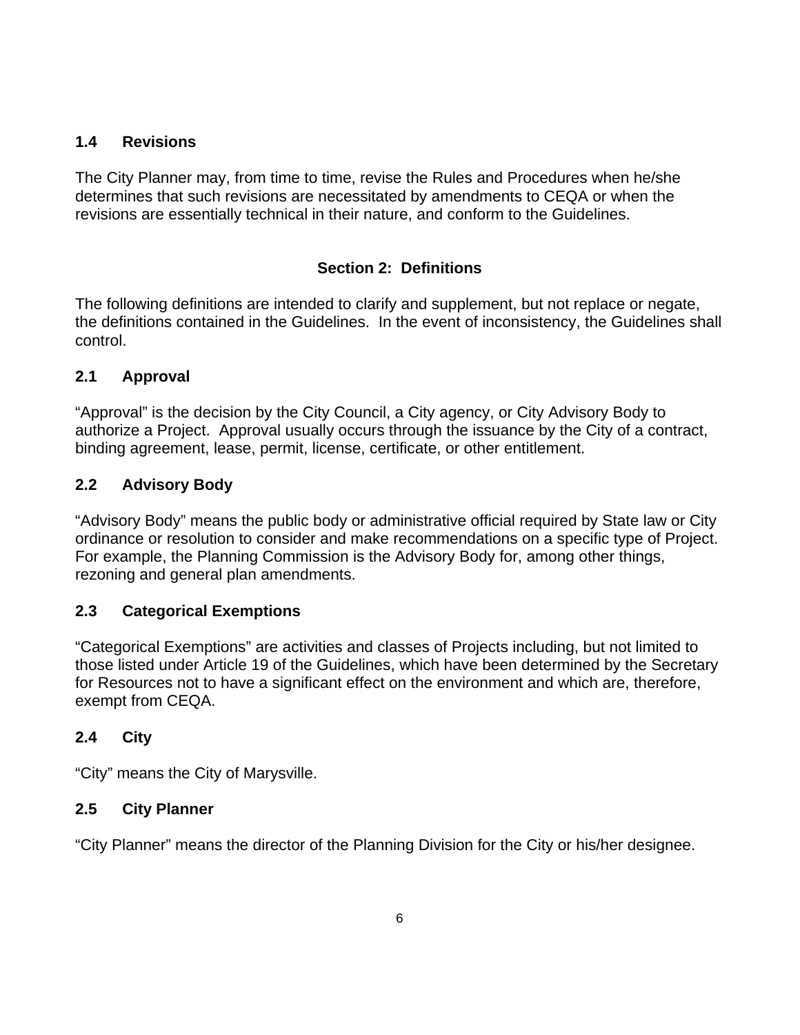### 1.4 Revisions

The City Planner may, from time to time, revise the Rules and Procedures when he/she determines that such revisions are necessitated by amendments to CEQA or when the revisions are essentially technical in their nature, and conform to the Guidelines.

## Section 2: Definitions

The following definitions are intended to clarify and supplement, but not replace or negate, the definitions contained in the Guidelines. In the event of inconsistency, the Guidelines shall control.

### 2.1 Approval

“Approval” is the decision by the City Council, a City agency, or City Advisory Body to authorize a Project. Approval usually occurs through the issuance by the City of a contract, binding agreement, lease, permit, license, certificate, or other entitlement.

### 2.2 Advisory Body

“Advisory Body” means the public body or administrative official required by State law or City ordinance or resolution to consider and make recommendations on a specific type of Project. For example, the Planning Commission is the Advisory Body for, among other things, rezoning and general plan amendments.

### 2.3 Categorical Exemptions

“Categorical Exemptions” are activities and classes of Projects including, but not limited to those listed under Article 19 of the Guidelines, which have been determined by the Secretary for Resources not to have a significant effect on the environment and which are, therefore, exempt from CEQA.

### 2.4 City

“City” means the City of Marysville.

### 2.5 City Planner

“City Planner” means the director of the Planning Division for the City or his/her designee.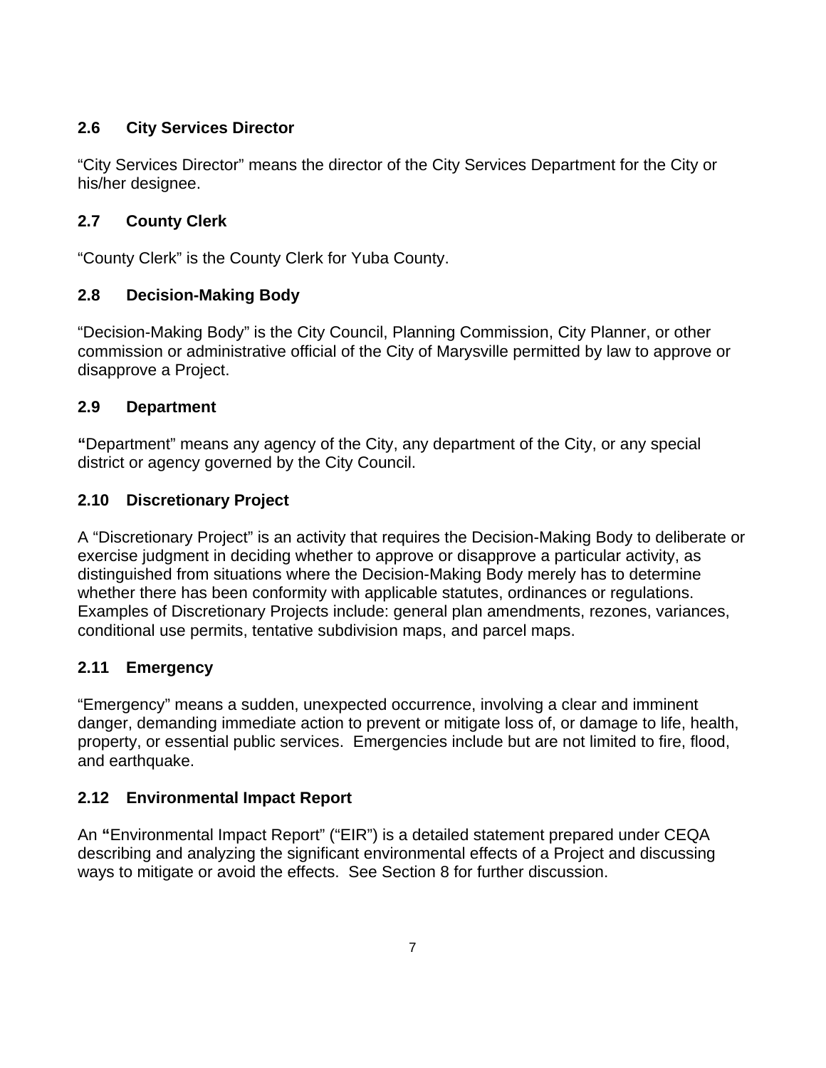### 2.6 City Services Director

"City Services Director" means the director of the City Services Department for the City or his/her designee.

### 2.7 County Clerk

"County Clerk" is the County Clerk for Yuba County.

### 2.8 Decision-Making Body

"Decision-Making Body" is the City Council, Planning Commission, City Planner, or other commission or administrative official of the City of Marysville permitted by law to approve or disapprove a Project.

### 2.9 Department

**"**Department" means any agency of the City, any department of the City, or any special district or agency governed by the City Council.

### 2.10 Discretionary Project

A "Discretionary Project" is an activity that requires the Decision-Making Body to deliberate or exercise judgment in deciding whether to approve or disapprove a particular activity, as distinguished from situations where the Decision-Making Body merely has to determine whether there has been conformity with applicable statutes, ordinances or regulations. Examples of Discretionary Projects include: general plan amendments, rezones, variances, conditional use permits, tentative subdivision maps, and parcel maps.

### 2.11 Emergency

"Emergency" means a sudden, unexpected occurrence, involving a clear and imminent danger, demanding immediate action to prevent or mitigate loss of, or damage to life, health, property, or essential public services. Emergencies include but are not limited to fire, flood, and earthquake.

### 2.12 Environmental Impact Report

An **"**Environmental Impact Report" ("EIR") is a detailed statement prepared under CEQA describing and analyzing the significant environmental effects of a Project and discussing ways to mitigate or avoid the effects. See Section 8 for further discussion.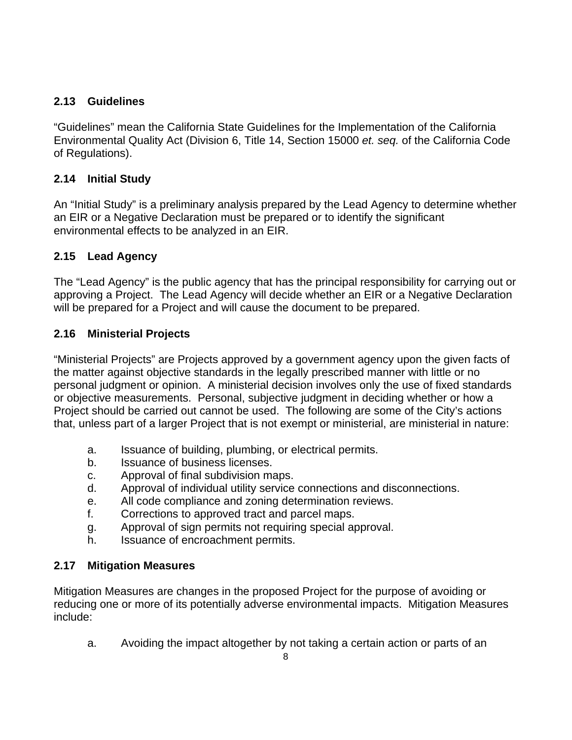### 2.13 Guidelines

"Guidelines" mean the California State Guidelines for the Implementation of the California Environmental Quality Act (Division 6, Title 14, Section 15000 *et. seq.* of the California Code of Regulations).

### 2.14 Initial Study

An "Initial Study" is a preliminary analysis prepared by the Lead Agency to determine whether an EIR or a Negative Declaration must be prepared or to identify the significant environmental effects to be analyzed in an EIR.

### 2.15 Lead Agency

The "Lead Agency" is the public agency that has the principal responsibility for carrying out or approving a Project. The Lead Agency will decide whether an EIR or a Negative Declaration will be prepared for a Project and will cause the document to be prepared.

### 2.16 Ministerial Projects

"Ministerial Projects" are Projects approved by a government agency upon the given facts of the matter against objective standards in the legally prescribed manner with little or no personal judgment or opinion. A ministerial decision involves only the use of fixed standards or objective measurements. Personal, subjective judgment in deciding whether or how a Project should be carried out cannot be used. The following are some of the City's actions that, unless part of a larger Project that is not exempt or ministerial, are ministerial in nature:

a. Issuance of building, plumbing, or electrical permits.
b. Issuance of business licenses.
c. Approval of final subdivision maps.
d. Approval of individual utility service connections and disconnections.
e. All code compliance and zoning determination reviews.
f. Corrections to approved tract and parcel maps.
g. Approval of sign permits not requiring special approval.
h. Issuance of encroachment permits.

### 2.17 Mitigation Measures

Mitigation Measures are changes in the proposed Project for the purpose of avoiding or reducing one or more of its potentially adverse environmental impacts. Mitigation Measures include:

a. Avoiding the impact altogether by not taking a certain action or parts of an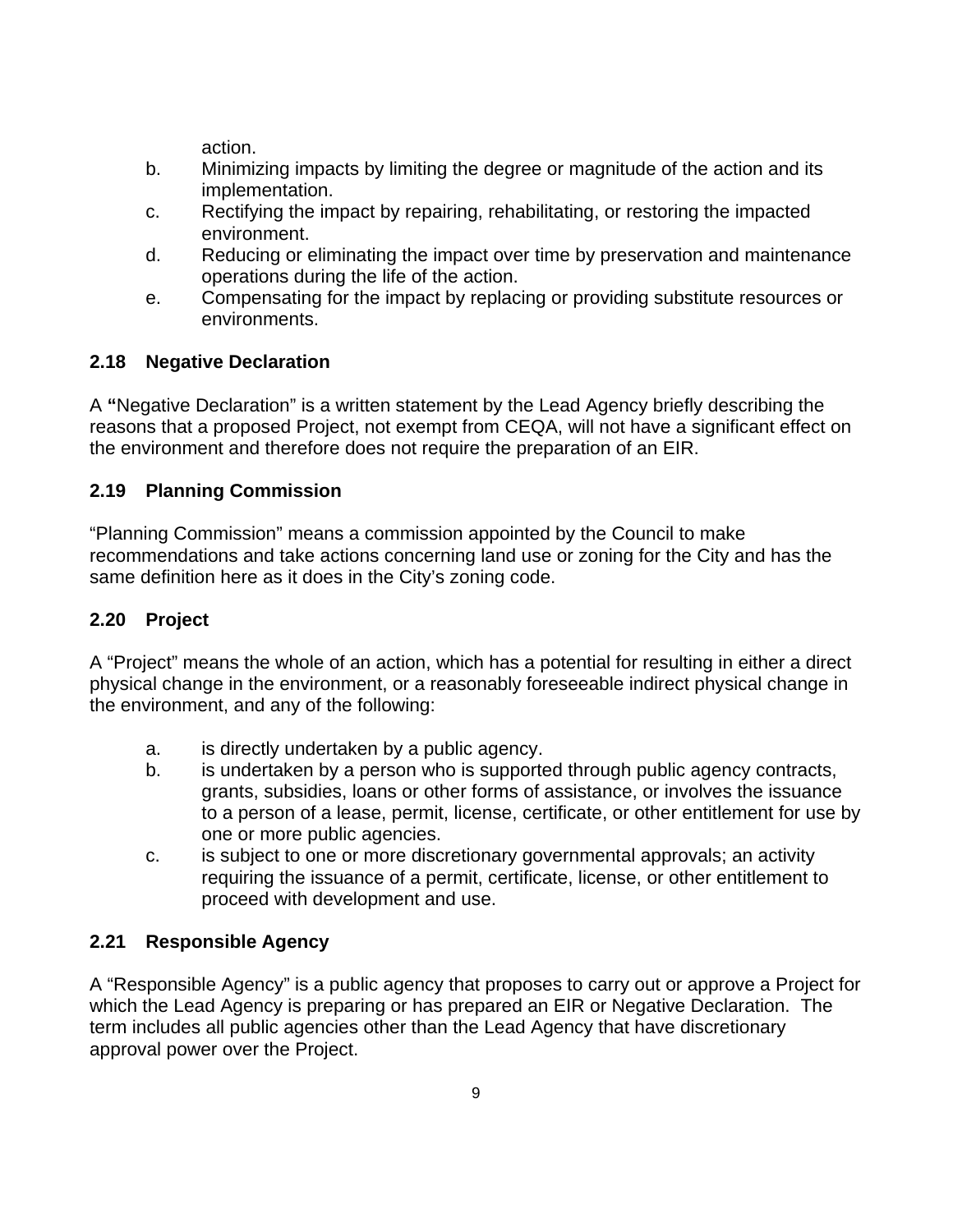action.

b. Minimizing impacts by limiting the degree or magnitude of the action and its implementation.
c. Rectifying the impact by repairing, rehabilitating, or restoring the impacted environment.
d. Reducing or eliminating the impact over time by preservation and maintenance operations during the life of the action.
e. Compensating for the impact by replacing or providing substitute resources or environments.

### 2.18 Negative Declaration

A **"**Negative Declaration" is a written statement by the Lead Agency briefly describing the reasons that a proposed Project, not exempt from CEQA, will not have a significant effect on the environment and therefore does not require the preparation of an EIR.

### 2.19 Planning Commission

"Planning Commission" means a commission appointed by the Council to make recommendations and take actions concerning land use or zoning for the City and has the same definition here as it does in the City's zoning code.

### 2.20 Project

A "Project" means the whole of an action, which has a potential for resulting in either a direct physical change in the environment, or a reasonably foreseeable indirect physical change in the environment, and any of the following:

a. is directly undertaken by a public agency.
b. is undertaken by a person who is supported through public agency contracts, grants, subsidies, loans or other forms of assistance, or involves the issuance to a person of a lease, permit, license, certificate, or other entitlement for use by one or more public agencies.
c. is subject to one or more discretionary governmental approvals; an activity requiring the issuance of a permit, certificate, license, or other entitlement to proceed with development and use.

### 2.21 Responsible Agency

A "Responsible Agency" is a public agency that proposes to carry out or approve a Project for which the Lead Agency is preparing or has prepared an EIR or Negative Declaration. The term includes all public agencies other than the Lead Agency that have discretionary approval power over the Project.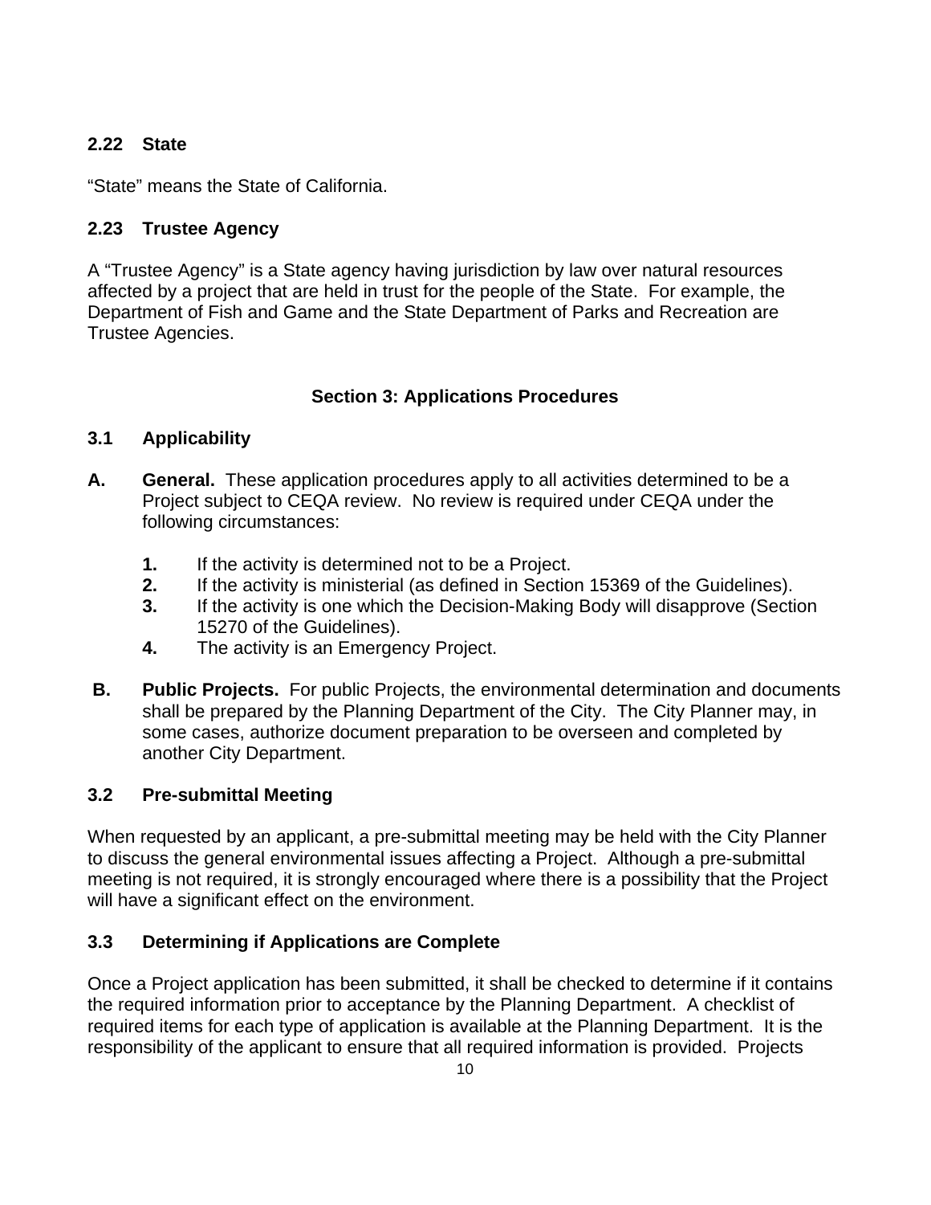### 2.22 State

"State" means the State of California.

### 2.23 Trustee Agency

A "Trustee Agency" is a State agency having jurisdiction by law over natural resources affected by a project that are held in trust for the people of the State. For example, the Department of Fish and Game and the State Department of Parks and Recreation are Trustee Agencies.

## Section 3: Applications Procedures

### 3.1 Applicability

**A. General.** These application procedures apply to all activities determined to be a Project subject to CEQA review. No review is required under CEQA under the following circumstances:

  **1.** If the activity is determined not to be a Project.
  **2.** If the activity is ministerial (as defined in Section 15369 of the Guidelines).
  **3.** If the activity is one which the Decision-Making Body will disapprove (Section 15270 of the Guidelines).
  **4.** The activity is an Emergency Project.

**B. Public Projects.** For public Projects, the environmental determination and documents shall be prepared by the Planning Department of the City. The City Planner may, in some cases, authorize document preparation to be overseen and completed by another City Department.

### 3.2 Pre-submittal Meeting

When requested by an applicant, a pre-submittal meeting may be held with the City Planner to discuss the general environmental issues affecting a Project. Although a pre-submittal meeting is not required, it is strongly encouraged where there is a possibility that the Project will have a significant effect on the environment.

### 3.3 Determining if Applications are Complete

Once a Project application has been submitted, it shall be checked to determine if it contains the required information prior to acceptance by the Planning Department. A checklist of required items for each type of application is available at the Planning Department. It is the responsibility of the applicant to ensure that all required information is provided. Projects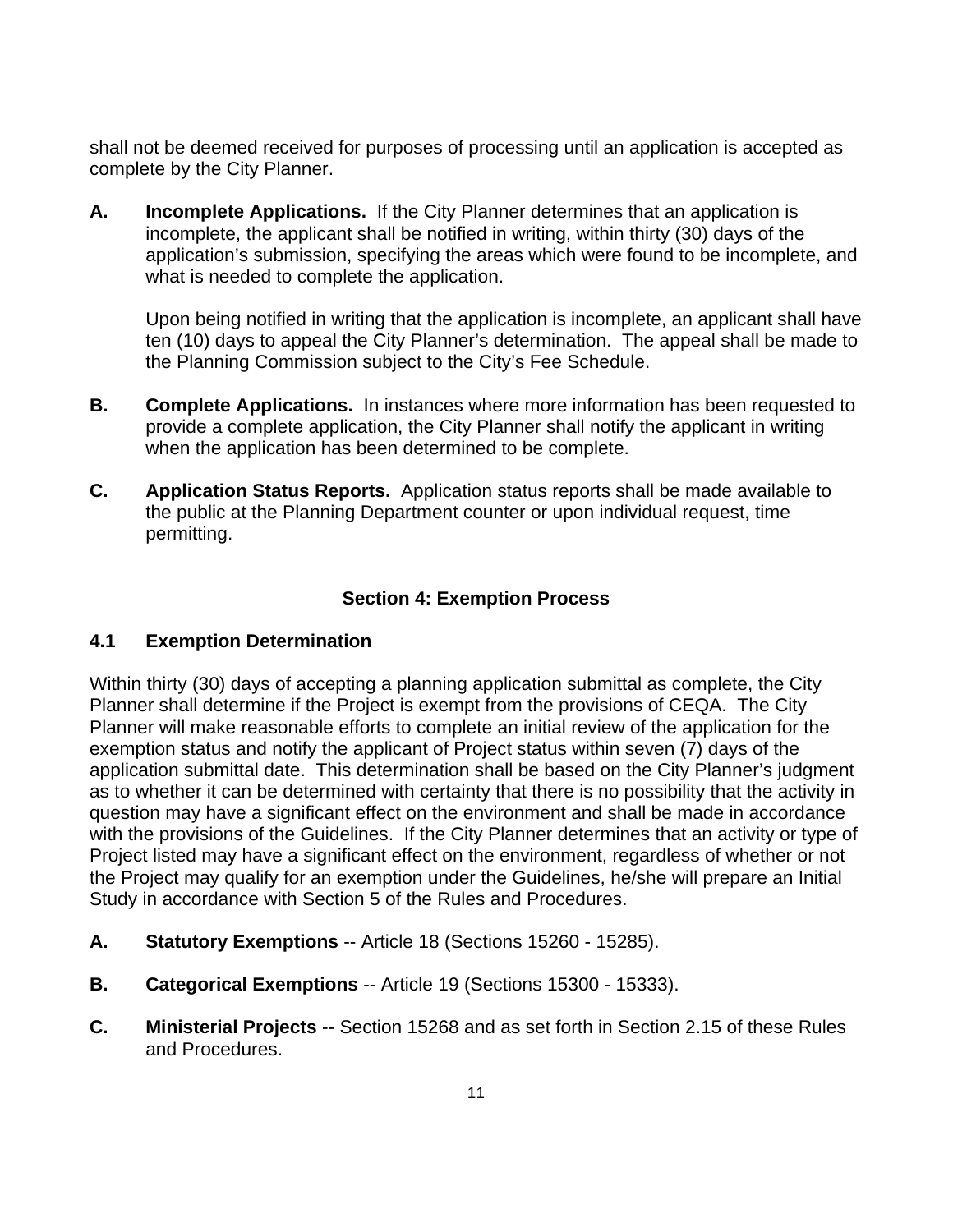shall not be deemed received for purposes of processing until an application is accepted as complete by the City Planner.

**A. Incomplete Applications.** If the City Planner determines that an application is incomplete, the applicant shall be notified in writing, within thirty (30) days of the application's submission, specifying the areas which were found to be incomplete, and what is needed to complete the application.

Upon being notified in writing that the application is incomplete, an applicant shall have ten (10) days to appeal the City Planner's determination. The appeal shall be made to the Planning Commission subject to the City's Fee Schedule.

**B. Complete Applications.** In instances where more information has been requested to provide a complete application, the City Planner shall notify the applicant in writing when the application has been determined to be complete.

**C. Application Status Reports.** Application status reports shall be made available to the public at the Planning Department counter or upon individual request, time permitting.

## Section 4: Exemption Process

### 4.1 Exemption Determination

Within thirty (30) days of accepting a planning application submittal as complete, the City Planner shall determine if the Project is exempt from the provisions of CEQA. The City Planner will make reasonable efforts to complete an initial review of the application for the exemption status and notify the applicant of Project status within seven (7) days of the application submittal date. This determination shall be based on the City Planner's judgment as to whether it can be determined with certainty that there is no possibility that the activity in question may have a significant effect on the environment and shall be made in accordance with the provisions of the Guidelines. If the City Planner determines that an activity or type of Project listed may have a significant effect on the environment, regardless of whether or not the Project may qualify for an exemption under the Guidelines, he/she will prepare an Initial Study in accordance with Section 5 of the Rules and Procedures.

**A. Statutory Exemptions** -- Article 18 (Sections 15260 - 15285).

**B. Categorical Exemptions** -- Article 19 (Sections 15300 - 15333).

**C. Ministerial Projects** -- Section 15268 and as set forth in Section 2.15 of these Rules and Procedures.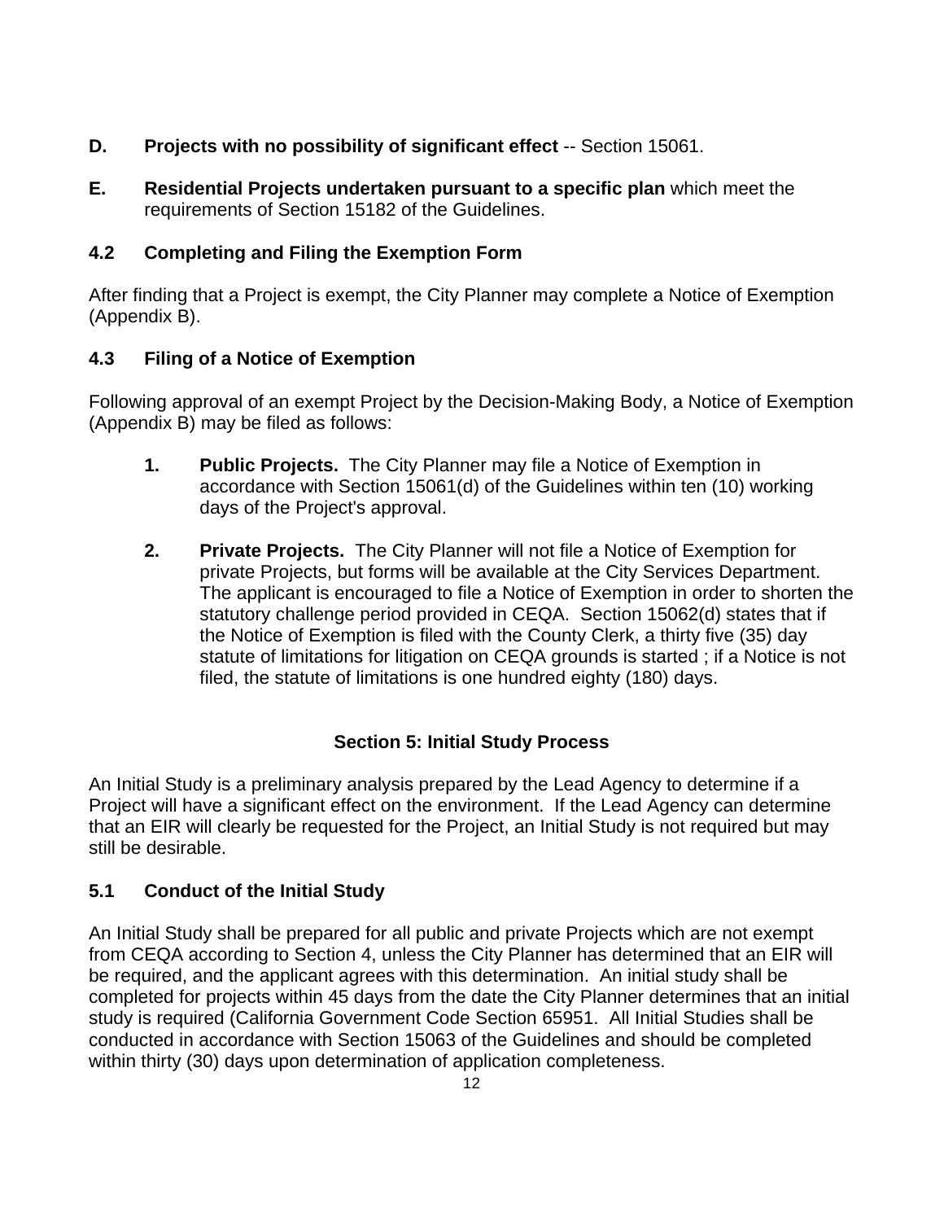**D. Projects with no possibility of significant effect** -- Section 15061.

**E. Residential Projects undertaken pursuant to a specific plan** which meet the requirements of Section 15182 of the Guidelines.

### 4.2 Completing and Filing the Exemption Form

After finding that a Project is exempt, the City Planner may complete a Notice of Exemption (Appendix B).

### 4.3 Filing of a Notice of Exemption

Following approval of an exempt Project by the Decision-Making Body, a Notice of Exemption (Appendix B) may be filed as follows:

1. **Public Projects.** The City Planner may file a Notice of Exemption in accordance with Section 15061(d) of the Guidelines within ten (10) working days of the Project's approval.

2. **Private Projects.** The City Planner will not file a Notice of Exemption for private Projects, but forms will be available at the City Services Department. The applicant is encouraged to file a Notice of Exemption in order to shorten the statutory challenge period provided in CEQA. Section 15062(d) states that if the Notice of Exemption is filed with the County Clerk, a thirty five (35) day statute of limitations for litigation on CEQA grounds is started ; if a Notice is not filed, the statute of limitations is one hundred eighty (180) days.

## Section 5: Initial Study Process

An Initial Study is a preliminary analysis prepared by the Lead Agency to determine if a Project will have a significant effect on the environment. If the Lead Agency can determine that an EIR will clearly be requested for the Project, an Initial Study is not required but may still be desirable.

### 5.1 Conduct of the Initial Study

An Initial Study shall be prepared for all public and private Projects which are not exempt from CEQA according to Section 4, unless the City Planner has determined that an EIR will be required, and the applicant agrees with this determination. An initial study shall be completed for projects within 45 days from the date the City Planner determines that an initial study is required (California Government Code Section 65951. All Initial Studies shall be conducted in accordance with Section 15063 of the Guidelines and should be completed within thirty (30) days upon determination of application completeness.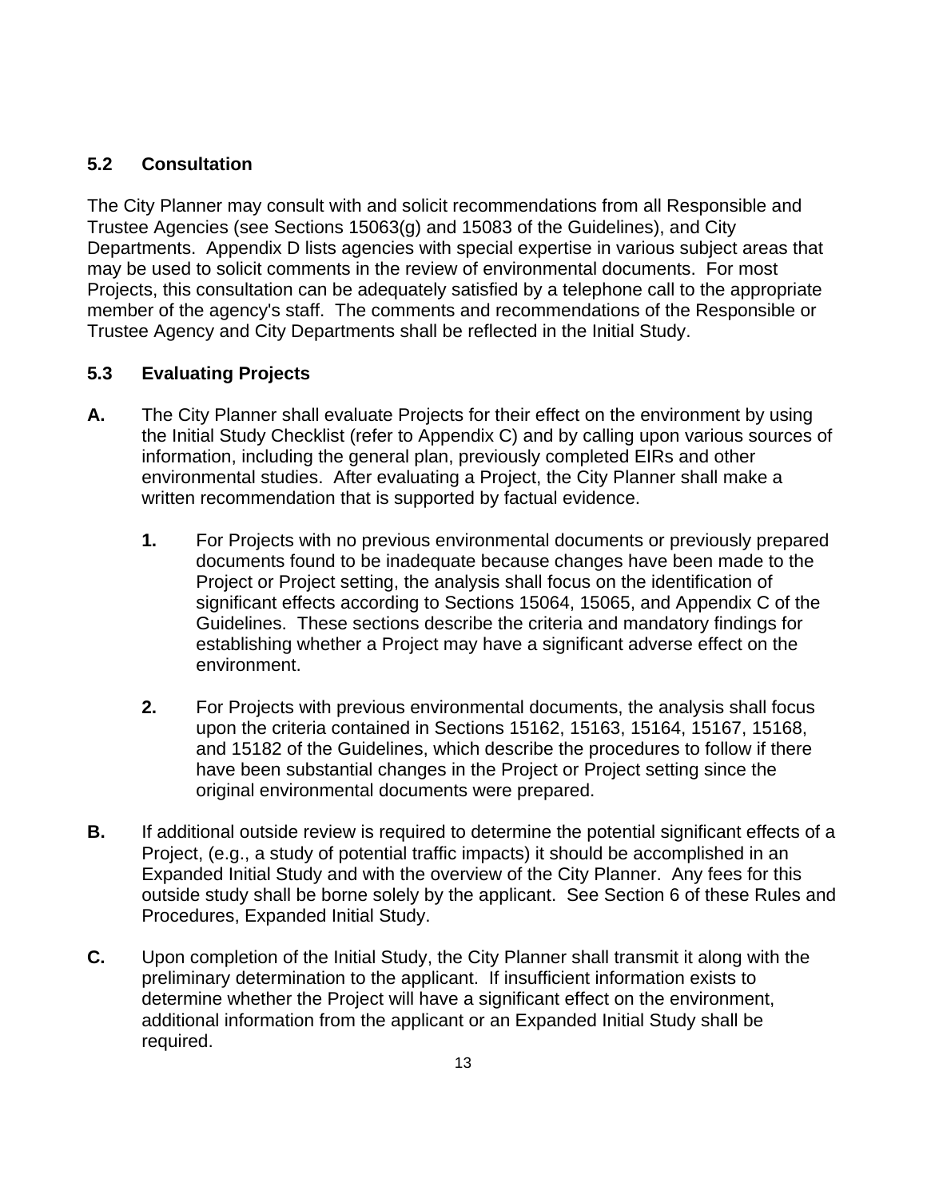## 5.2 Consultation

The City Planner may consult with and solicit recommendations from all Responsible and Trustee Agencies (see Sections 15063(g) and 15083 of the Guidelines), and City Departments. Appendix D lists agencies with special expertise in various subject areas that may be used to solicit comments in the review of environmental documents. For most Projects, this consultation can be adequately satisfied by a telephone call to the appropriate member of the agency's staff. The comments and recommendations of the Responsible or Trustee Agency and City Departments shall be reflected in the Initial Study.

## 5.3 Evaluating Projects

**A.** The City Planner shall evaluate Projects for their effect on the environment by using the Initial Study Checklist (refer to Appendix C) and by calling upon various sources of information, including the general plan, previously completed EIRs and other environmental studies. After evaluating a Project, the City Planner shall make a written recommendation that is supported by factual evidence.

  **1.** For Projects with no previous environmental documents or previously prepared documents found to be inadequate because changes have been made to the Project or Project setting, the analysis shall focus on the identification of significant effects according to Sections 15064, 15065, and Appendix C of the Guidelines. These sections describe the criteria and mandatory findings for establishing whether a Project may have a significant adverse effect on the environment.

  **2.** For Projects with previous environmental documents, the analysis shall focus upon the criteria contained in Sections 15162, 15163, 15164, 15167, 15168, and 15182 of the Guidelines, which describe the procedures to follow if there have been substantial changes in the Project or Project setting since the original environmental documents were prepared.

**B.** If additional outside review is required to determine the potential significant effects of a Project, (e.g., a study of potential traffic impacts) it should be accomplished in an Expanded Initial Study and with the overview of the City Planner. Any fees for this outside study shall be borne solely by the applicant. See Section 6 of these Rules and Procedures, Expanded Initial Study.

**C.** Upon completion of the Initial Study, the City Planner shall transmit it along with the preliminary determination to the applicant. If insufficient information exists to determine whether the Project will have a significant effect on the environment, additional information from the applicant or an Expanded Initial Study shall be required.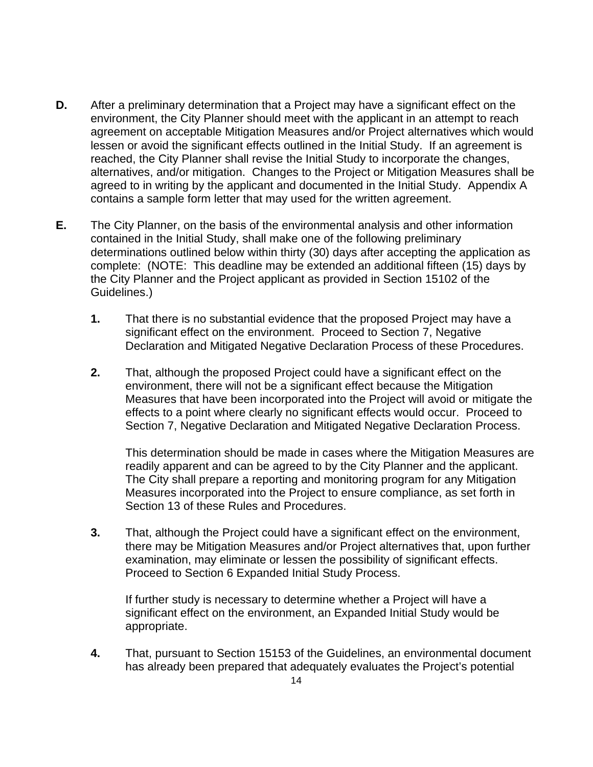**D.** After a preliminary determination that a Project may have a significant effect on the environment, the City Planner should meet with the applicant in an attempt to reach agreement on acceptable Mitigation Measures and/or Project alternatives which would lessen or avoid the significant effects outlined in the Initial Study. If an agreement is reached, the City Planner shall revise the Initial Study to incorporate the changes, alternatives, and/or mitigation. Changes to the Project or Mitigation Measures shall be agreed to in writing by the applicant and documented in the Initial Study. Appendix A contains a sample form letter that may used for the written agreement.

**E.** The City Planner, on the basis of the environmental analysis and other information contained in the Initial Study, shall make one of the following preliminary determinations outlined below within thirty (30) days after accepting the application as complete: (NOTE: This deadline may be extended an additional fifteen (15) days by the City Planner and the Project applicant as provided in Section 15102 of the Guidelines.)

**1.** That there is no substantial evidence that the proposed Project may have a significant effect on the environment. Proceed to Section 7, Negative Declaration and Mitigated Negative Declaration Process of these Procedures.

**2.** That, although the proposed Project could have a significant effect on the environment, there will not be a significant effect because the Mitigation Measures that have been incorporated into the Project will avoid or mitigate the effects to a point where clearly no significant effects would occur. Proceed to Section 7, Negative Declaration and Mitigated Negative Declaration Process.

This determination should be made in cases where the Mitigation Measures are readily apparent and can be agreed to by the City Planner and the applicant. The City shall prepare a reporting and monitoring program for any Mitigation Measures incorporated into the Project to ensure compliance, as set forth in Section 13 of these Rules and Procedures.

**3.** That, although the Project could have a significant effect on the environment, there may be Mitigation Measures and/or Project alternatives that, upon further examination, may eliminate or lessen the possibility of significant effects. Proceed to Section 6 Expanded Initial Study Process.

If further study is necessary to determine whether a Project will have a significant effect on the environment, an Expanded Initial Study would be appropriate.

**4.** That, pursuant to Section 15153 of the Guidelines, an environmental document has already been prepared that adequately evaluates the Project's potential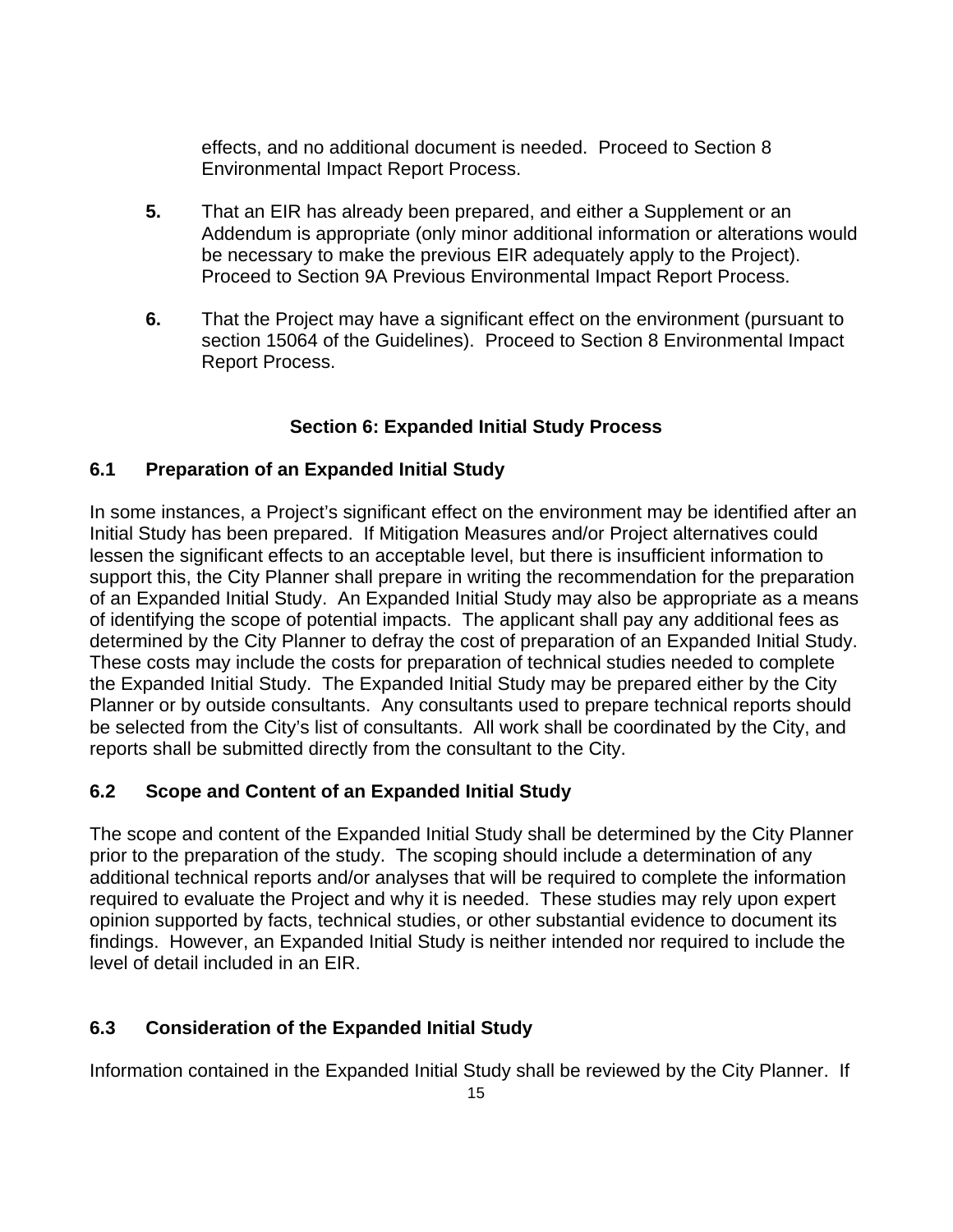effects, and no additional document is needed. Proceed to Section 8 Environmental Impact Report Process.

**5.** That an EIR has already been prepared, and either a Supplement or an Addendum is appropriate (only minor additional information or alterations would be necessary to make the previous EIR adequately apply to the Project). Proceed to Section 9A Previous Environmental Impact Report Process.

**6.** That the Project may have a significant effect on the environment (pursuant to section 15064 of the Guidelines). Proceed to Section 8 Environmental Impact Report Process.

## Section 6: Expanded Initial Study Process

### 6.1 Preparation of an Expanded Initial Study

In some instances, a Project's significant effect on the environment may be identified after an Initial Study has been prepared. If Mitigation Measures and/or Project alternatives could lessen the significant effects to an acceptable level, but there is insufficient information to support this, the City Planner shall prepare in writing the recommendation for the preparation of an Expanded Initial Study. An Expanded Initial Study may also be appropriate as a means of identifying the scope of potential impacts. The applicant shall pay any additional fees as determined by the City Planner to defray the cost of preparation of an Expanded Initial Study. These costs may include the costs for preparation of technical studies needed to complete the Expanded Initial Study. The Expanded Initial Study may be prepared either by the City Planner or by outside consultants. Any consultants used to prepare technical reports should be selected from the City's list of consultants. All work shall be coordinated by the City, and reports shall be submitted directly from the consultant to the City.

### 6.2 Scope and Content of an Expanded Initial Study

The scope and content of the Expanded Initial Study shall be determined by the City Planner prior to the preparation of the study. The scoping should include a determination of any additional technical reports and/or analyses that will be required to complete the information required to evaluate the Project and why it is needed. These studies may rely upon expert opinion supported by facts, technical studies, or other substantial evidence to document its findings. However, an Expanded Initial Study is neither intended nor required to include the level of detail included in an EIR.

### 6.3 Consideration of the Expanded Initial Study

Information contained in the Expanded Initial Study shall be reviewed by the City Planner. If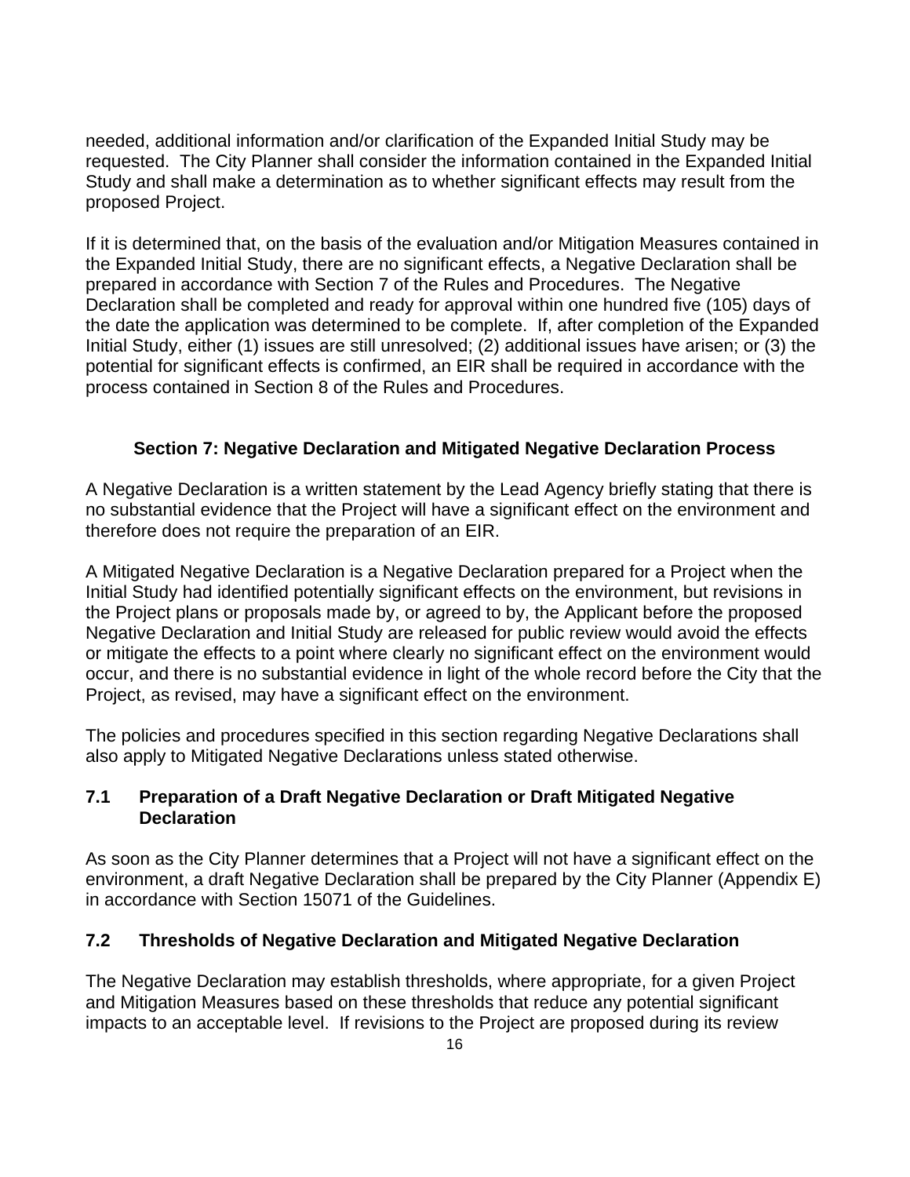needed, additional information and/or clarification of the Expanded Initial Study may be requested. The City Planner shall consider the information contained in the Expanded Initial Study and shall make a determination as to whether significant effects may result from the proposed Project.

If it is determined that, on the basis of the evaluation and/or Mitigation Measures contained in the Expanded Initial Study, there are no significant effects, a Negative Declaration shall be prepared in accordance with Section 7 of the Rules and Procedures. The Negative Declaration shall be completed and ready for approval within one hundred five (105) days of the date the application was determined to be complete. If, after completion of the Expanded Initial Study, either (1) issues are still unresolved; (2) additional issues have arisen; or (3) the potential for significant effects is confirmed, an EIR shall be required in accordance with the process contained in Section 8 of the Rules and Procedures.

## Section 7: Negative Declaration and Mitigated Negative Declaration Process

A Negative Declaration is a written statement by the Lead Agency briefly stating that there is no substantial evidence that the Project will have a significant effect on the environment and therefore does not require the preparation of an EIR.

A Mitigated Negative Declaration is a Negative Declaration prepared for a Project when the Initial Study had identified potentially significant effects on the environment, but revisions in the Project plans or proposals made by, or agreed to by, the Applicant before the proposed Negative Declaration and Initial Study are released for public review would avoid the effects or mitigate the effects to a point where clearly no significant effect on the environment would occur, and there is no substantial evidence in light of the whole record before the City that the Project, as revised, may have a significant effect on the environment.

The policies and procedures specified in this section regarding Negative Declarations shall also apply to Mitigated Negative Declarations unless stated otherwise.

### 7.1 Preparation of a Draft Negative Declaration or Draft Mitigated Negative Declaration

As soon as the City Planner determines that a Project will not have a significant effect on the environment, a draft Negative Declaration shall be prepared by the City Planner (Appendix E) in accordance with Section 15071 of the Guidelines.

### 7.2 Thresholds of Negative Declaration and Mitigated Negative Declaration

The Negative Declaration may establish thresholds, where appropriate, for a given Project and Mitigation Measures based on these thresholds that reduce any potential significant impacts to an acceptable level. If revisions to the Project are proposed during its review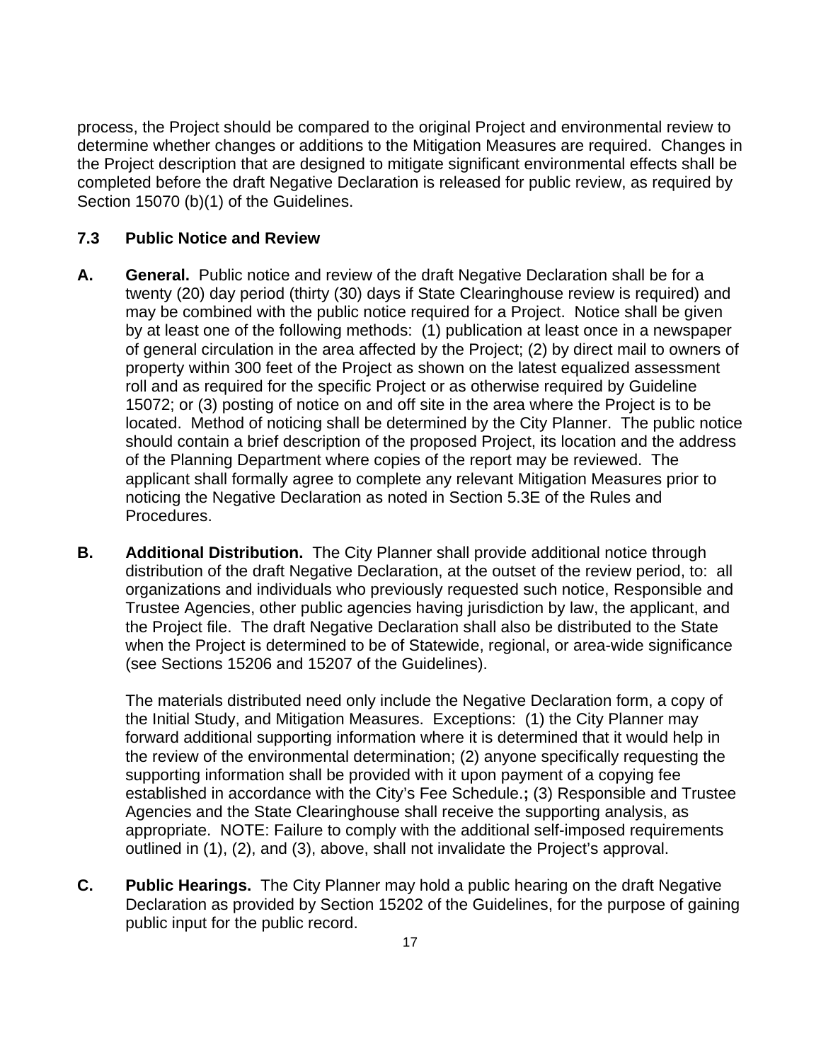process, the Project should be compared to the original Project and environmental review to determine whether changes or additions to the Mitigation Measures are required. Changes in the Project description that are designed to mitigate significant environmental effects shall be completed before the draft Negative Declaration is released for public review, as required by Section 15070 (b)(1) of the Guidelines.

### 7.3 Public Notice and Review

**A. General.** Public notice and review of the draft Negative Declaration shall be for a twenty (20) day period (thirty (30) days if State Clearinghouse review is required) and may be combined with the public notice required for a Project. Notice shall be given by at least one of the following methods: (1) publication at least once in a newspaper of general circulation in the area affected by the Project; (2) by direct mail to owners of property within 300 feet of the Project as shown on the latest equalized assessment roll and as required for the specific Project or as otherwise required by Guideline 15072; or (3) posting of notice on and off site in the area where the Project is to be located. Method of noticing shall be determined by the City Planner. The public notice should contain a brief description of the proposed Project, its location and the address of the Planning Department where copies of the report may be reviewed. The applicant shall formally agree to complete any relevant Mitigation Measures prior to noticing the Negative Declaration as noted in Section 5.3E of the Rules and Procedures.

**B. Additional Distribution.** The City Planner shall provide additional notice through distribution of the draft Negative Declaration, at the outset of the review period, to: all organizations and individuals who previously requested such notice, Responsible and Trustee Agencies, other public agencies having jurisdiction by law, the applicant, and the Project file. The draft Negative Declaration shall also be distributed to the State when the Project is determined to be of Statewide, regional, or area-wide significance (see Sections 15206 and 15207 of the Guidelines).

The materials distributed need only include the Negative Declaration form, a copy of the Initial Study, and Mitigation Measures. Exceptions: (1) the City Planner may forward additional supporting information where it is determined that it would help in the review of the environmental determination; (2) anyone specifically requesting the supporting information shall be provided with it upon payment of a copying fee established in accordance with the City's Fee Schedule.**;** (3) Responsible and Trustee Agencies and the State Clearinghouse shall receive the supporting analysis, as appropriate. NOTE: Failure to comply with the additional self-imposed requirements outlined in (1), (2), and (3), above, shall not invalidate the Project's approval.

**C. Public Hearings.** The City Planner may hold a public hearing on the draft Negative Declaration as provided by Section 15202 of the Guidelines, for the purpose of gaining public input for the public record.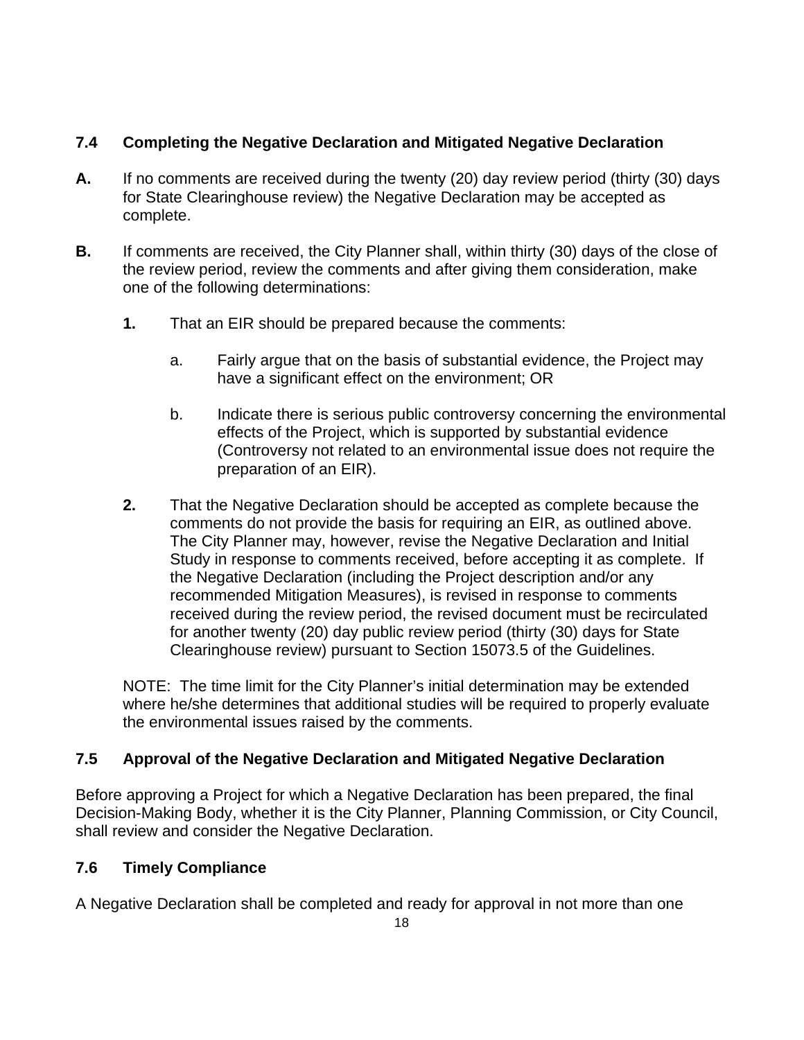## 7.4 Completing the Negative Declaration and Mitigated Negative Declaration

**A.** If no comments are received during the twenty (20) day review period (thirty (30) days for State Clearinghouse review) the Negative Declaration may be accepted as complete.

**B.** If comments are received, the City Planner shall, within thirty (30) days of the close of the review period, review the comments and after giving them consideration, make one of the following determinations:

**1.** That an EIR should be prepared because the comments:

a. Fairly argue that on the basis of substantial evidence, the Project may have a significant effect on the environment; OR

b. Indicate there is serious public controversy concerning the environmental effects of the Project, which is supported by substantial evidence (Controversy not related to an environmental issue does not require the preparation of an EIR).

**2.** That the Negative Declaration should be accepted as complete because the comments do not provide the basis for requiring an EIR, as outlined above. The City Planner may, however, revise the Negative Declaration and Initial Study in response to comments received, before accepting it as complete. If the Negative Declaration (including the Project description and/or any recommended Mitigation Measures), is revised in response to comments received during the review period, the revised document must be recirculated for another twenty (20) day public review period (thirty (30) days for State Clearinghouse review) pursuant to Section 15073.5 of the Guidelines.

NOTE: The time limit for the City Planner's initial determination may be extended where he/she determines that additional studies will be required to properly evaluate the environmental issues raised by the comments.

## 7.5 Approval of the Negative Declaration and Mitigated Negative Declaration

Before approving a Project for which a Negative Declaration has been prepared, the final Decision-Making Body, whether it is the City Planner, Planning Commission, or City Council, shall review and consider the Negative Declaration.

## 7.6 Timely Compliance

A Negative Declaration shall be completed and ready for approval in not more than one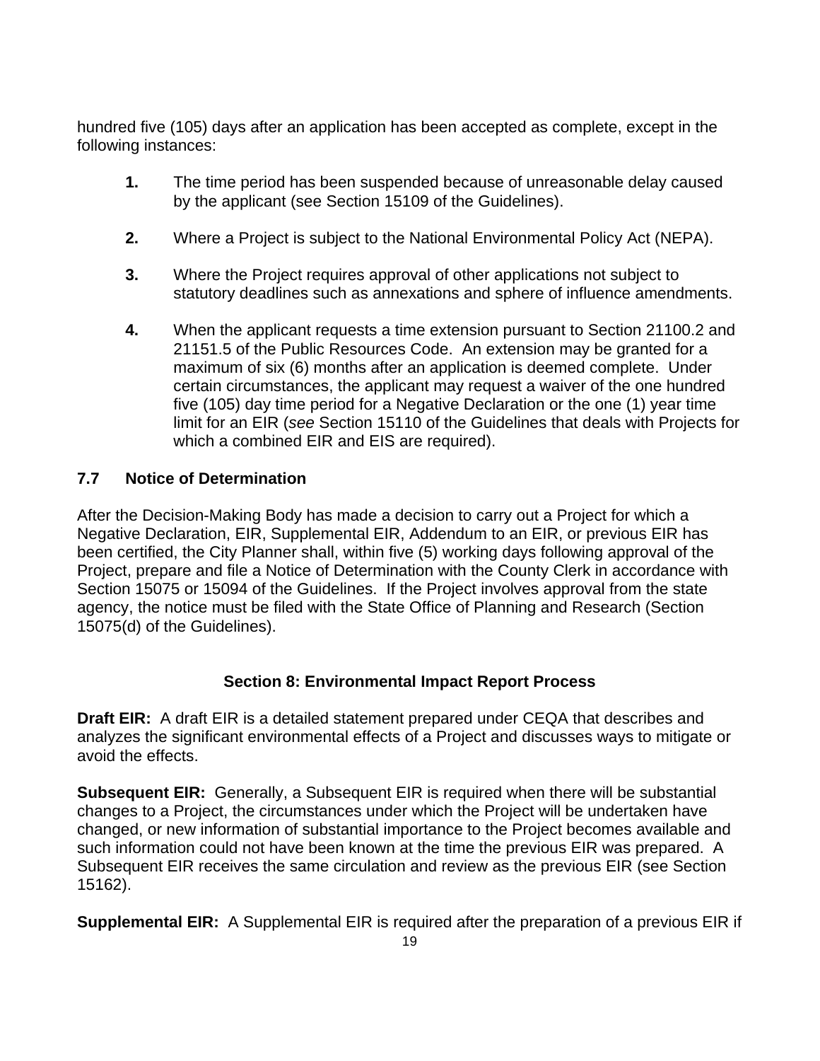hundred five (105) days after an application has been accepted as complete, except in the following instances:

1. The time period has been suspended because of unreasonable delay caused by the applicant (see Section 15109 of the Guidelines).

2. Where a Project is subject to the National Environmental Policy Act (NEPA).

3. Where the Project requires approval of other applications not subject to statutory deadlines such as annexations and sphere of influence amendments.

4. When the applicant requests a time extension pursuant to Section 21100.2 and 21151.5 of the Public Resources Code. An extension may be granted for a maximum of six (6) months after an application is deemed complete. Under certain circumstances, the applicant may request a waiver of the one hundred five (105) day time period for a Negative Declaration or the one (1) year time limit for an EIR (*see* Section 15110 of the Guidelines that deals with Projects for which a combined EIR and EIS are required).

## 7.7 Notice of Determination

After the Decision-Making Body has made a decision to carry out a Project for which a Negative Declaration, EIR, Supplemental EIR, Addendum to an EIR, or previous EIR has been certified, the City Planner shall, within five (5) working days following approval of the Project, prepare and file a Notice of Determination with the County Clerk in accordance with Section 15075 or 15094 of the Guidelines. If the Project involves approval from the state agency, the notice must be filed with the State Office of Planning and Research (Section 15075(d) of the Guidelines).

# Section 8: Environmental Impact Report Process

**Draft EIR:** A draft EIR is a detailed statement prepared under CEQA that describes and analyzes the significant environmental effects of a Project and discusses ways to mitigate or avoid the effects.

**Subsequent EIR:** Generally, a Subsequent EIR is required when there will be substantial changes to a Project, the circumstances under which the Project will be undertaken have changed, or new information of substantial importance to the Project becomes available and such information could not have been known at the time the previous EIR was prepared. A Subsequent EIR receives the same circulation and review as the previous EIR (see Section 15162).

**Supplemental EIR:** A Supplemental EIR is required after the preparation of a previous EIR if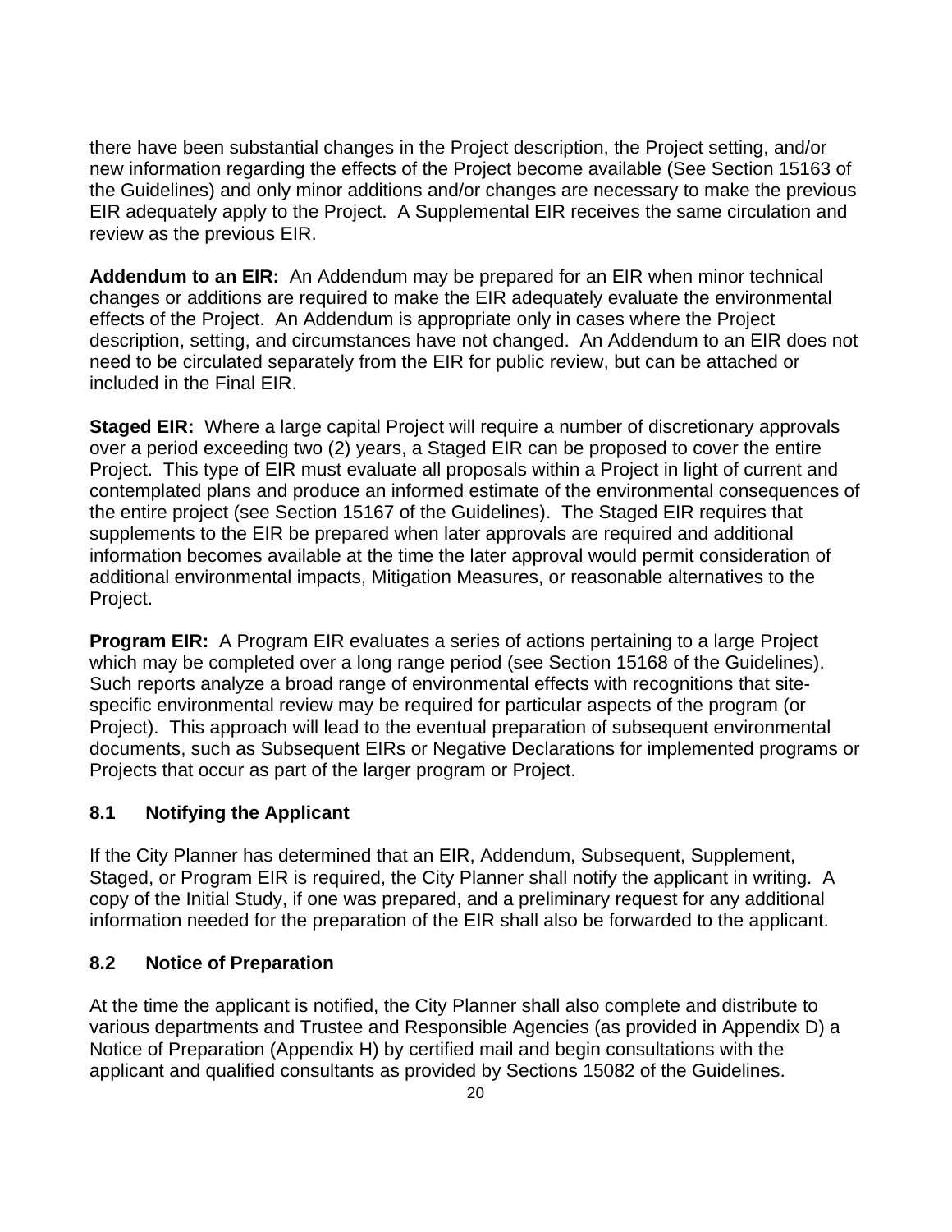there have been substantial changes in the Project description, the Project setting, and/or new information regarding the effects of the Project become available (See Section 15163 of the Guidelines) and only minor additions and/or changes are necessary to make the previous EIR adequately apply to the Project. A Supplemental EIR receives the same circulation and review as the previous EIR.

**Addendum to an EIR:** An Addendum may be prepared for an EIR when minor technical changes or additions are required to make the EIR adequately evaluate the environmental effects of the Project. An Addendum is appropriate only in cases where the Project description, setting, and circumstances have not changed. An Addendum to an EIR does not need to be circulated separately from the EIR for public review, but can be attached or included in the Final EIR.

**Staged EIR:** Where a large capital Project will require a number of discretionary approvals over a period exceeding two (2) years, a Staged EIR can be proposed to cover the entire Project. This type of EIR must evaluate all proposals within a Project in light of current and contemplated plans and produce an informed estimate of the environmental consequences of the entire project (see Section 15167 of the Guidelines). The Staged EIR requires that supplements to the EIR be prepared when later approvals are required and additional information becomes available at the time the later approval would permit consideration of additional environmental impacts, Mitigation Measures, or reasonable alternatives to the Project.

**Program EIR:** A Program EIR evaluates a series of actions pertaining to a large Project which may be completed over a long range period (see Section 15168 of the Guidelines). Such reports analyze a broad range of environmental effects with recognitions that site-specific environmental review may be required for particular aspects of the program (or Project). This approach will lead to the eventual preparation of subsequent environmental documents, such as Subsequent EIRs or Negative Declarations for implemented programs or Projects that occur as part of the larger program or Project.

## 8.1 Notifying the Applicant

If the City Planner has determined that an EIR, Addendum, Subsequent, Supplement, Staged, or Program EIR is required, the City Planner shall notify the applicant in writing. A copy of the Initial Study, if one was prepared, and a preliminary request for any additional information needed for the preparation of the EIR shall also be forwarded to the applicant.

## 8.2 Notice of Preparation

At the time the applicant is notified, the City Planner shall also complete and distribute to various departments and Trustee and Responsible Agencies (as provided in Appendix D) a Notice of Preparation (Appendix H) by certified mail and begin consultations with the applicant and qualified consultants as provided by Sections 15082 of the Guidelines.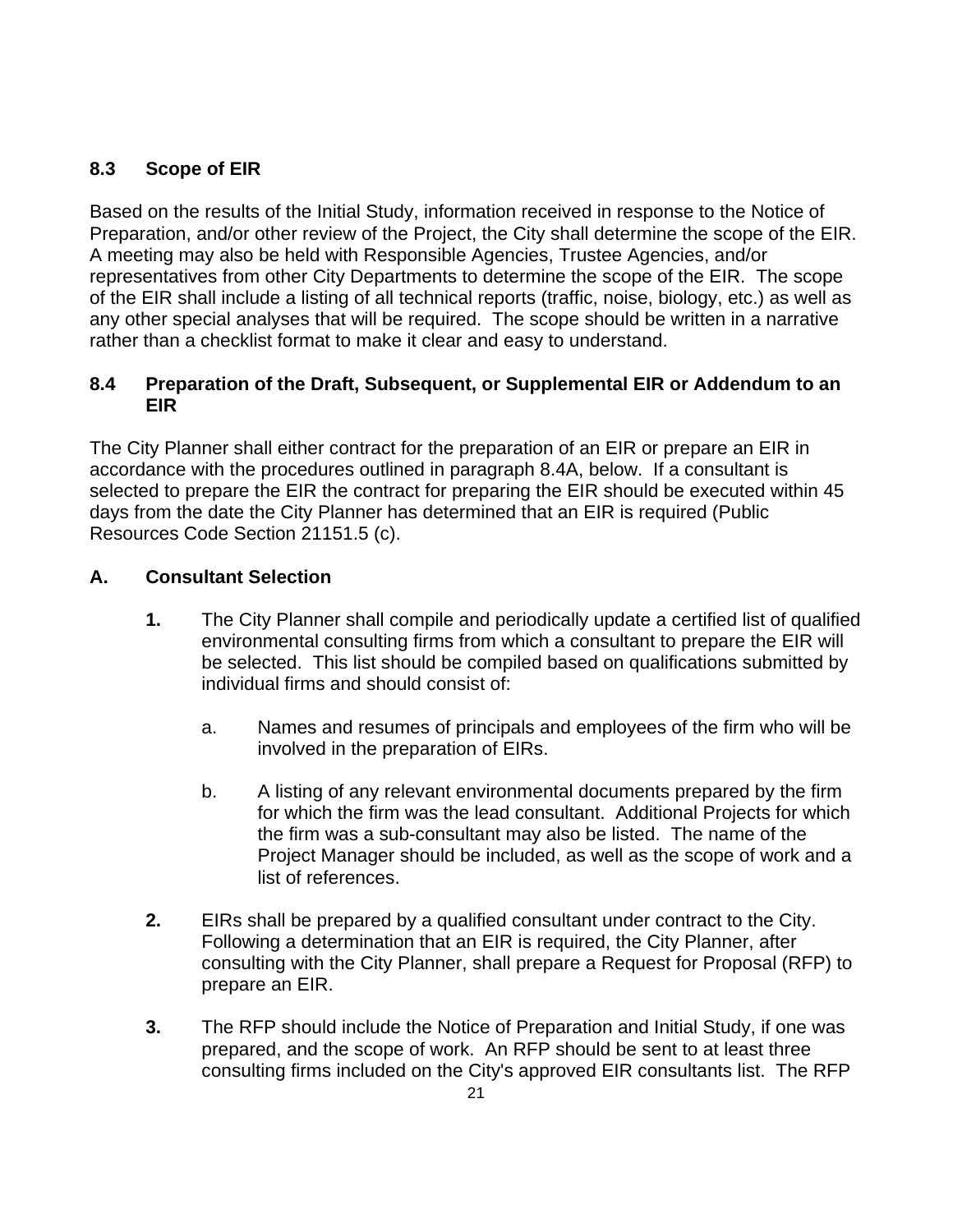## 8.3 Scope of EIR

Based on the results of the Initial Study, information received in response to the Notice of Preparation, and/or other review of the Project, the City shall determine the scope of the EIR. A meeting may also be held with Responsible Agencies, Trustee Agencies, and/or representatives from other City Departments to determine the scope of the EIR. The scope of the EIR shall include a listing of all technical reports (traffic, noise, biology, etc.) as well as any other special analyses that will be required. The scope should be written in a narrative rather than a checklist format to make it clear and easy to understand.

## 8.4 Preparation of the Draft, Subsequent, or Supplemental EIR or Addendum to an EIR

The City Planner shall either contract for the preparation of an EIR or prepare an EIR in accordance with the procedures outlined in paragraph 8.4A, below. If a consultant is selected to prepare the EIR the contract for preparing the EIR should be executed within 45 days from the date the City Planner has determined that an EIR is required (Public Resources Code Section 21151.5 (c).

### A. Consultant Selection

**1.** The City Planner shall compile and periodically update a certified list of qualified environmental consulting firms from which a consultant to prepare the EIR will be selected. This list should be compiled based on qualifications submitted by individual firms and should consist of:

   a. Names and resumes of principals and employees of the firm who will be involved in the preparation of EIRs.

   b. A listing of any relevant environmental documents prepared by the firm for which the firm was the lead consultant. Additional Projects for which the firm was a sub-consultant may also be listed. The name of the Project Manager should be included, as well as the scope of work and a list of references.

**2.** EIRs shall be prepared by a qualified consultant under contract to the City. Following a determination that an EIR is required, the City Planner, after consulting with the City Planner, shall prepare a Request for Proposal (RFP) to prepare an EIR.

**3.** The RFP should include the Notice of Preparation and Initial Study, if one was prepared, and the scope of work. An RFP should be sent to at least three consulting firms included on the City's approved EIR consultants list. The RFP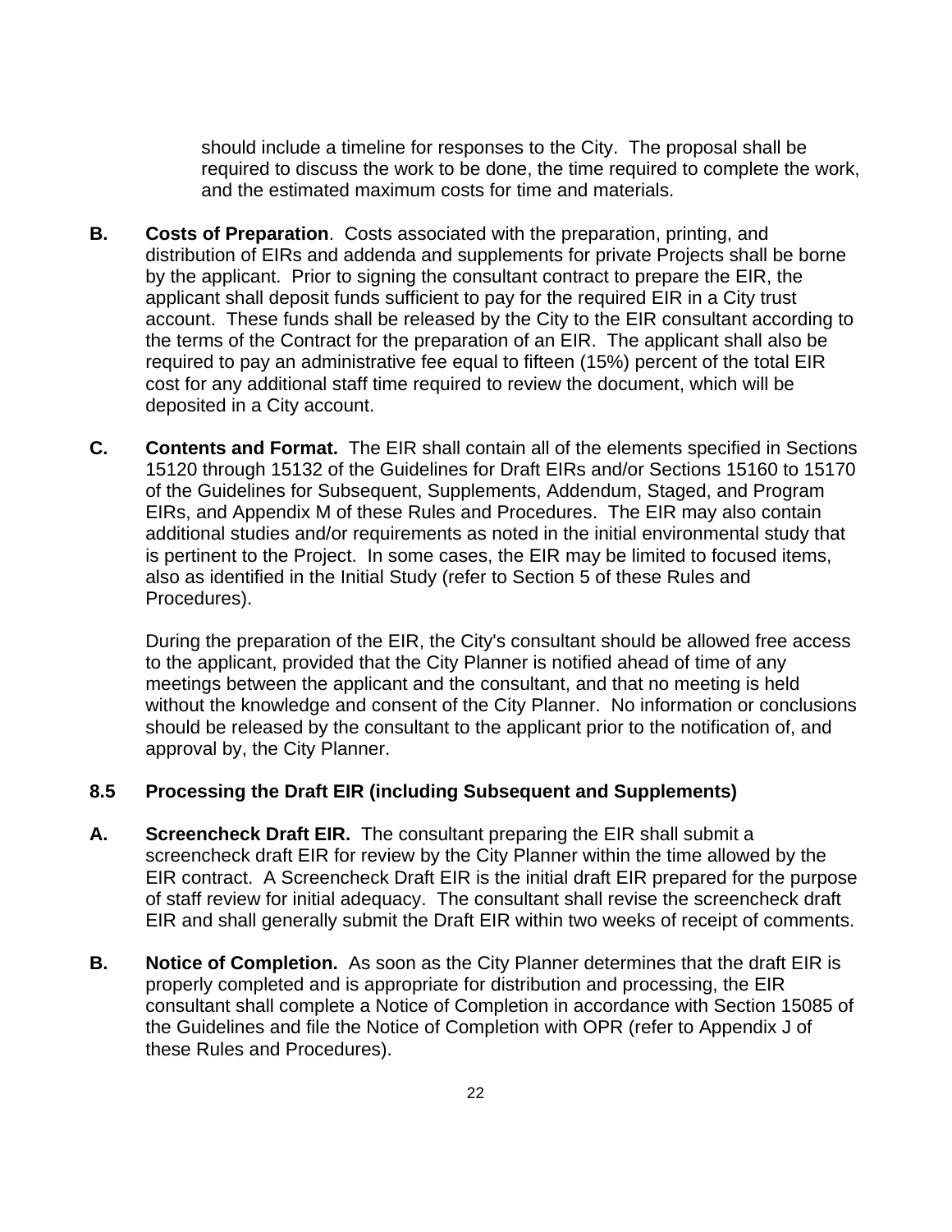should include a timeline for responses to the City. The proposal shall be required to discuss the work to be done, the time required to complete the work, and the estimated maximum costs for time and materials.

**B. Costs of Preparation**. Costs associated with the preparation, printing, and distribution of EIRs and addenda and supplements for private Projects shall be borne by the applicant. Prior to signing the consultant contract to prepare the EIR, the applicant shall deposit funds sufficient to pay for the required EIR in a City trust account. These funds shall be released by the City to the EIR consultant according to the terms of the Contract for the preparation of an EIR. The applicant shall also be required to pay an administrative fee equal to fifteen (15%) percent of the total EIR cost for any additional staff time required to review the document, which will be deposited in a City account.

**C. Contents and Format.** The EIR shall contain all of the elements specified in Sections 15120 through 15132 of the Guidelines for Draft EIRs and/or Sections 15160 to 15170 of the Guidelines for Subsequent, Supplements, Addendum, Staged, and Program EIRs, and Appendix M of these Rules and Procedures. The EIR may also contain additional studies and/or requirements as noted in the initial environmental study that is pertinent to the Project. In some cases, the EIR may be limited to focused items, also as identified in the Initial Study (refer to Section 5 of these Rules and Procedures).

During the preparation of the EIR, the City's consultant should be allowed free access to the applicant, provided that the City Planner is notified ahead of time of any meetings between the applicant and the consultant, and that no meeting is held without the knowledge and consent of the City Planner. No information or conclusions should be released by the consultant to the applicant prior to the notification of, and approval by, the City Planner.

### 8.5 Processing the Draft EIR (including Subsequent and Supplements)

**A. Screencheck Draft EIR.** The consultant preparing the EIR shall submit a screencheck draft EIR for review by the City Planner within the time allowed by the EIR contract. A Screencheck Draft EIR is the initial draft EIR prepared for the purpose of staff review for initial adequacy. The consultant shall revise the screencheck draft EIR and shall generally submit the Draft EIR within two weeks of receipt of comments.

**B. Notice of Completion.** As soon as the City Planner determines that the draft EIR is properly completed and is appropriate for distribution and processing, the EIR consultant shall complete a Notice of Completion in accordance with Section 15085 of the Guidelines and file the Notice of Completion with OPR (refer to Appendix J of these Rules and Procedures).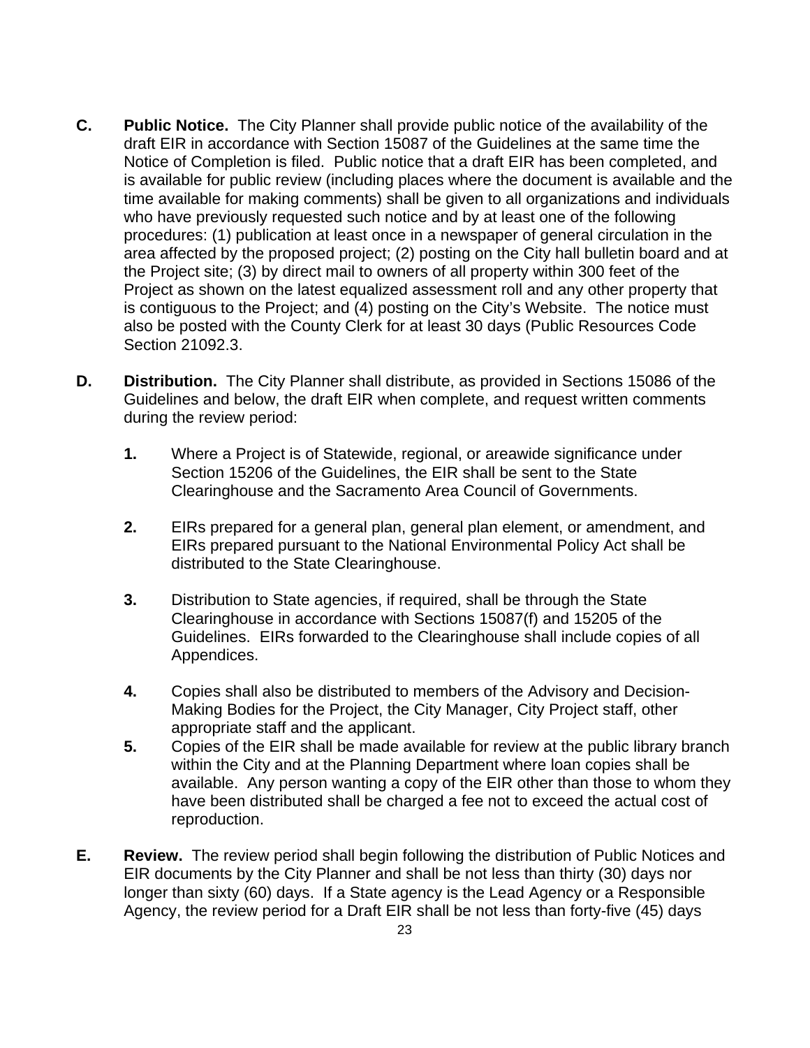**C. Public Notice.** The City Planner shall provide public notice of the availability of the draft EIR in accordance with Section 15087 of the Guidelines at the same time the Notice of Completion is filed. Public notice that a draft EIR has been completed, and is available for public review (including places where the document is available and the time available for making comments) shall be given to all organizations and individuals who have previously requested such notice and by at least one of the following procedures: (1) publication at least once in a newspaper of general circulation in the area affected by the proposed project; (2) posting on the City hall bulletin board and at the Project site; (3) by direct mail to owners of all property within 300 feet of the Project as shown on the latest equalized assessment roll and any other property that is contiguous to the Project; and (4) posting on the City's Website. The notice must also be posted with the County Clerk for at least 30 days (Public Resources Code Section 21092.3.

**D. Distribution.** The City Planner shall distribute, as provided in Sections 15086 of the Guidelines and below, the draft EIR when complete, and request written comments during the review period:

**1.** Where a Project is of Statewide, regional, or areawide significance under Section 15206 of the Guidelines, the EIR shall be sent to the State Clearinghouse and the Sacramento Area Council of Governments.

**2.** EIRs prepared for a general plan, general plan element, or amendment, and EIRs prepared pursuant to the National Environmental Policy Act shall be distributed to the State Clearinghouse.

**3.** Distribution to State agencies, if required, shall be through the State Clearinghouse in accordance with Sections 15087(f) and 15205 of the Guidelines. EIRs forwarded to the Clearinghouse shall include copies of all Appendices.

**4.** Copies shall also be distributed to members of the Advisory and Decision-Making Bodies for the Project, the City Manager, City Project staff, other appropriate staff and the applicant.

**5.** Copies of the EIR shall be made available for review at the public library branch within the City and at the Planning Department where loan copies shall be available. Any person wanting a copy of the EIR other than those to whom they have been distributed shall be charged a fee not to exceed the actual cost of reproduction.

**E. Review.** The review period shall begin following the distribution of Public Notices and EIR documents by the City Planner and shall be not less than thirty (30) days nor longer than sixty (60) days. If a State agency is the Lead Agency or a Responsible Agency, the review period for a Draft EIR shall be not less than forty-five (45) days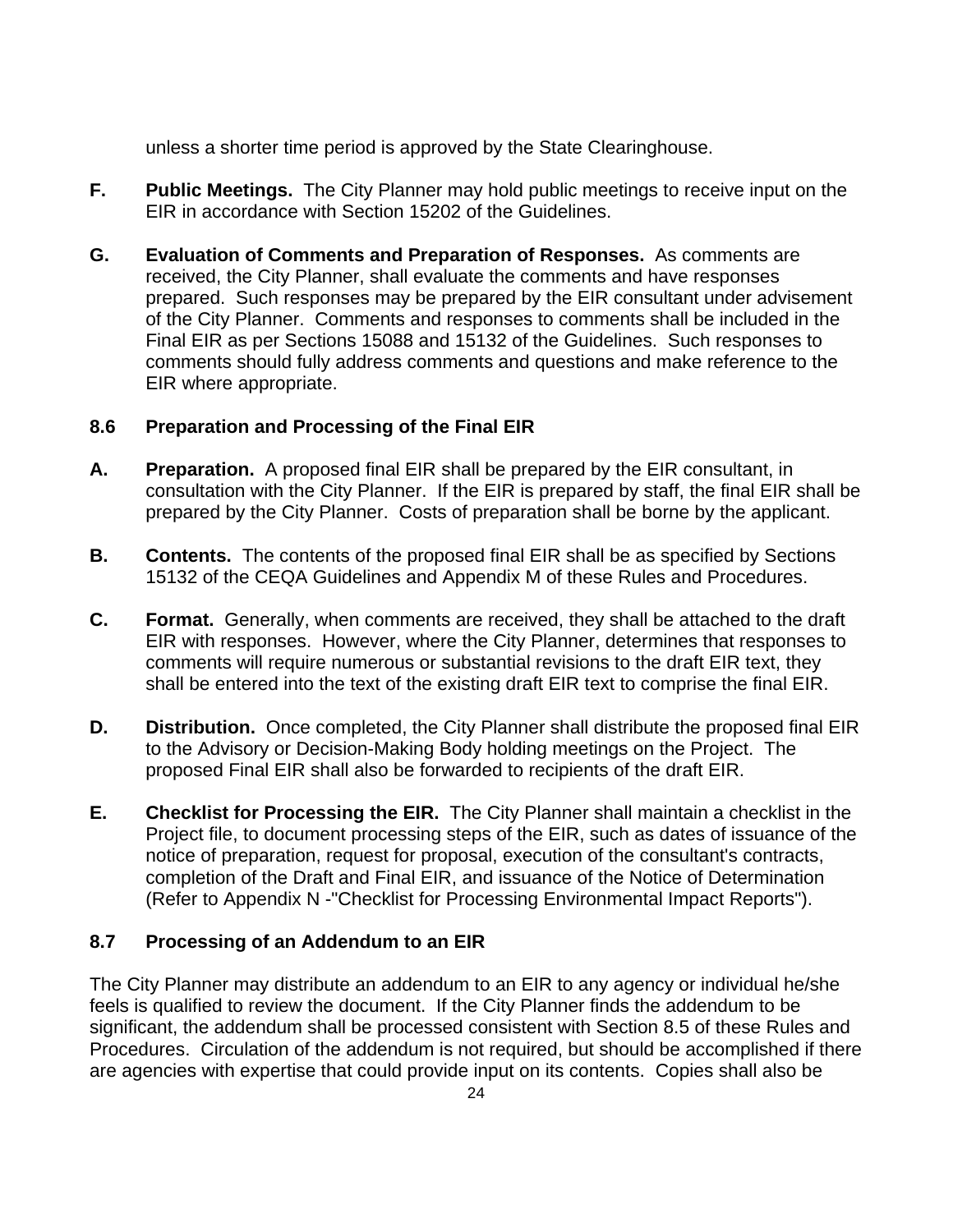unless a shorter time period is approved by the State Clearinghouse.

**F. Public Meetings.** The City Planner may hold public meetings to receive input on the EIR in accordance with Section 15202 of the Guidelines.

**G. Evaluation of Comments and Preparation of Responses.** As comments are received, the City Planner, shall evaluate the comments and have responses prepared. Such responses may be prepared by the EIR consultant under advisement of the City Planner. Comments and responses to comments shall be included in the Final EIR as per Sections 15088 and 15132 of the Guidelines. Such responses to comments should fully address comments and questions and make reference to the EIR where appropriate.

### 8.6 Preparation and Processing of the Final EIR

**A. Preparation.** A proposed final EIR shall be prepared by the EIR consultant, in consultation with the City Planner. If the EIR is prepared by staff, the final EIR shall be prepared by the City Planner. Costs of preparation shall be borne by the applicant.

**B. Contents.** The contents of the proposed final EIR shall be as specified by Sections 15132 of the CEQA Guidelines and Appendix M of these Rules and Procedures.

**C. Format.** Generally, when comments are received, they shall be attached to the draft EIR with responses. However, where the City Planner, determines that responses to comments will require numerous or substantial revisions to the draft EIR text, they shall be entered into the text of the existing draft EIR text to comprise the final EIR.

**D. Distribution.** Once completed, the City Planner shall distribute the proposed final EIR to the Advisory or Decision-Making Body holding meetings on the Project. The proposed Final EIR shall also be forwarded to recipients of the draft EIR.

**E. Checklist for Processing the EIR.** The City Planner shall maintain a checklist in the Project file, to document processing steps of the EIR, such as dates of issuance of the notice of preparation, request for proposal, execution of the consultant's contracts, completion of the Draft and Final EIR, and issuance of the Notice of Determination (Refer to Appendix N -"Checklist for Processing Environmental Impact Reports").

### 8.7 Processing of an Addendum to an EIR

The City Planner may distribute an addendum to an EIR to any agency or individual he/she feels is qualified to review the document. If the City Planner finds the addendum to be significant, the addendum shall be processed consistent with Section 8.5 of these Rules and Procedures. Circulation of the addendum is not required, but should be accomplished if there are agencies with expertise that could provide input on its contents. Copies shall also be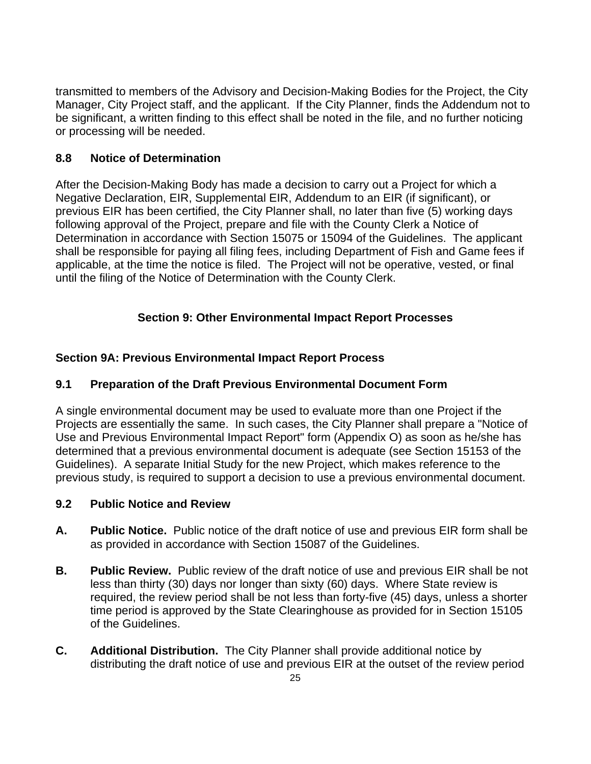transmitted to members of the Advisory and Decision-Making Bodies for the Project, the City Manager, City Project staff, and the applicant. If the City Planner, finds the Addendum not to be significant, a written finding to this effect shall be noted in the file, and no further noticing or processing will be needed.

### 8.8 Notice of Determination

After the Decision-Making Body has made a decision to carry out a Project for which a Negative Declaration, EIR, Supplemental EIR, Addendum to an EIR (if significant), or previous EIR has been certified, the City Planner shall, no later than five (5) working days following approval of the Project, prepare and file with the County Clerk a Notice of Determination in accordance with Section 15075 or 15094 of the Guidelines. The applicant shall be responsible for paying all filing fees, including Department of Fish and Game fees if applicable, at the time the notice is filed. The Project will not be operative, vested, or final until the filing of the Notice of Determination with the County Clerk.

## Section 9: Other Environmental Impact Report Processes

## Section 9A: Previous Environmental Impact Report Process

### 9.1 Preparation of the Draft Previous Environmental Document Form

A single environmental document may be used to evaluate more than one Project if the Projects are essentially the same. In such cases, the City Planner shall prepare a "Notice of Use and Previous Environmental Impact Report" form (Appendix O) as soon as he/she has determined that a previous environmental document is adequate (see Section 15153 of the Guidelines). A separate Initial Study for the new Project, which makes reference to the previous study, is required to support a decision to use a previous environmental document.

### 9.2 Public Notice and Review

**A. Public Notice.** Public notice of the draft notice of use and previous EIR form shall be as provided in accordance with Section 15087 of the Guidelines.

**B. Public Review.** Public review of the draft notice of use and previous EIR shall be not less than thirty (30) days nor longer than sixty (60) days. Where State review is required, the review period shall be not less than forty-five (45) days, unless a shorter time period is approved by the State Clearinghouse as provided for in Section 15105 of the Guidelines.

**C. Additional Distribution.** The City Planner shall provide additional notice by distributing the draft notice of use and previous EIR at the outset of the review period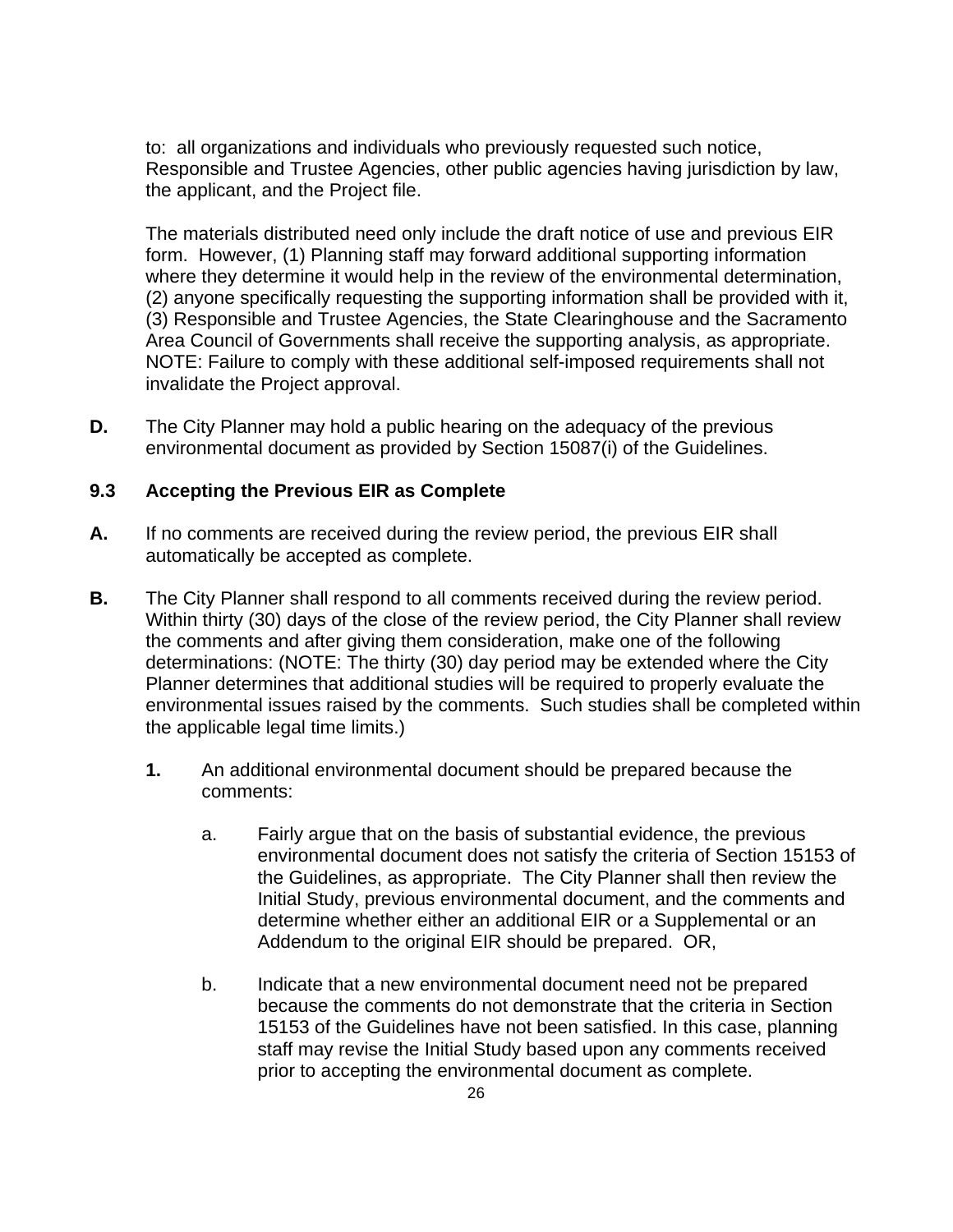to: all organizations and individuals who previously requested such notice, Responsible and Trustee Agencies, other public agencies having jurisdiction by law, the applicant, and the Project file.

The materials distributed need only include the draft notice of use and previous EIR form. However, (1) Planning staff may forward additional supporting information where they determine it would help in the review of the environmental determination, (2) anyone specifically requesting the supporting information shall be provided with it, (3) Responsible and Trustee Agencies, the State Clearinghouse and the Sacramento Area Council of Governments shall receive the supporting analysis, as appropriate. NOTE: Failure to comply with these additional self-imposed requirements shall not invalidate the Project approval.

**D.** The City Planner may hold a public hearing on the adequacy of the previous environmental document as provided by Section 15087(i) of the Guidelines.

### 9.3 Accepting the Previous EIR as Complete

**A.** If no comments are received during the review period, the previous EIR shall automatically be accepted as complete.

**B.** The City Planner shall respond to all comments received during the review period. Within thirty (30) days of the close of the review period, the City Planner shall review the comments and after giving them consideration, make one of the following determinations: (NOTE: The thirty (30) day period may be extended where the City Planner determines that additional studies will be required to properly evaluate the environmental issues raised by the comments. Such studies shall be completed within the applicable legal time limits.)

**1.** An additional environmental document should be prepared because the comments:

a. Fairly argue that on the basis of substantial evidence, the previous environmental document does not satisfy the criteria of Section 15153 of the Guidelines, as appropriate. The City Planner shall then review the Initial Study, previous environmental document, and the comments and determine whether either an additional EIR or a Supplemental or an Addendum to the original EIR should be prepared. OR,

b. Indicate that a new environmental document need not be prepared because the comments do not demonstrate that the criteria in Section 15153 of the Guidelines have not been satisfied. In this case, planning staff may revise the Initial Study based upon any comments received prior to accepting the environmental document as complete.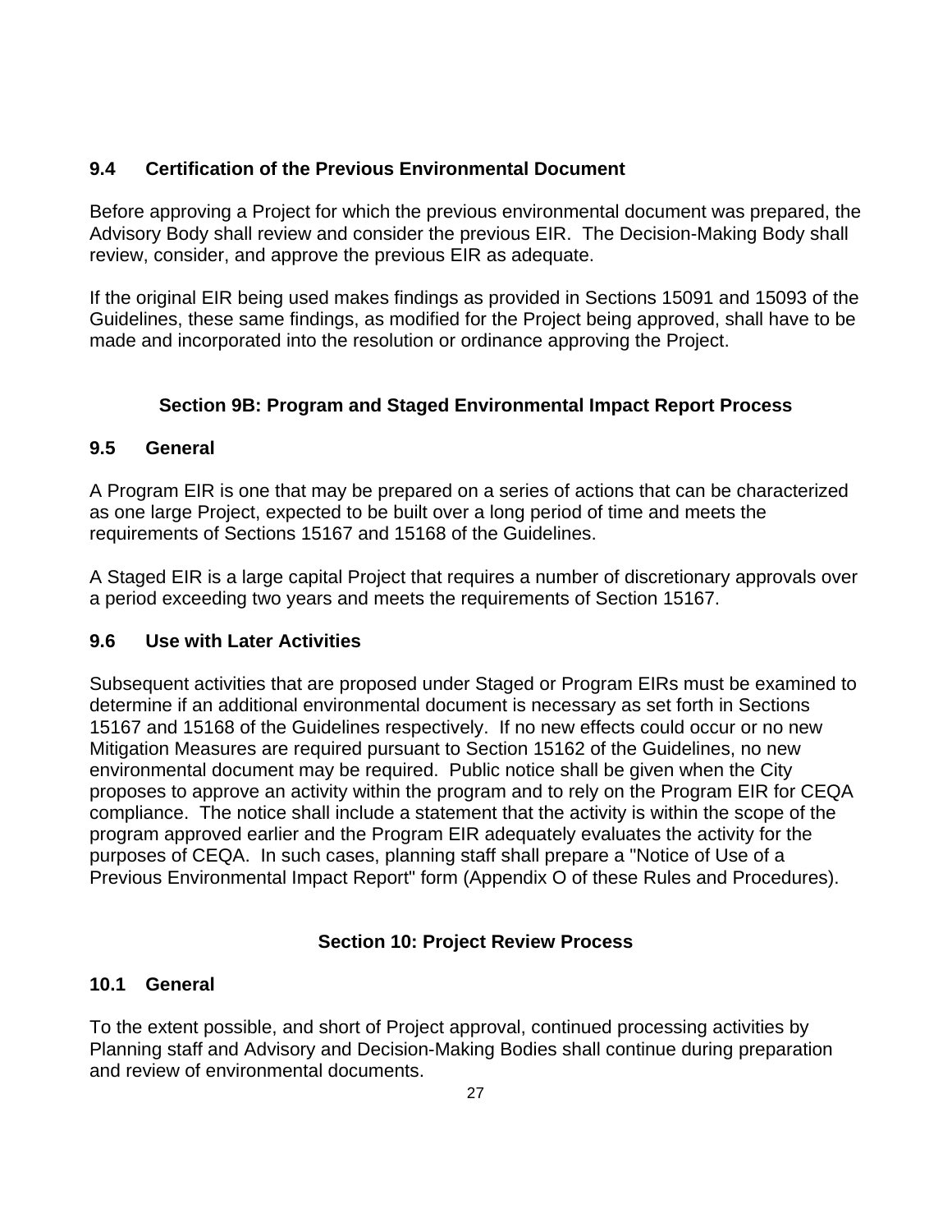### 9.4 Certification of the Previous Environmental Document

Before approving a Project for which the previous environmental document was prepared, the Advisory Body shall review and consider the previous EIR. The Decision-Making Body shall review, consider, and approve the previous EIR as adequate.

If the original EIR being used makes findings as provided in Sections 15091 and 15093 of the Guidelines, these same findings, as modified for the Project being approved, shall have to be made and incorporated into the resolution or ordinance approving the Project.

## Section 9B: Program and Staged Environmental Impact Report Process

### 9.5 General

A Program EIR is one that may be prepared on a series of actions that can be characterized as one large Project, expected to be built over a long period of time and meets the requirements of Sections 15167 and 15168 of the Guidelines.

A Staged EIR is a large capital Project that requires a number of discretionary approvals over a period exceeding two years and meets the requirements of Section 15167.

### 9.6 Use with Later Activities

Subsequent activities that are proposed under Staged or Program EIRs must be examined to determine if an additional environmental document is necessary as set forth in Sections 15167 and 15168 of the Guidelines respectively. If no new effects could occur or no new Mitigation Measures are required pursuant to Section 15162 of the Guidelines, no new environmental document may be required. Public notice shall be given when the City proposes to approve an activity within the program and to rely on the Program EIR for CEQA compliance. The notice shall include a statement that the activity is within the scope of the program approved earlier and the Program EIR adequately evaluates the activity for the purposes of CEQA. In such cases, planning staff shall prepare a "Notice of Use of a Previous Environmental Impact Report" form (Appendix O of these Rules and Procedures).

## Section 10: Project Review Process

### 10.1 General

To the extent possible, and short of Project approval, continued processing activities by Planning staff and Advisory and Decision-Making Bodies shall continue during preparation and review of environmental documents.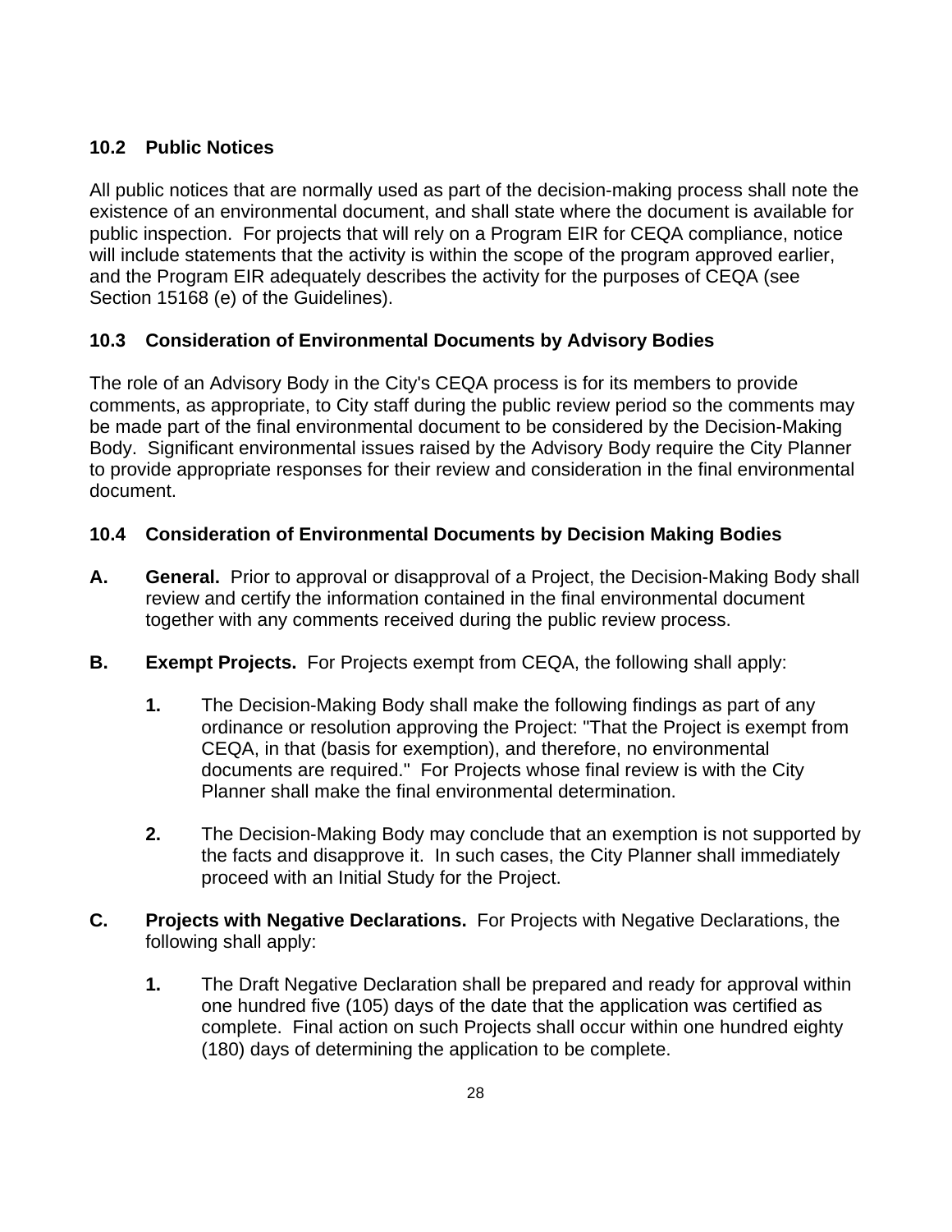### 10.2 Public Notices

All public notices that are normally used as part of the decision-making process shall note the existence of an environmental document, and shall state where the document is available for public inspection. For projects that will rely on a Program EIR for CEQA compliance, notice will include statements that the activity is within the scope of the program approved earlier, and the Program EIR adequately describes the activity for the purposes of CEQA (see Section 15168 (e) of the Guidelines).

### 10.3 Consideration of Environmental Documents by Advisory Bodies

The role of an Advisory Body in the City's CEQA process is for its members to provide comments, as appropriate, to City staff during the public review period so the comments may be made part of the final environmental document to be considered by the Decision-Making Body. Significant environmental issues raised by the Advisory Body require the City Planner to provide appropriate responses for their review and consideration in the final environmental document.

### 10.4 Consideration of Environmental Documents by Decision Making Bodies

**A.** **General.** Prior to approval or disapproval of a Project, the Decision-Making Body shall review and certify the information contained in the final environmental document together with any comments received during the public review process.

**B.** **Exempt Projects.** For Projects exempt from CEQA, the following shall apply:

**1.** The Decision-Making Body shall make the following findings as part of any ordinance or resolution approving the Project: "That the Project is exempt from CEQA, in that (basis for exemption), and therefore, no environmental documents are required." For Projects whose final review is with the City Planner shall make the final environmental determination.

**2.** The Decision-Making Body may conclude that an exemption is not supported by the facts and disapprove it. In such cases, the City Planner shall immediately proceed with an Initial Study for the Project.

**C.** **Projects with Negative Declarations.** For Projects with Negative Declarations, the following shall apply:

**1.** The Draft Negative Declaration shall be prepared and ready for approval within one hundred five (105) days of the date that the application was certified as complete. Final action on such Projects shall occur within one hundred eighty (180) days of determining the application to be complete.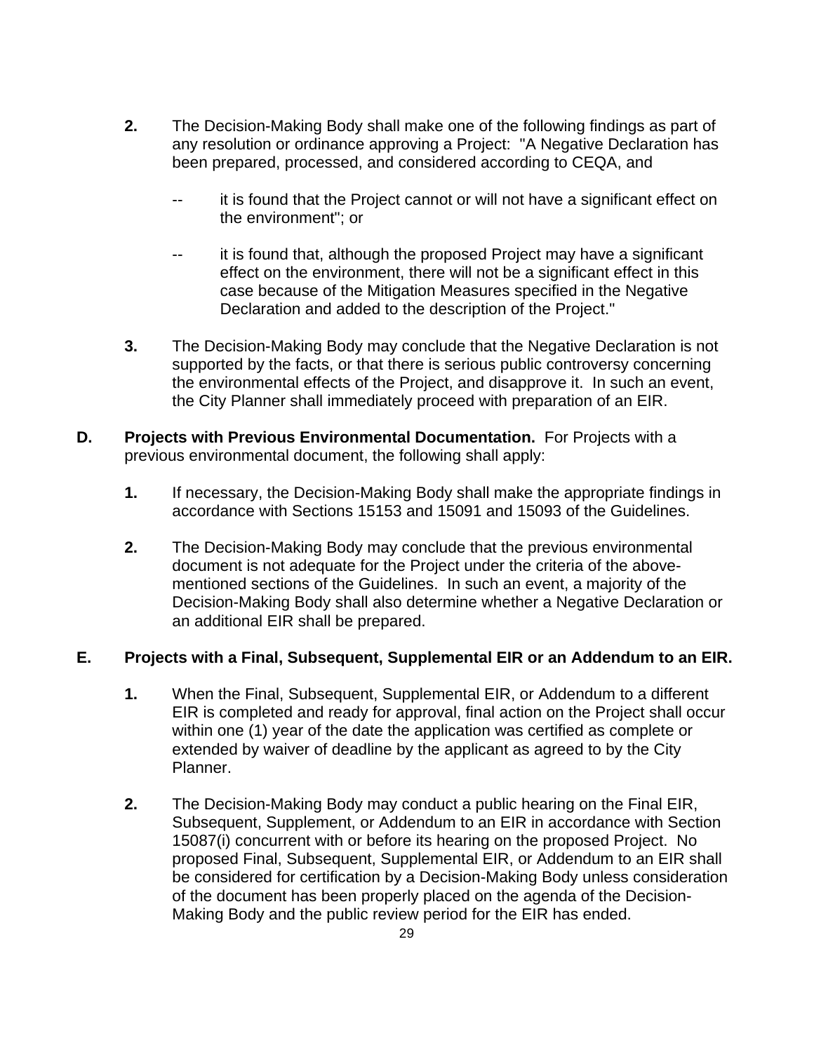2. The Decision-Making Body shall make one of the following findings as part of any resolution or ordinance approving a Project: "A Negative Declaration has been prepared, processed, and considered according to CEQA, and

   -- it is found that the Project cannot or will not have a significant effect on the environment"; or

   -- it is found that, although the proposed Project may have a significant effect on the environment, there will not be a significant effect in this case because of the Mitigation Measures specified in the Negative Declaration and added to the description of the Project."

3. The Decision-Making Body may conclude that the Negative Declaration is not supported by the facts, or that there is serious public controversy concerning the environmental effects of the Project, and disapprove it. In such an event, the City Planner shall immediately proceed with preparation of an EIR.

**D. Projects with Previous Environmental Documentation.** For Projects with a previous environmental document, the following shall apply:

1. If necessary, the Decision-Making Body shall make the appropriate findings in accordance with Sections 15153 and 15091 and 15093 of the Guidelines.

2. The Decision-Making Body may conclude that the previous environmental document is not adequate for the Project under the criteria of the above-mentioned sections of the Guidelines. In such an event, a majority of the Decision-Making Body shall also determine whether a Negative Declaration or an additional EIR shall be prepared.

**E. Projects with a Final, Subsequent, Supplemental EIR or an Addendum to an EIR.**

1. When the Final, Subsequent, Supplemental EIR, or Addendum to a different EIR is completed and ready for approval, final action on the Project shall occur within one (1) year of the date the application was certified as complete or extended by waiver of deadline by the applicant as agreed to by the City Planner.

2. The Decision-Making Body may conduct a public hearing on the Final EIR, Subsequent, Supplement, or Addendum to an EIR in accordance with Section 15087(i) concurrent with or before its hearing on the proposed Project. No proposed Final, Subsequent, Supplemental EIR, or Addendum to an EIR shall be considered for certification by a Decision-Making Body unless consideration of the document has been properly placed on the agenda of the Decision-Making Body and the public review period for the EIR has ended.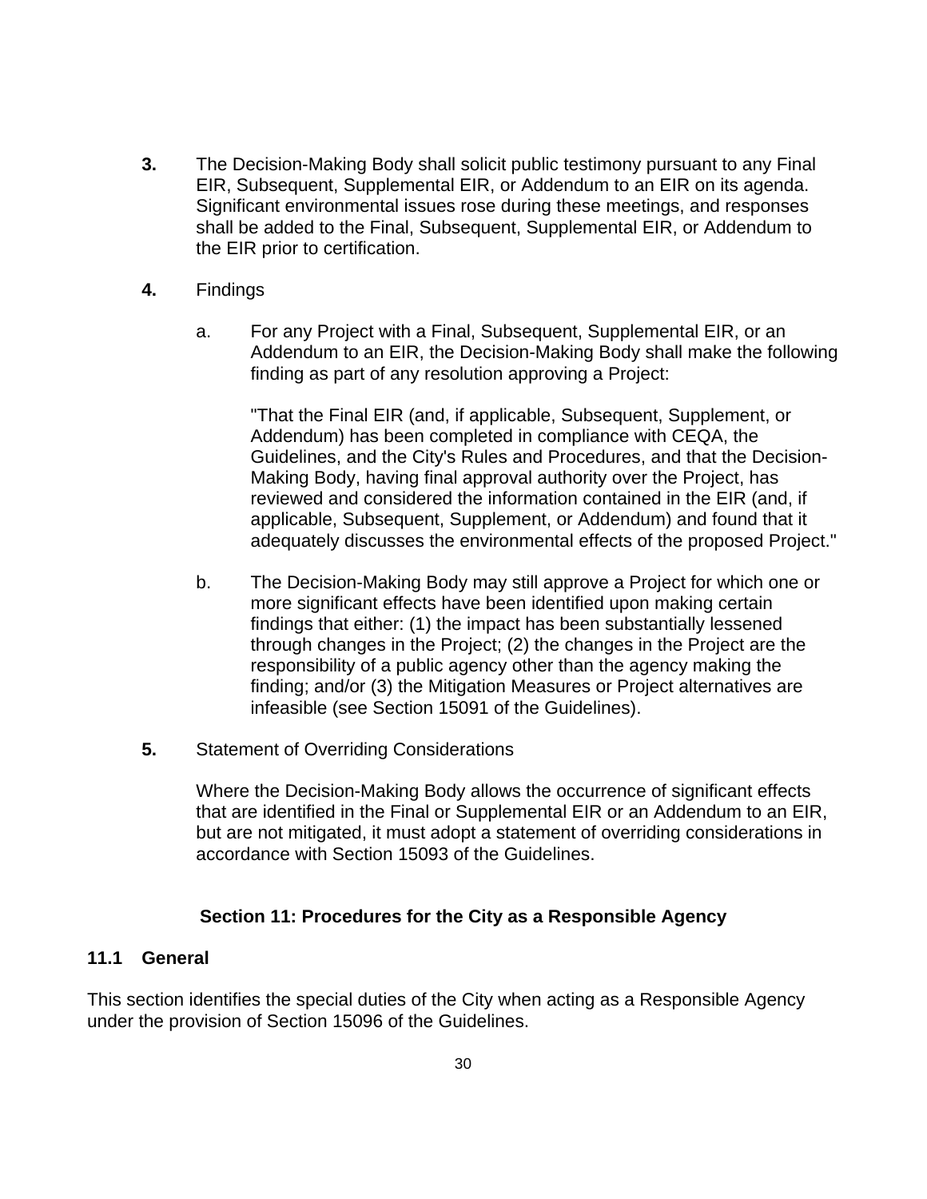**3.** The Decision-Making Body shall solicit public testimony pursuant to any Final EIR, Subsequent, Supplemental EIR, or Addendum to an EIR on its agenda. Significant environmental issues rose during these meetings, and responses shall be added to the Final, Subsequent, Supplemental EIR, or Addendum to the EIR prior to certification.

**4.** Findings

a. For any Project with a Final, Subsequent, Supplemental EIR, or an Addendum to an EIR, the Decision-Making Body shall make the following finding as part of any resolution approving a Project:

"That the Final EIR (and, if applicable, Subsequent, Supplement, or Addendum) has been completed in compliance with CEQA, the Guidelines, and the City's Rules and Procedures, and that the Decision-Making Body, having final approval authority over the Project, has reviewed and considered the information contained in the EIR (and, if applicable, Subsequent, Supplement, or Addendum) and found that it adequately discusses the environmental effects of the proposed Project."

b. The Decision-Making Body may still approve a Project for which one or more significant effects have been identified upon making certain findings that either: (1) the impact has been substantially lessened through changes in the Project; (2) the changes in the Project are the responsibility of a public agency other than the agency making the finding; and/or (3) the Mitigation Measures or Project alternatives are infeasible (see Section 15091 of the Guidelines).

**5.** Statement of Overriding Considerations

Where the Decision-Making Body allows the occurrence of significant effects that are identified in the Final or Supplemental EIR or an Addendum to an EIR, but are not mitigated, it must adopt a statement of overriding considerations in accordance with Section 15093 of the Guidelines.

## Section 11: Procedures for the City as a Responsible Agency

### 11.1 General

This section identifies the special duties of the City when acting as a Responsible Agency under the provision of Section 15096 of the Guidelines.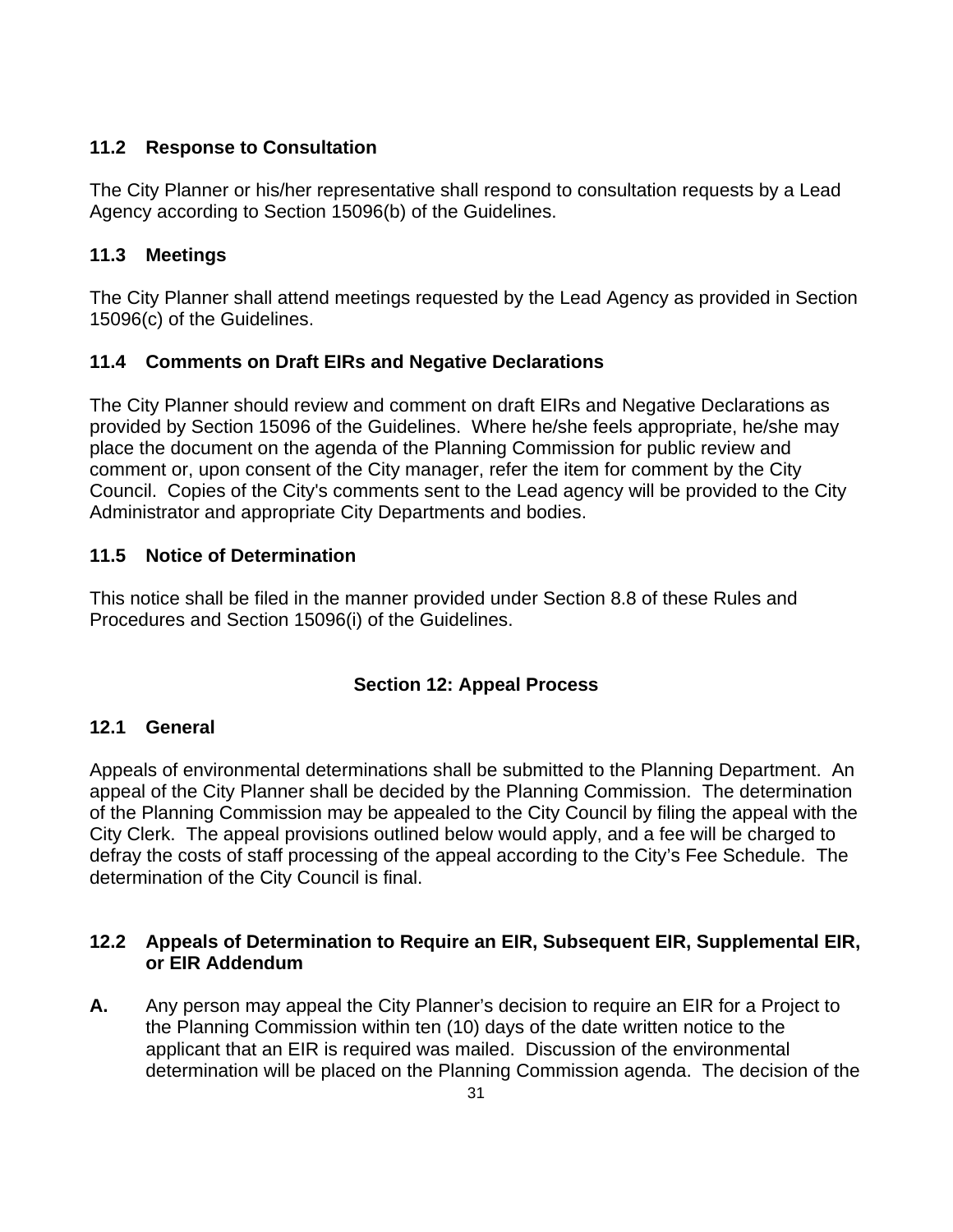### 11.2 Response to Consultation

The City Planner or his/her representative shall respond to consultation requests by a Lead Agency according to Section 15096(b) of the Guidelines.

### 11.3 Meetings

The City Planner shall attend meetings requested by the Lead Agency as provided in Section 15096(c) of the Guidelines.

### 11.4 Comments on Draft EIRs and Negative Declarations

The City Planner should review and comment on draft EIRs and Negative Declarations as provided by Section 15096 of the Guidelines. Where he/she feels appropriate, he/she may place the document on the agenda of the Planning Commission for public review and comment or, upon consent of the City manager, refer the item for comment by the City Council. Copies of the City's comments sent to the Lead agency will be provided to the City Administrator and appropriate City Departments and bodies.

### 11.5 Notice of Determination

This notice shall be filed in the manner provided under Section 8.8 of these Rules and Procedures and Section 15096(i) of the Guidelines.

## Section 12: Appeal Process

### 12.1 General

Appeals of environmental determinations shall be submitted to the Planning Department. An appeal of the City Planner shall be decided by the Planning Commission. The determination of the Planning Commission may be appealed to the City Council by filing the appeal with the City Clerk. The appeal provisions outlined below would apply, and a fee will be charged to defray the costs of staff processing of the appeal according to the City's Fee Schedule. The determination of the City Council is final.

### 12.2 Appeals of Determination to Require an EIR, Subsequent EIR, Supplemental EIR, or EIR Addendum

**A.** Any person may appeal the City Planner's decision to require an EIR for a Project to the Planning Commission within ten (10) days of the date written notice to the applicant that an EIR is required was mailed. Discussion of the environmental determination will be placed on the Planning Commission agenda. The decision of the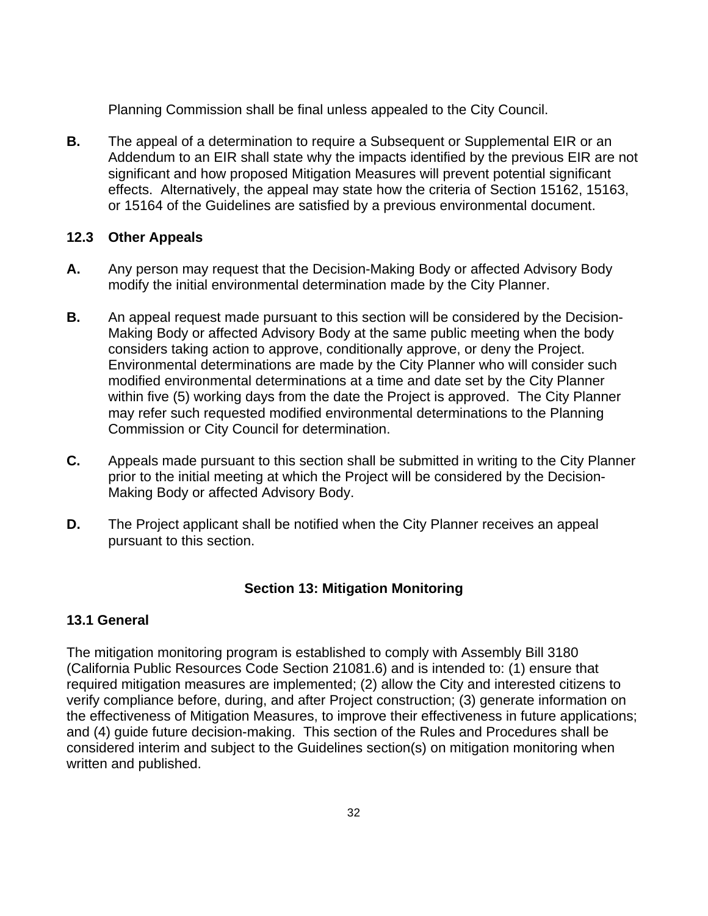Planning Commission shall be final unless appealed to the City Council.

**B.** The appeal of a determination to require a Subsequent or Supplemental EIR or an Addendum to an EIR shall state why the impacts identified by the previous EIR are not significant and how proposed Mitigation Measures will prevent potential significant effects. Alternatively, the appeal may state how the criteria of Section 15162, 15163, or 15164 of the Guidelines are satisfied by a previous environmental document.

### 12.3 Other Appeals

**A.** Any person may request that the Decision-Making Body or affected Advisory Body modify the initial environmental determination made by the City Planner.

**B.** An appeal request made pursuant to this section will be considered by the Decision-Making Body or affected Advisory Body at the same public meeting when the body considers taking action to approve, conditionally approve, or deny the Project. Environmental determinations are made by the City Planner who will consider such modified environmental determinations at a time and date set by the City Planner within five (5) working days from the date the Project is approved. The City Planner may refer such requested modified environmental determinations to the Planning Commission or City Council for determination.

**C.** Appeals made pursuant to this section shall be submitted in writing to the City Planner prior to the initial meeting at which the Project will be considered by the Decision-Making Body or affected Advisory Body.

**D.** The Project applicant shall be notified when the City Planner receives an appeal pursuant to this section.

## Section 13: Mitigation Monitoring

### 13.1 General

The mitigation monitoring program is established to comply with Assembly Bill 3180 (California Public Resources Code Section 21081.6) and is intended to: (1) ensure that required mitigation measures are implemented; (2) allow the City and interested citizens to verify compliance before, during, and after Project construction; (3) generate information on the effectiveness of Mitigation Measures, to improve their effectiveness in future applications; and (4) guide future decision-making. This section of the Rules and Procedures shall be considered interim and subject to the Guidelines section(s) on mitigation monitoring when written and published.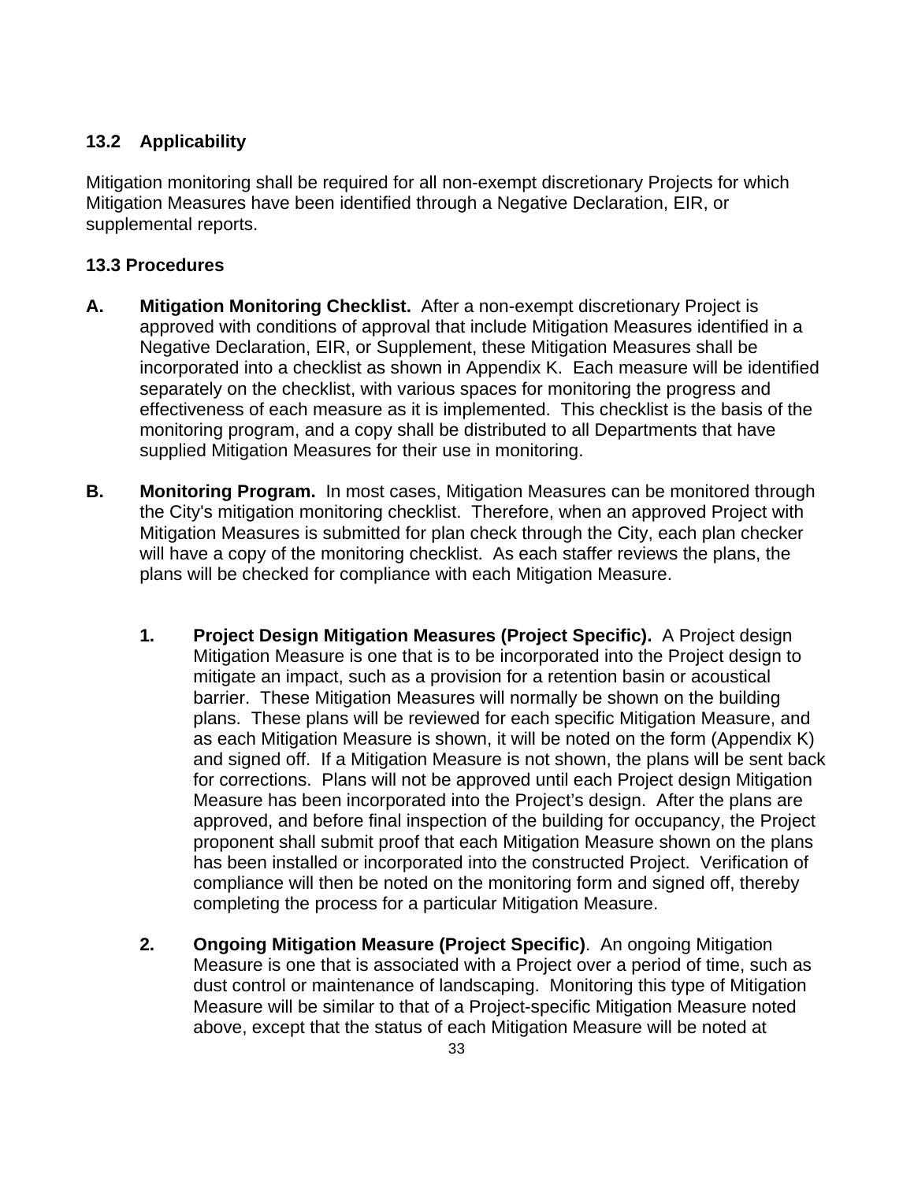## 13.2 Applicability

Mitigation monitoring shall be required for all non-exempt discretionary Projects for which Mitigation Measures have been identified through a Negative Declaration, EIR, or supplemental reports.

## 13.3 Procedures

**A. Mitigation Monitoring Checklist.** After a non-exempt discretionary Project is approved with conditions of approval that include Mitigation Measures identified in a Negative Declaration, EIR, or Supplement, these Mitigation Measures shall be incorporated into a checklist as shown in Appendix K. Each measure will be identified separately on the checklist, with various spaces for monitoring the progress and effectiveness of each measure as it is implemented. This checklist is the basis of the monitoring program, and a copy shall be distributed to all Departments that have supplied Mitigation Measures for their use in monitoring.

**B. Monitoring Program.** In most cases, Mitigation Measures can be monitored through the City's mitigation monitoring checklist. Therefore, when an approved Project with Mitigation Measures is submitted for plan check through the City, each plan checker will have a copy of the monitoring checklist. As each staffer reviews the plans, the plans will be checked for compliance with each Mitigation Measure.

1. **Project Design Mitigation Measures (Project Specific).** A Project design Mitigation Measure is one that is to be incorporated into the Project design to mitigate an impact, such as a provision for a retention basin or acoustical barrier. These Mitigation Measures will normally be shown on the building plans. These plans will be reviewed for each specific Mitigation Measure, and as each Mitigation Measure is shown, it will be noted on the form (Appendix K) and signed off. If a Mitigation Measure is not shown, the plans will be sent back for corrections. Plans will not be approved until each Project design Mitigation Measure has been incorporated into the Project's design. After the plans are approved, and before final inspection of the building for occupancy, the Project proponent shall submit proof that each Mitigation Measure shown on the plans has been installed or incorporated into the constructed Project. Verification of compliance will then be noted on the monitoring form and signed off, thereby completing the process for a particular Mitigation Measure.

2. **Ongoing Mitigation Measure (Project Specific)**. An ongoing Mitigation Measure is one that is associated with a Project over a period of time, such as dust control or maintenance of landscaping. Monitoring this type of Mitigation Measure will be similar to that of a Project-specific Mitigation Measure noted above, except that the status of each Mitigation Measure will be noted at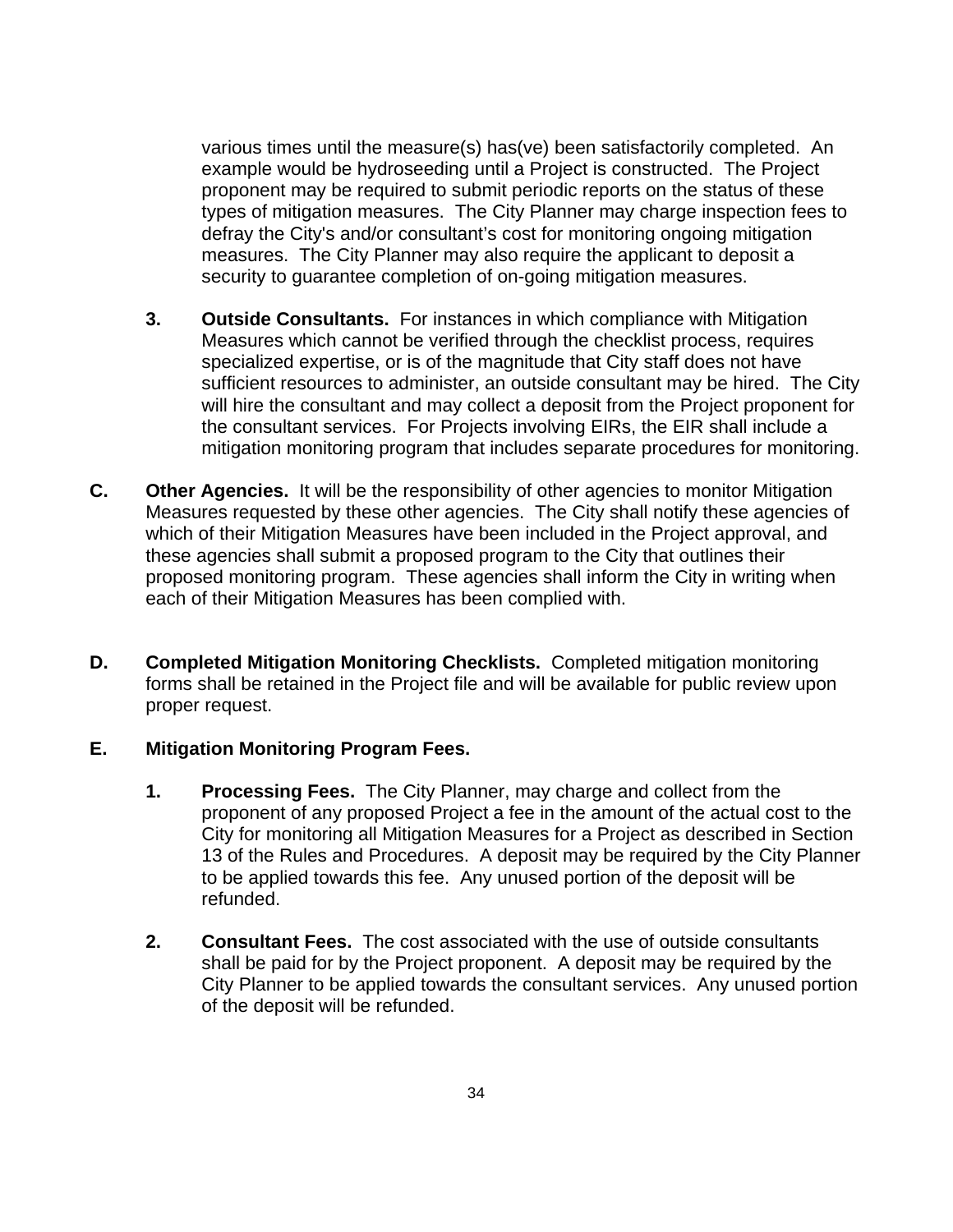various times until the measure(s) has(ve) been satisfactorily completed. An example would be hydroseeding until a Project is constructed. The Project proponent may be required to submit periodic reports on the status of these types of mitigation measures. The City Planner may charge inspection fees to defray the City's and/or consultant's cost for monitoring ongoing mitigation measures. The City Planner may also require the applicant to deposit a security to guarantee completion of on-going mitigation measures.

3. **Outside Consultants.** For instances in which compliance with Mitigation Measures which cannot be verified through the checklist process, requires specialized expertise, or is of the magnitude that City staff does not have sufficient resources to administer, an outside consultant may be hired. The City will hire the consultant and may collect a deposit from the Project proponent for the consultant services. For Projects involving EIRs, the EIR shall include a mitigation monitoring program that includes separate procedures for monitoring.

**C. Other Agencies.** It will be the responsibility of other agencies to monitor Mitigation Measures requested by these other agencies. The City shall notify these agencies of which of their Mitigation Measures have been included in the Project approval, and these agencies shall submit a proposed program to the City that outlines their proposed monitoring program. These agencies shall inform the City in writing when each of their Mitigation Measures has been complied with.

**D. Completed Mitigation Monitoring Checklists.** Completed mitigation monitoring forms shall be retained in the Project file and will be available for public review upon proper request.

**E. Mitigation Monitoring Program Fees.**

1. **Processing Fees.** The City Planner, may charge and collect from the proponent of any proposed Project a fee in the amount of the actual cost to the City for monitoring all Mitigation Measures for a Project as described in Section 13 of the Rules and Procedures. A deposit may be required by the City Planner to be applied towards this fee. Any unused portion of the deposit will be refunded.

2. **Consultant Fees.** The cost associated with the use of outside consultants shall be paid for by the Project proponent. A deposit may be required by the City Planner to be applied towards the consultant services. Any unused portion of the deposit will be refunded.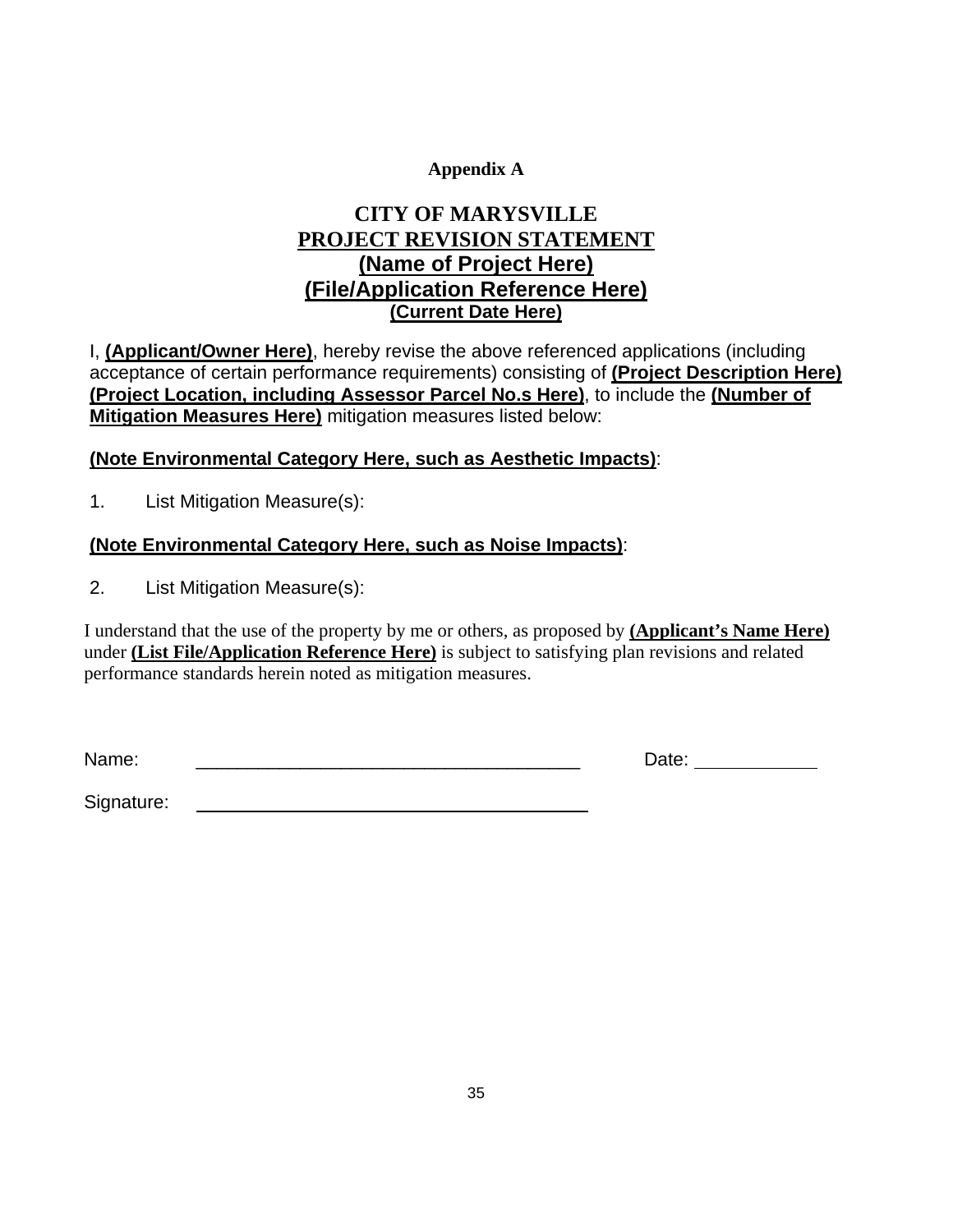**Appendix A**

# CITY OF MARYSVILLE

## PROJECT REVISION STATEMENT

## (Name of Project Here)

## (File/Application Reference Here)

**(Current Date Here)**

I, **(Applicant/Owner Here)**, hereby revise the above referenced applications (including acceptance of certain performance requirements) consisting of **(Project Description Here) (Project Location, including Assessor Parcel No.s Here)**, to include the **(Number of Mitigation Measures Here)** mitigation measures listed below:

**(Note Environmental Category Here, such as Aesthetic Impacts)**:

1. List Mitigation Measure(s):

**(Note Environmental Category Here, such as Noise Impacts)**:

2. List Mitigation Measure(s):

I understand that the use of the property by me or others, as proposed by **(Applicant's Name Here)** under **(List File/Application Reference Here)** is subject to satisfying plan revisions and related performance standards herein noted as mitigation measures.

Name: ______________________________________ Date: ____________

Signature: ______________________________________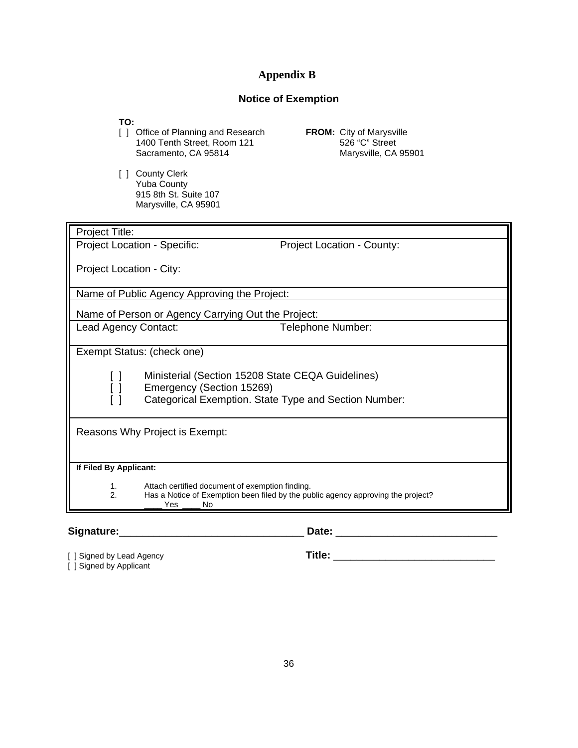# Appendix B

## Notice of Exemption

**TO:**

[ ] Office of Planning and Research
1400 Tenth Street, Room 121
Sacramento, CA 95814

**FROM:** City of Marysville
526 "C" Street
Marysville, CA 95901

[ ] County Clerk
Yuba County
915 8th St. Suite 107
Marysville, CA 95901

Project Title:

Project Location - Specific: Project Location - County:

Project Location - City:

Name of Public Agency Approving the Project:

Name of Person or Agency Carrying Out the Project:

Lead Agency Contact: Telephone Number:

Exempt Status: (check one)

- [ ] Ministerial (Section 15208 State CEQA Guidelines)
- [ ] Emergency (Section 15269)
- [ ] Categorical Exemption. State Type and Section Number:

Reasons Why Project is Exempt:

**If Filed By Applicant:**

1. Attach certified document of exemption finding.
2. Has a Notice of Exemption been filed by the public agency approving the project?
   ____ Yes ____ No

**Signature:**________________________________ **Date:** ____________________________

[ ] Signed by Lead Agency **Title:** _____________________________
[ ] Signed by Applicant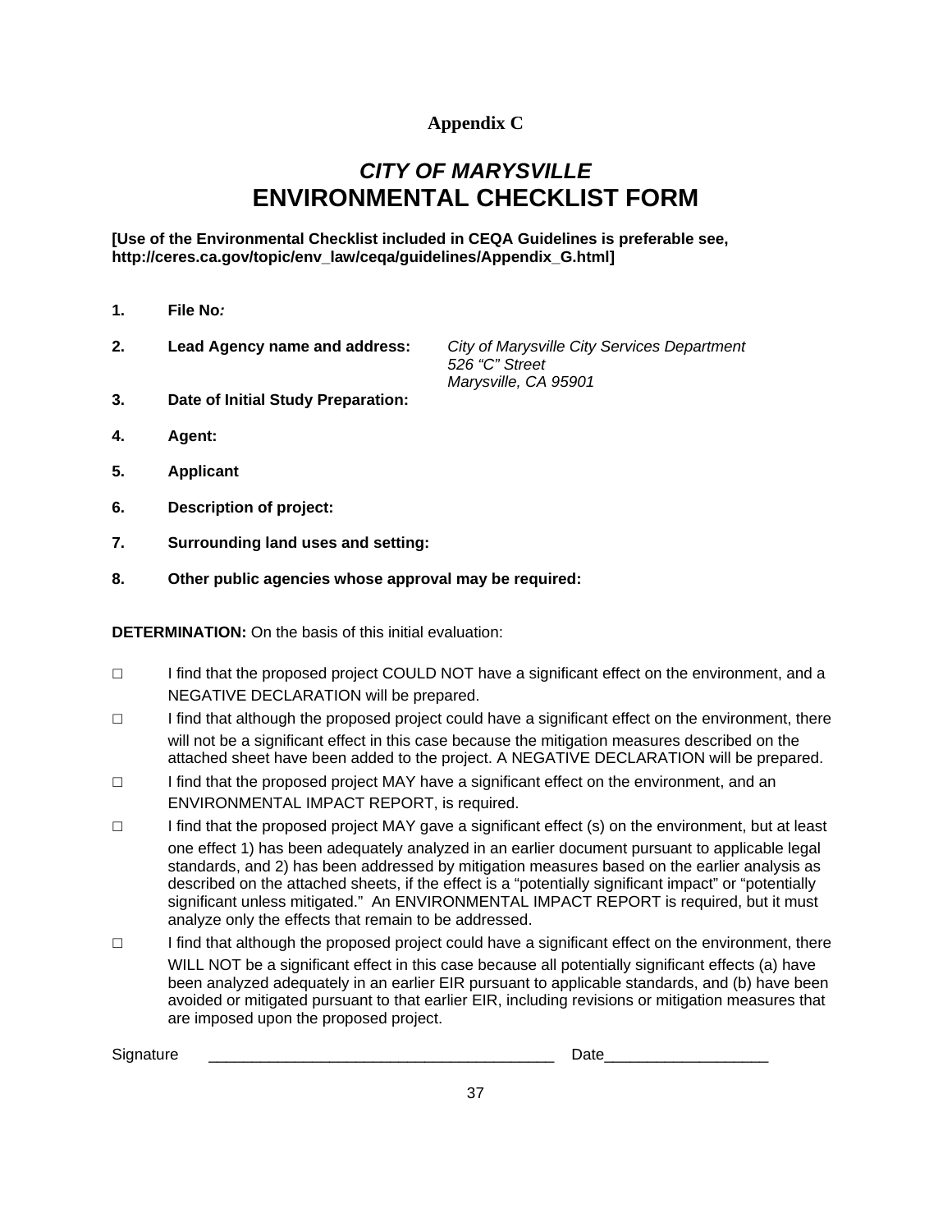**Appendix C**

# *CITY OF MARYSVILLE*
# ENVIRONMENTAL CHECKLIST FORM

**[Use of the Environmental Checklist included in CEQA Guidelines is preferable see, http://ceres.ca.gov/topic/env_law/ceqa/guidelines/Appendix_G.html]**

1. **File No*:***

2. **Lead Agency name and address:** *City of Marysville City Services Department*
   *526 "C" Street*
   *Marysville, CA 95901*

3. **Date of Initial Study Preparation:**

4. **Agent:**

5. **Applicant**

6. **Description of project:**

7. **Surrounding land uses and setting:**

8. **Other public agencies whose approval may be required:**

**DETERMINATION:** On the basis of this initial evaluation:

□ I find that the proposed project COULD NOT have a significant effect on the environment, and a NEGATIVE DECLARATION will be prepared.

□ I find that although the proposed project could have a significant effect on the environment, there will not be a significant effect in this case because the mitigation measures described on the attached sheet have been added to the project. A NEGATIVE DECLARATION will be prepared.

□ I find that the proposed project MAY have a significant effect on the environment, and an ENVIRONMENTAL IMPACT REPORT, is required.

□ I find that the proposed project MAY gave a significant effect (s) on the environment, but at least one effect 1) has been adequately analyzed in an earlier document pursuant to applicable legal standards, and 2) has been addressed by mitigation measures based on the earlier analysis as described on the attached sheets, if the effect is a "potentially significant impact" or "potentially significant unless mitigated." An ENVIRONMENTAL IMPACT REPORT is required, but it must analyze only the effects that remain to be addressed.

□ I find that although the proposed project could have a significant effect on the environment, there WILL NOT be a significant effect in this case because all potentially significant effects (a) have been analyzed adequately in an earlier EIR pursuant to applicable standards, and (b) have been avoided or mitigated pursuant to that earlier EIR, including revisions or mitigation measures that are imposed upon the proposed project.

Signature \_\_\_\_\_\_\_\_\_\_\_\_\_\_\_\_\_\_\_\_\_\_\_\_\_\_\_\_\_\_\_\_\_\_\_\_\_\_\_\_ Date\_\_\_\_\_\_\_\_\_\_\_\_\_\_\_\_\_\_\_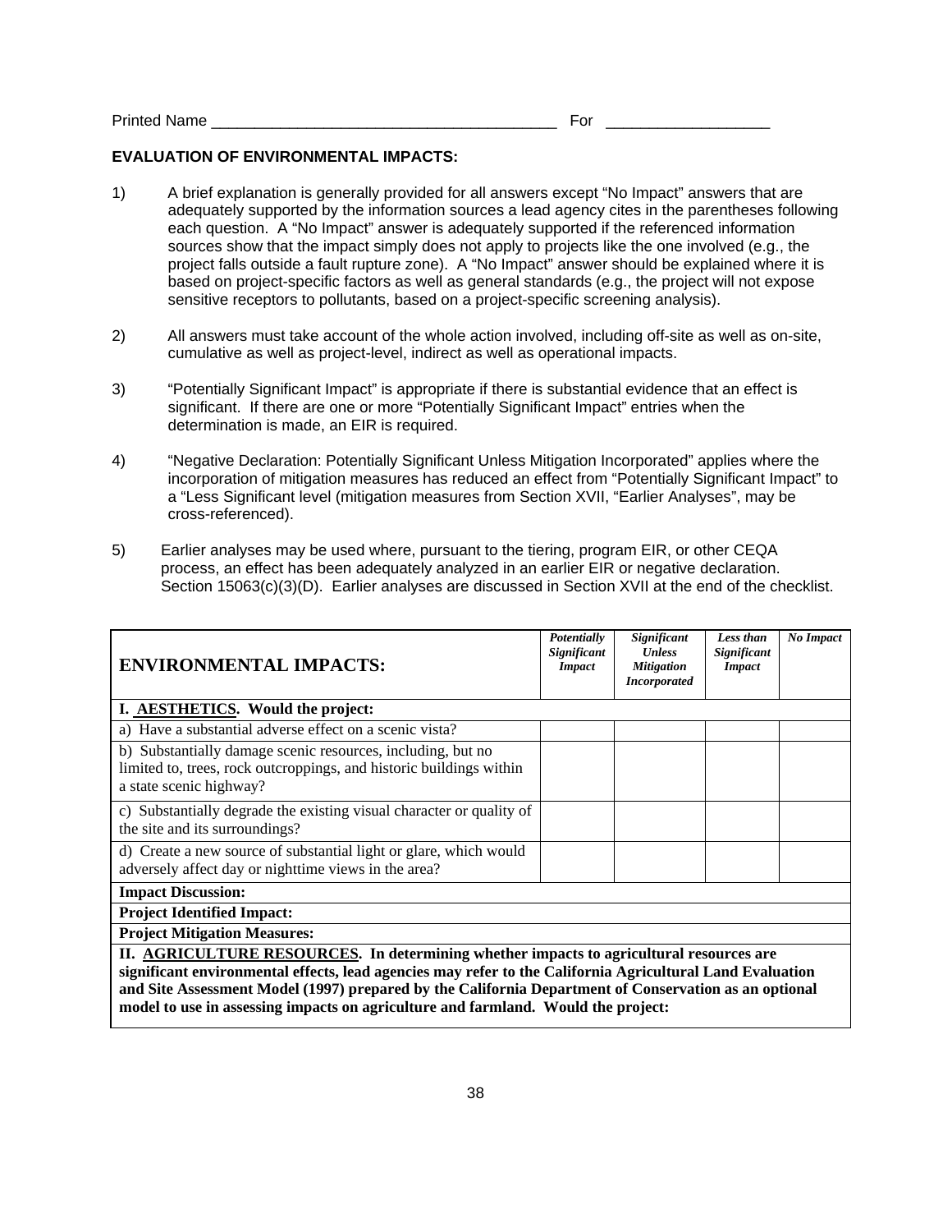Printed Name ________________________________________ For ___________________

**EVALUATION OF ENVIRONMENTAL IMPACTS:**

1) A brief explanation is generally provided for all answers except "No Impact" answers that are adequately supported by the information sources a lead agency cites in the parentheses following each question. A "No Impact" answer is adequately supported if the referenced information sources show that the impact simply does not apply to projects like the one involved (e.g., the project falls outside a fault rupture zone). A "No Impact" answer should be explained where it is based on project-specific factors as well as general standards (e.g., the project will not expose sensitive receptors to pollutants, based on a project-specific screening analysis).

2) All answers must take account of the whole action involved, including off-site as well as on-site, cumulative as well as project-level, indirect as well as operational impacts.

3) "Potentially Significant Impact" is appropriate if there is substantial evidence that an effect is significant. If there are one or more "Potentially Significant Impact" entries when the determination is made, an EIR is required.

4) "Negative Declaration: Potentially Significant Unless Mitigation Incorporated" applies where the incorporation of mitigation measures has reduced an effect from "Potentially Significant Impact" to a "Less Significant level (mitigation measures from Section XVII, "Earlier Analyses", may be cross-referenced).

5) Earlier analyses may be used where, pursuant to the tiering, program EIR, or other CEQA process, an effect has been adequately analyzed in an earlier EIR or negative declaration. Section 15063(c)(3)(D). Earlier analyses are discussed in Section XVII at the end of the checklist.

| **ENVIRONMENTAL IMPACTS:** | ***Potentially Significant Impact*** | ***Significant Unless Mitigation Incorporated*** | ***Less than Significant Impact*** | ***No Impact*** |
|---|---|---|---|---|
| **I. AESTHETICS. Would the project:** | | | | |
| a) Have a substantial adverse effect on a scenic vista? | | | | |
| b) Substantially damage scenic resources, including, but no limited to, trees, rock outcroppings, and historic buildings within a state scenic highway? | | | | |
| c) Substantially degrade the existing visual character or quality of the site and its surroundings? | | | | |
| d) Create a new source of substantial light or glare, which would adversely affect day or nighttime views in the area? | | | | |
| **Impact Discussion:** | | | | |
| **Project Identified Impact:** | | | | |
| **Project Mitigation Measures:** | | | | |
| **II. AGRICULTURE RESOURCES. In determining whether impacts to agricultural resources are significant environmental effects, lead agencies may refer to the California Agricultural Land Evaluation and Site Assessment Model (1997) prepared by the California Department of Conservation as an optional model to use in assessing impacts on agriculture and farmland. Would the project:** | | | | |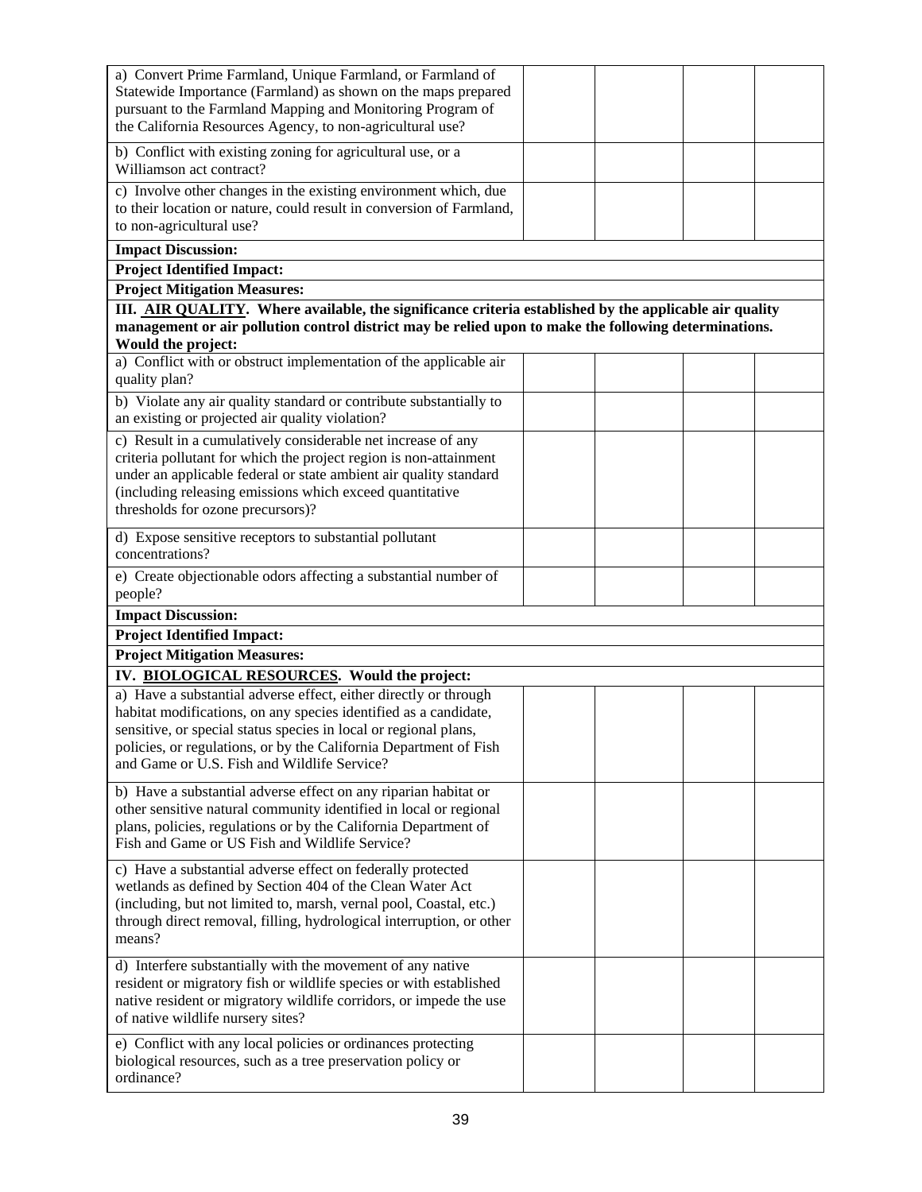| | | | | |
|---|---|---|---|---|
| a) Convert Prime Farmland, Unique Farmland, or Farmland of Statewide Importance (Farmland) as shown on the maps prepared pursuant to the Farmland Mapping and Monitoring Program of the California Resources Agency, to non-agricultural use? | | | | |
| b) Conflict with existing zoning for agricultural use, or a Williamson act contract? | | | | |
| c) Involve other changes in the existing environment which, due to their location or nature, could result in conversion of Farmland, to non-agricultural use? | | | | |
| **Impact Discussion:** | | | | |
| **Project Identified Impact:** | | | | |
| **Project Mitigation Measures:** | | | | |
| **III. AIR QUALITY. Where available, the significance criteria established by the applicable air quality management or air pollution control district may be relied upon to make the following determinations. Would the project:** | | | | |
| a) Conflict with or obstruct implementation of the applicable air quality plan? | | | | |
| b) Violate any air quality standard or contribute substantially to an existing or projected air quality violation? | | | | |
| c) Result in a cumulatively considerable net increase of any criteria pollutant for which the project region is non-attainment under an applicable federal or state ambient air quality standard (including releasing emissions which exceed quantitative thresholds for ozone precursors)? | | | | |
| d) Expose sensitive receptors to substantial pollutant concentrations? | | | | |
| e) Create objectionable odors affecting a substantial number of people? | | | | |
| **Impact Discussion:** | | | | |
| **Project Identified Impact:** | | | | |
| **Project Mitigation Measures:** | | | | |
| **IV. BIOLOGICAL RESOURCES. Would the project:** | | | | |
| a) Have a substantial adverse effect, either directly or through habitat modifications, on any species identified as a candidate, sensitive, or special status species in local or regional plans, policies, or regulations, or by the California Department of Fish and Game or U.S. Fish and Wildlife Service? | | | | |
| b) Have a substantial adverse effect on any riparian habitat or other sensitive natural community identified in local or regional plans, policies, regulations or by the California Department of Fish and Game or US Fish and Wildlife Service? | | | | |
| c) Have a substantial adverse effect on federally protected wetlands as defined by Section 404 of the Clean Water Act (including, but not limited to, marsh, vernal pool, Coastal, etc.) through direct removal, filling, hydrological interruption, or other means? | | | | |
| d) Interfere substantially with the movement of any native resident or migratory fish or wildlife species or with established native resident or migratory wildlife corridors, or impede the use of native wildlife nursery sites? | | | | |
| e) Conflict with any local policies or ordinances protecting biological resources, such as a tree preservation policy or ordinance? | | | | |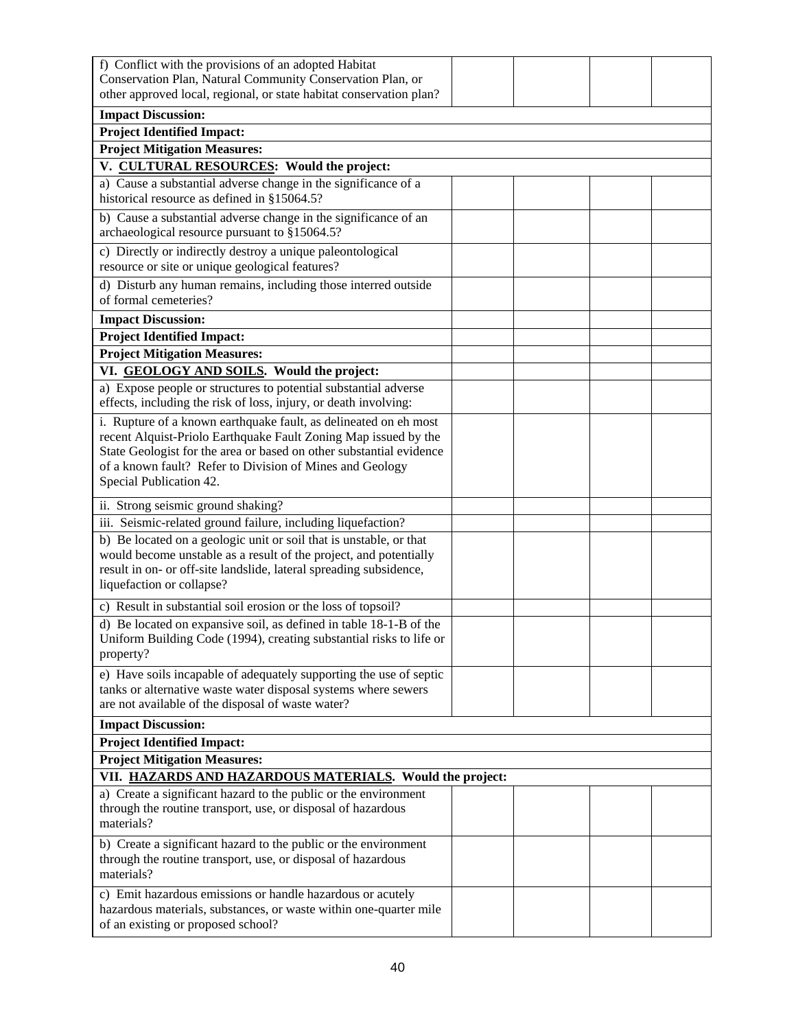| | | | | |
|---|---|---|---|---|
| f) Conflict with the provisions of an adopted Habitat Conservation Plan, Natural Community Conservation Plan, or other approved local, regional, or state habitat conservation plan? | | | | |
| **Impact Discussion:** | | | | |
| **Project Identified Impact:** | | | | |
| **Project Mitigation Measures:** | | | | |
| **V. <u>CULTURAL RESOURCES</u>: Would the project:** | | | | |
| a) Cause a substantial adverse change in the significance of a historical resource as defined in §15064.5? | | | | |
| b) Cause a substantial adverse change in the significance of an archaeological resource pursuant to §15064.5? | | | | |
| c) Directly or indirectly destroy a unique paleontological resource or site or unique geological features? | | | | |
| d) Disturb any human remains, including those interred outside of formal cemeteries? | | | | |
| **Impact Discussion:** | | | | |
| **Project Identified Impact:** | | | | |
| **Project Mitigation Measures:** | | | | |
| **VI. <u>GEOLOGY AND SOILS</u>. Would the project:** | | | | |
| a) Expose people or structures to potential substantial adverse effects, including the risk of loss, injury, or death involving: | | | | |
| i. Rupture of a known earthquake fault, as delineated on eh most recent Alquist-Priolo Earthquake Fault Zoning Map issued by the State Geologist for the area or based on other substantial evidence of a known fault? Refer to Division of Mines and Geology Special Publication 42. | | | | |
| ii. Strong seismic ground shaking? | | | | |
| iii. Seismic-related ground failure, including liquefaction? | | | | |
| b) Be located on a geologic unit or soil that is unstable, or that would become unstable as a result of the project, and potentially result in on- or off-site landslide, lateral spreading subsidence, liquefaction or collapse? | | | | |
| c) Result in substantial soil erosion or the loss of topsoil? | | | | |
| d) Be located on expansive soil, as defined in table 18-1-B of the Uniform Building Code (1994), creating substantial risks to life or property? | | | | |
| e) Have soils incapable of adequately supporting the use of septic tanks or alternative waste water disposal systems where sewers are not available of the disposal of waste water? | | | | |
| **Impact Discussion:** | | | | |
| **Project Identified Impact:** | | | | |
| **Project Mitigation Measures:** | | | | |
| **VII. <u>HAZARDS AND HAZARDOUS MATERIALS</u>. Would the project:** | | | | |
| a) Create a significant hazard to the public or the environment through the routine transport, use, or disposal of hazardous materials? | | | | |
| b) Create a significant hazard to the public or the environment through the routine transport, use, or disposal of hazardous materials? | | | | |
| c) Emit hazardous emissions or handle hazardous or acutely hazardous materials, substances, or waste within one-quarter mile of an existing or proposed school? | | | | |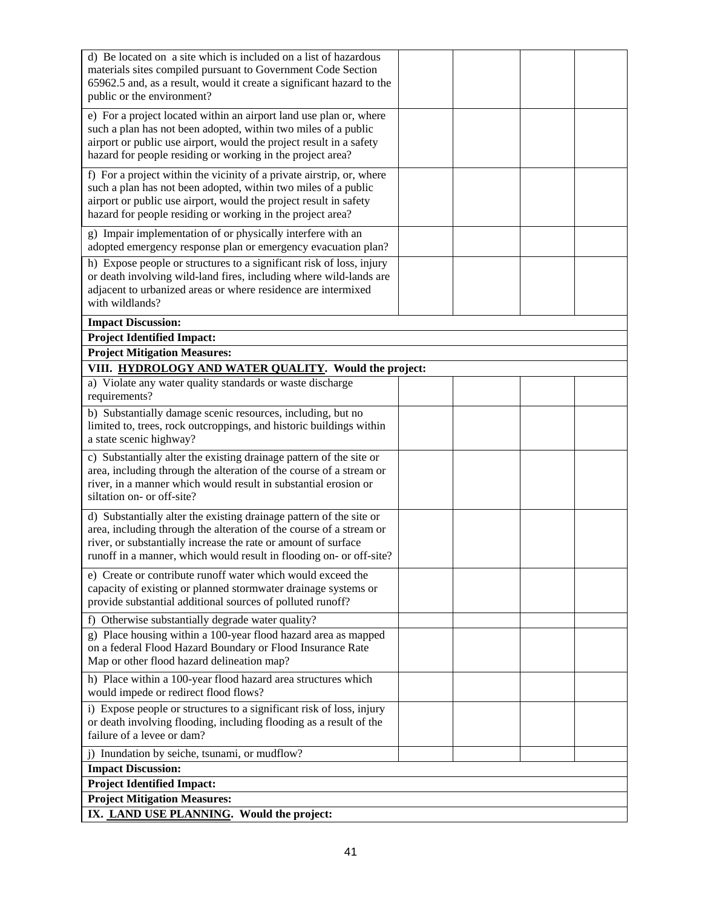| | | | | |
|---|---|---|---|---|
| d) Be located on a site which is included on a list of hazardous materials sites compiled pursuant to Government Code Section 65962.5 and, as a result, would it create a significant hazard to the public or the environment? | | | | |
| e) For a project located within an airport land use plan or, where such a plan has not been adopted, within two miles of a public airport or public use airport, would the project result in a safety hazard for people residing or working in the project area? | | | | |
| f) For a project within the vicinity of a private airstrip, or, where such a plan has not been adopted, within two miles of a public airport or public use airport, would the project result in safety hazard for people residing or working in the project area? | | | | |
| g) Impair implementation of or physically interfere with an adopted emergency response plan or emergency evacuation plan? | | | | |
| h) Expose people or structures to a significant risk of loss, injury or death involving wild-land fires, including where wild-lands are adjacent to urbanized areas or where residence are intermixed with wildlands? | | | | |
| **Impact Discussion:** | | | | |
| **Project Identified Impact:** | | | | |
| **Project Mitigation Measures:** | | | | |
| **VIII. HYDROLOGY AND WATER QUALITY. Would the project:** | | | | |
| a) Violate any water quality standards or waste discharge requirements? | | | | |
| b) Substantially damage scenic resources, including, but no limited to, trees, rock outcroppings, and historic buildings within a state scenic highway? | | | | |
| c) Substantially alter the existing drainage pattern of the site or area, including through the alteration of the course of a stream or river, in a manner which would result in substantial erosion or siltation on- or off-site? | | | | |
| d) Substantially alter the existing drainage pattern of the site or area, including through the alteration of the course of a stream or river, or substantially increase the rate or amount of surface runoff in a manner, which would result in flooding on- or off-site? | | | | |
| e) Create or contribute runoff water which would exceed the capacity of existing or planned stormwater drainage systems or provide substantial additional sources of polluted runoff? | | | | |
| f) Otherwise substantially degrade water quality? | | | | |
| g) Place housing within a 100-year flood hazard area as mapped on a federal Flood Hazard Boundary or Flood Insurance Rate Map or other flood hazard delineation map? | | | | |
| h) Place within a 100-year flood hazard area structures which would impede or redirect flood flows? | | | | |
| i) Expose people or structures to a significant risk of loss, injury or death involving flooding, including flooding as a result of the failure of a levee or dam? | | | | |
| j) Inundation by seiche, tsunami, or mudflow? | | | | |
| **Impact Discussion:** | | | | |
| **Project Identified Impact:** | | | | |
| **Project Mitigation Measures:** | | | | |
| **IX. LAND USE PLANNING. Would the project:** | | | | |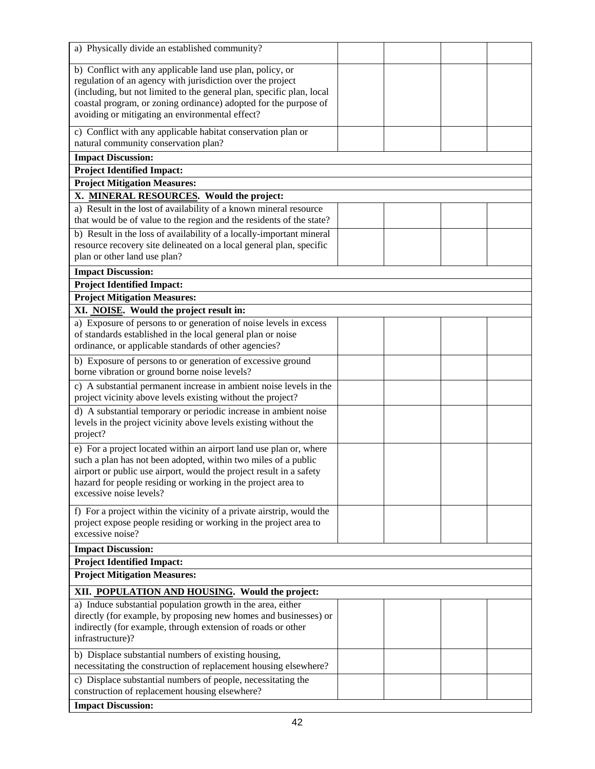| | | | | |
|---|---|---|---|---|
| a) Physically divide an established community? | | | | |
| b) Conflict with any applicable land use plan, policy, or regulation of an agency with jurisdiction over the project (including, but not limited to the general plan, specific plan, local coastal program, or zoning ordinance) adopted for the purpose of avoiding or mitigating an environmental effect? | | | | |
| c) Conflict with any applicable habitat conservation plan or natural community conservation plan? | | | | |
| **Impact Discussion:** | | | | |
| **Project Identified Impact:** | | | | |
| **Project Mitigation Measures:** | | | | |
| **X. <u>MINERAL RESOURCES</u>. Would the project:** | | | | |
| a) Result in the lost of availability of a known mineral resource that would be of value to the region and the residents of the state? | | | | |
| b) Result in the loss of availability of a locally-important mineral resource recovery site delineated on a local general plan, specific plan or other land use plan? | | | | |
| **Impact Discussion:** | | | | |
| **Project Identified Impact:** | | | | |
| **Project Mitigation Measures:** | | | | |
| **XI. <u>NOISE</u>. Would the project result in:** | | | | |
| a) Exposure of persons to or generation of noise levels in excess of standards established in the local general plan or noise ordinance, or applicable standards of other agencies? | | | | |
| b) Exposure of persons to or generation of excessive ground borne vibration or ground borne noise levels? | | | | |
| c) A substantial permanent increase in ambient noise levels in the project vicinity above levels existing without the project? | | | | |
| d) A substantial temporary or periodic increase in ambient noise levels in the project vicinity above levels existing without the project? | | | | |
| e) For a project located within an airport land use plan or, where such a plan has not been adopted, within two miles of a public airport or public use airport, would the project result in a safety hazard for people residing or working in the project area to excessive noise levels? | | | | |
| f) For a project within the vicinity of a private airstrip, would the project expose people residing or working in the project area to excessive noise? | | | | |
| **Impact Discussion:** | | | | |
| **Project Identified Impact:** | | | | |
| **Project Mitigation Measures:** | | | | |
| **XII. <u>POPULATION AND HOUSING</u>. Would the project:** | | | | |
| a) Induce substantial population growth in the area, either directly (for example, by proposing new homes and businesses) or indirectly (for example, through extension of roads or other infrastructure)? | | | | |
| b) Displace substantial numbers of existing housing, necessitating the construction of replacement housing elsewhere? | | | | |
| c) Displace substantial numbers of people, necessitating the construction of replacement housing elsewhere? | | | | |
| **Impact Discussion:** | | | | |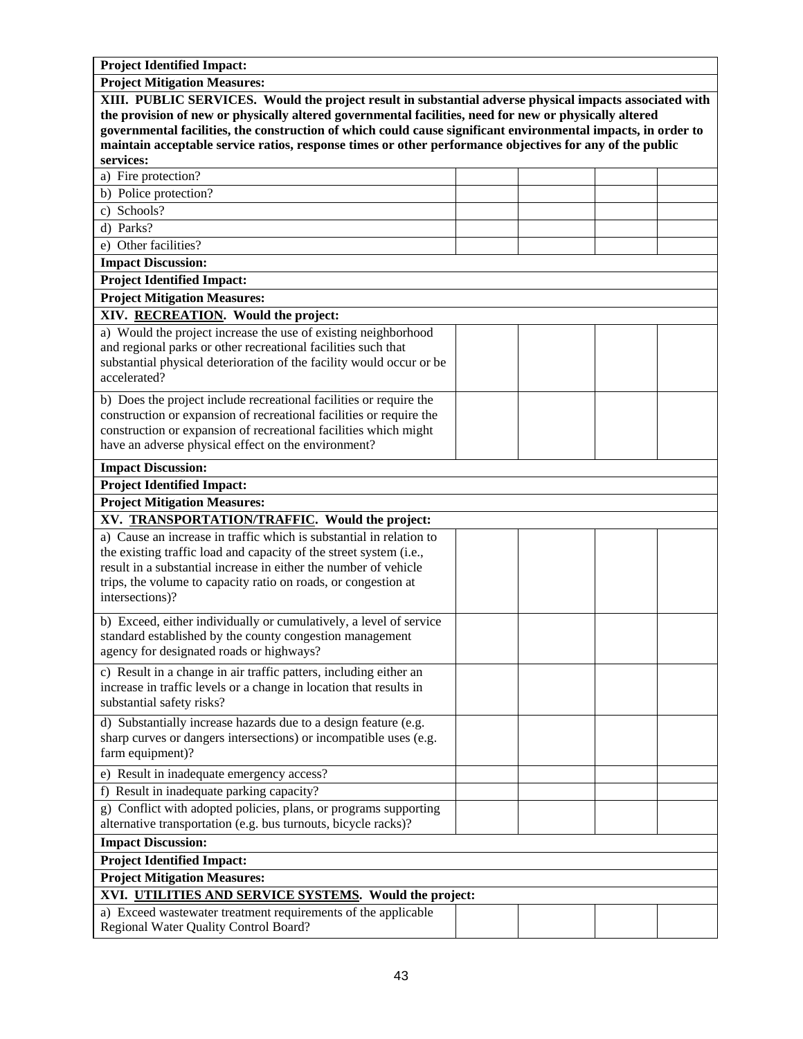| | | | | |
|---|---|---|---|---|
| **Project Identified Impact:** | | | | |
| **Project Mitigation Measures:** | | | | |
| **XIII. PUBLIC SERVICES. Would the project result in substantial adverse physical impacts associated with the provision of new or physically altered governmental facilities, need for new or physically altered governmental facilities, the construction of which could cause significant environmental impacts, in order to maintain acceptable service ratios, response times or other performance objectives for any of the public services:** | | | | |
| a) Fire protection? | | | | |
| b) Police protection? | | | | |
| c) Schools? | | | | |
| d) Parks? | | | | |
| e) Other facilities? | | | | |
| **Impact Discussion:** | | | | |
| **Project Identified Impact:** | | | | |
| **Project Mitigation Measures:** | | | | |
| **XIV. RECREATION. Would the project:** | | | | |
| a) Would the project increase the use of existing neighborhood and regional parks or other recreational facilities such that substantial physical deterioration of the facility would occur or be accelerated? | | | | |
| b) Does the project include recreational facilities or require the construction or expansion of recreational facilities or require the construction or expansion of recreational facilities which might have an adverse physical effect on the environment? | | | | |
| **Impact Discussion:** | | | | |
| **Project Identified Impact:** | | | | |
| **Project Mitigation Measures:** | | | | |
| **XV. TRANSPORTATION/TRAFFIC. Would the project:** | | | | |
| a) Cause an increase in traffic which is substantial in relation to the existing traffic load and capacity of the street system (i.e., result in a substantial increase in either the number of vehicle trips, the volume to capacity ratio on roads, or congestion at intersections)? | | | | |
| b) Exceed, either individually or cumulatively, a level of service standard established by the county congestion management agency for designated roads or highways? | | | | |
| c) Result in a change in air traffic patters, including either an increase in traffic levels or a change in location that results in substantial safety risks? | | | | |
| d) Substantially increase hazards due to a design feature (e.g. sharp curves or dangers intersections) or incompatible uses (e.g. farm equipment)? | | | | |
| e) Result in inadequate emergency access? | | | | |
| f) Result in inadequate parking capacity? | | | | |
| g) Conflict with adopted policies, plans, or programs supporting alternative transportation (e.g. bus turnouts, bicycle racks)? | | | | |
| **Impact Discussion:** | | | | |
| **Project Identified Impact:** | | | | |
| **Project Mitigation Measures:** | | | | |
| **XVI. UTILITIES AND SERVICE SYSTEMS. Would the project:** | | | | |
| a) Exceed wastewater treatment requirements of the applicable Regional Water Quality Control Board? | | | | |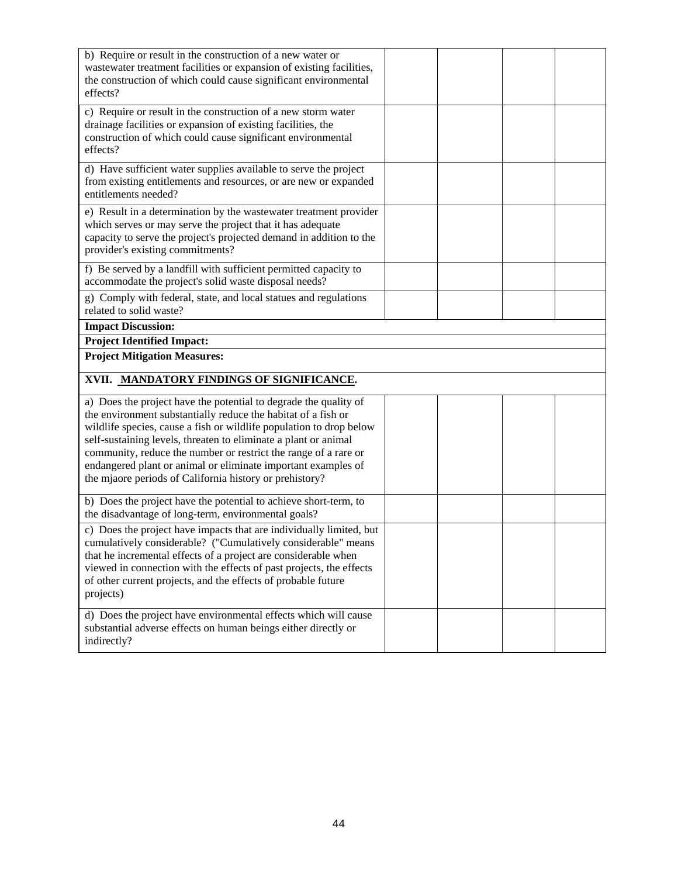| | | | | |
|---|---|---|---|---|
| b) Require or result in the construction of a new water or wastewater treatment facilities or expansion of existing facilities, the construction of which could cause significant environmental effects? | | | | |
| c) Require or result in the construction of a new storm water drainage facilities or expansion of existing facilities, the construction of which could cause significant environmental effects? | | | | |
| d) Have sufficient water supplies available to serve the project from existing entitlements and resources, or are new or expanded entitlements needed? | | | | |
| e) Result in a determination by the wastewater treatment provider which serves or may serve the project that it has adequate capacity to serve the project's projected demand in addition to the provider's existing commitments? | | | | |
| f) Be served by a landfill with sufficient permitted capacity to accommodate the project's solid waste disposal needs? | | | | |
| g) Comply with federal, state, and local statues and regulations related to solid waste? | | | | |
| **Impact Discussion:** | | | | |
| **Project Identified Impact:** | | | | |
| **Project Mitigation Measures:** | | | | |

## XVII. MANDATORY FINDINGS OF SIGNIFICANCE.

| | | | | |
|---|---|---|---|---|
| a) Does the project have the potential to degrade the quality of the environment substantially reduce the habitat of a fish or wildlife species, cause a fish or wildlife population to drop below self-sustaining levels, threaten to eliminate a plant or animal community, reduce the number or restrict the range of a rare or endangered plant or animal or eliminate important examples of the mjaore periods of California history or prehistory? | | | | |
| b) Does the project have the potential to achieve short-term, to the disadvantage of long-term, environmental goals? | | | | |
| c) Does the project have impacts that are individually limited, but cumulatively considerable? ("Cumulatively considerable" means that he incremental effects of a project are considerable when viewed in connection with the effects of past projects, the effects of other current projects, and the effects of probable future projects) | | | | |
| d) Does the project have environmental effects which will cause substantial adverse effects on human beings either directly or indirectly? | | | | |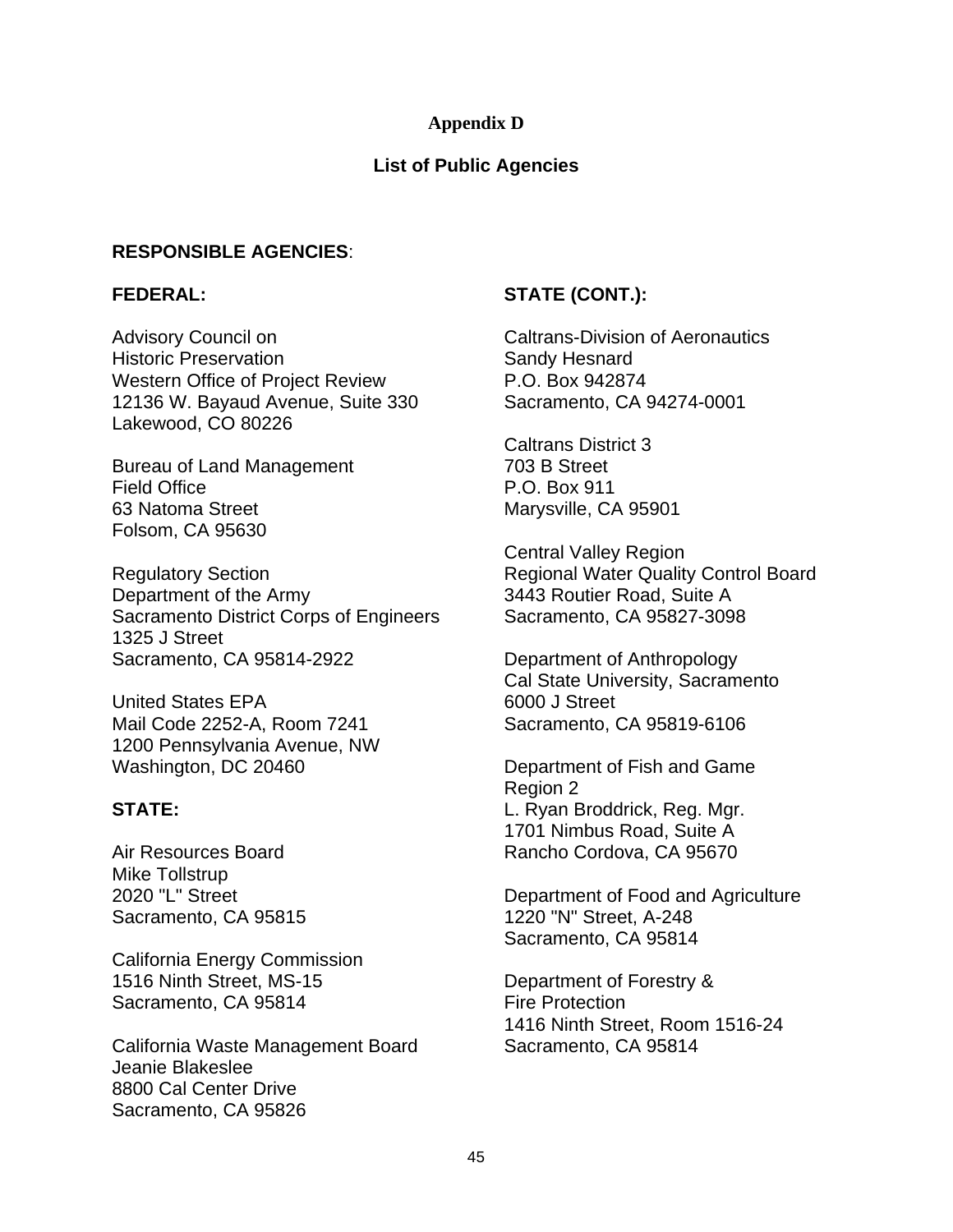**Appendix D**

**List of Public Agencies**

**RESPONSIBLE AGENCIES**:

**FEDERAL:**

Advisory Council on
Historic Preservation
Western Office of Project Review
12136 W. Bayaud Avenue, Suite 330
Lakewood, CO 80226

Bureau of Land Management
Field Office
63 Natoma Street
Folsom, CA 95630

Regulatory Section
Department of the Army
Sacramento District Corps of Engineers
1325 J Street
Sacramento, CA 95814-2922

United States EPA
Mail Code 2252-A, Room 7241
1200 Pennsylvania Avenue, NW
Washington, DC 20460

**STATE:**

Air Resources Board
Mike Tollstrup
2020 "L" Street
Sacramento, CA 95815

California Energy Commission
1516 Ninth Street, MS-15
Sacramento, CA 95814

California Waste Management Board
Jeanie Blakeslee
8800 Cal Center Drive
Sacramento, CA 95826

**STATE (CONT.):**

Caltrans-Division of Aeronautics
Sandy Hesnard
P.O. Box 942874
Sacramento, CA 94274-0001

Caltrans District 3
703 B Street
P.O. Box 911
Marysville, CA 95901

Central Valley Region
Regional Water Quality Control Board
3443 Routier Road, Suite A
Sacramento, CA 95827-3098

Department of Anthropology
Cal State University, Sacramento
6000 J Street
Sacramento, CA 95819-6106

Department of Fish and Game
Region 2
L. Ryan Broddrick, Reg. Mgr.
1701 Nimbus Road, Suite A
Rancho Cordova, CA 95670

Department of Food and Agriculture
1220 "N" Street, A-248
Sacramento, CA 95814

Department of Forestry &
Fire Protection
1416 Ninth Street, Room 1516-24
Sacramento, CA 95814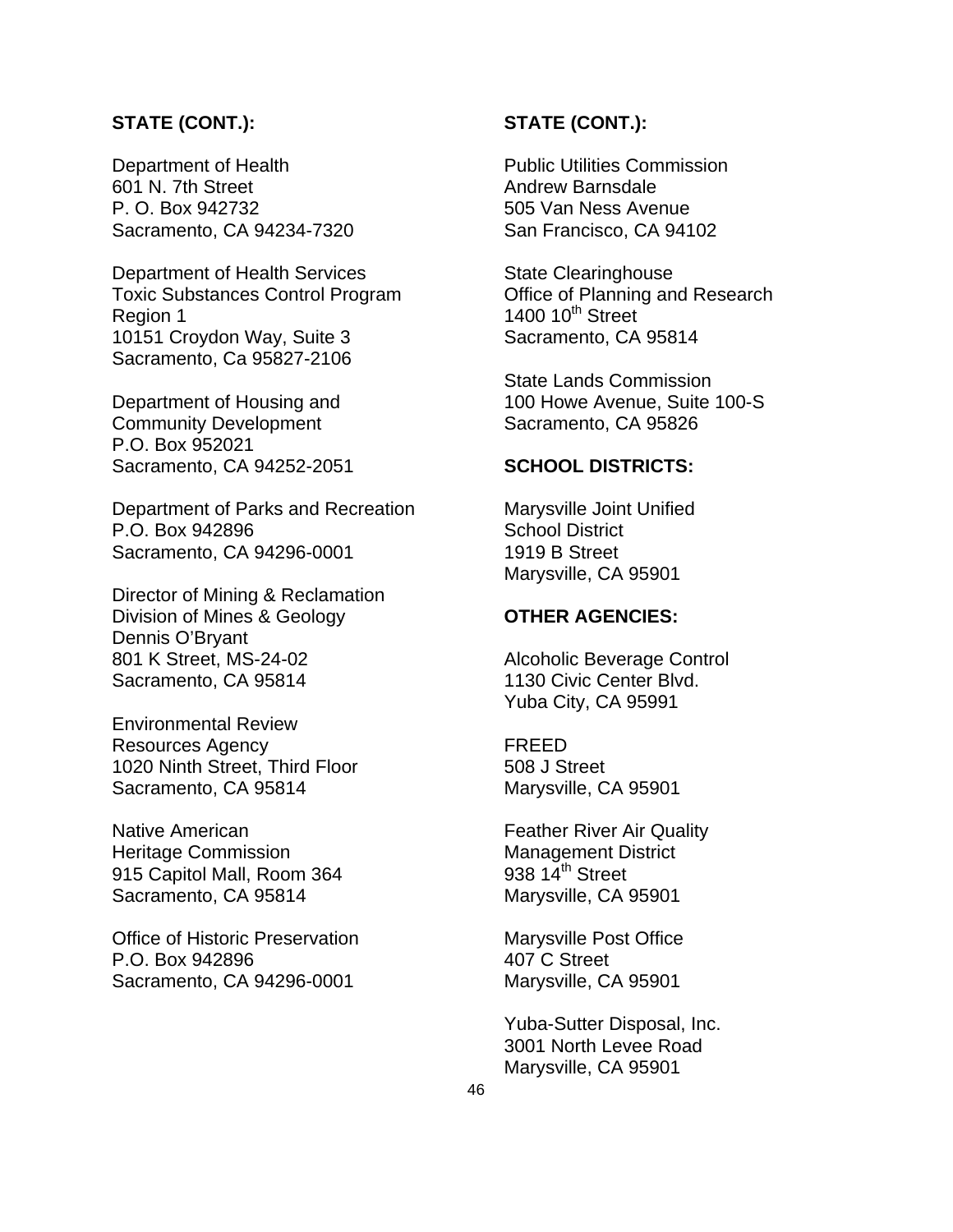**STATE (CONT.):**

Department of Health
601 N. 7th Street
P. O. Box 942732
Sacramento, CA 94234-7320

Department of Health Services
Toxic Substances Control Program
Region 1
10151 Croydon Way, Suite 3
Sacramento, Ca 95827-2106

Department of Housing and
Community Development
P.O. Box 952021
Sacramento, CA 94252-2051

Department of Parks and Recreation
P.O. Box 942896
Sacramento, CA 94296-0001

Director of Mining & Reclamation
Division of Mines & Geology
Dennis O'Bryant
801 K Street, MS-24-02
Sacramento, CA 95814

Environmental Review
Resources Agency
1020 Ninth Street, Third Floor
Sacramento, CA 95814

Native American
Heritage Commission
915 Capitol Mall, Room 364
Sacramento, CA 95814

Office of Historic Preservation
P.O. Box 942896
Sacramento, CA 94296-0001

**STATE (CONT.):**

Public Utilities Commission
Andrew Barnsdale
505 Van Ness Avenue
San Francisco, CA 94102

State Clearinghouse
Office of Planning and Research
1400 10th Street
Sacramento, CA 95814

State Lands Commission
100 Howe Avenue, Suite 100-S
Sacramento, CA 95826

**SCHOOL DISTRICTS:**

Marysville Joint Unified
School District
1919 B Street
Marysville, CA 95901

**OTHER AGENCIES:**

Alcoholic Beverage Control
1130 Civic Center Blvd.
Yuba City, CA 95991

FREED
508 J Street
Marysville, CA 95901

Feather River Air Quality
Management District
938 14th Street
Marysville, CA 95901

Marysville Post Office
407 C Street
Marysville, CA 95901

Yuba-Sutter Disposal, Inc.
3001 North Levee Road
Marysville, CA 95901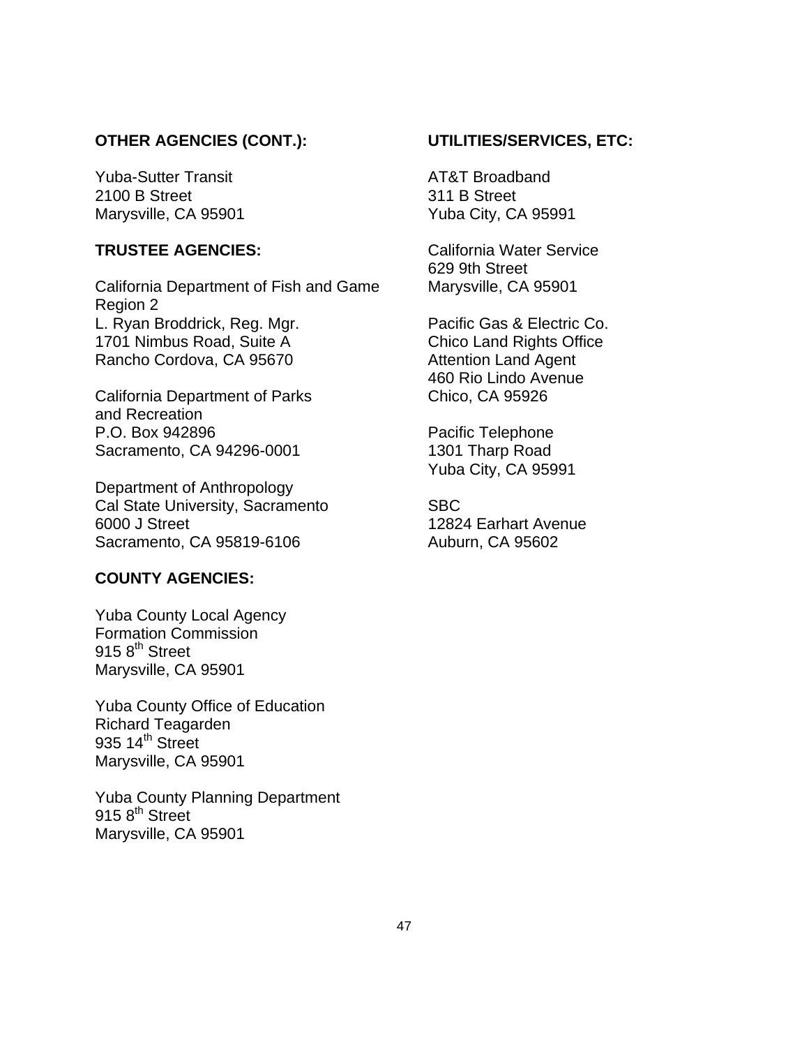**OTHER AGENCIES (CONT.):**

Yuba-Sutter Transit
2100 B Street
Marysville, CA 95901

**TRUSTEE AGENCIES:**

California Department of Fish and Game
Region 2
L. Ryan Broddrick, Reg. Mgr.
1701 Nimbus Road, Suite A
Rancho Cordova, CA 95670

California Department of Parks
and Recreation
P.O. Box 942896
Sacramento, CA 94296-0001

Department of Anthropology
Cal State University, Sacramento
6000 J Street
Sacramento, CA 95819-6106

**COUNTY AGENCIES:**

Yuba County Local Agency
Formation Commission
915 8th Street
Marysville, CA 95901

Yuba County Office of Education
Richard Teagarden
935 14th Street
Marysville, CA 95901

Yuba County Planning Department
915 8th Street
Marysville, CA 95901

**UTILITIES/SERVICES, ETC:**

AT&T Broadband
311 B Street
Yuba City, CA 95991

California Water Service
629 9th Street
Marysville, CA 95901

Pacific Gas & Electric Co.
Chico Land Rights Office
Attention Land Agent
460 Rio Lindo Avenue
Chico, CA 95926

Pacific Telephone
1301 Tharp Road
Yuba City, CA 95991

SBC
12824 Earhart Avenue
Auburn, CA 95602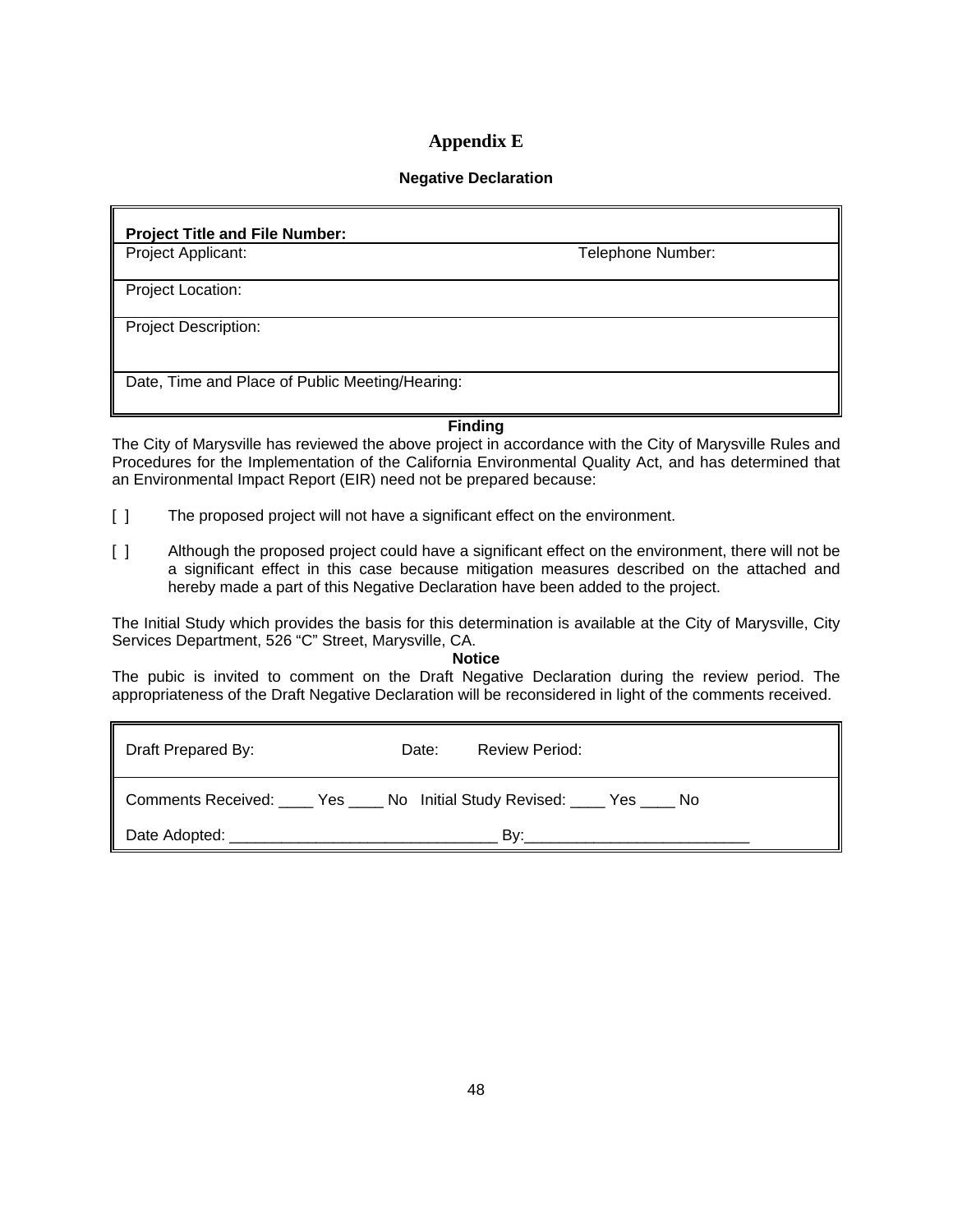# Appendix E

## Negative Declaration

| **Project Title and File Number:** | |
|---|---|
| Project Applicant: | Telephone Number: |
| Project Location: | |
| Project Description: | |
| Date, Time and Place of Public Meeting/Hearing: | |

**Finding**

The City of Marysville has reviewed the above project in accordance with the City of Marysville Rules and Procedures for the Implementation of the California Environmental Quality Act, and has determined that an Environmental Impact Report (EIR) need not be prepared because:

[ ] The proposed project will not have a significant effect on the environment.

[ ] Although the proposed project could have a significant effect on the environment, there will not be a significant effect in this case because mitigation measures described on the attached and hereby made a part of this Negative Declaration have been added to the project.

The Initial Study which provides the basis for this determination is available at the City of Marysville, City Services Department, 526 "C" Street, Marysville, CA.

**Notice**

The pubic is invited to comment on the Draft Negative Declaration during the review period. The appropriateness of the Draft Negative Declaration will be reconsidered in light of the comments received.

| Draft Prepared By: | Date: | Review Period: |
|---|---|---|
| Comments Received: ____ Yes ____ No | Initial Study Revised: ____ Yes ____ No | |
| Date Adopted: ______________________________ | By:_________________________ | |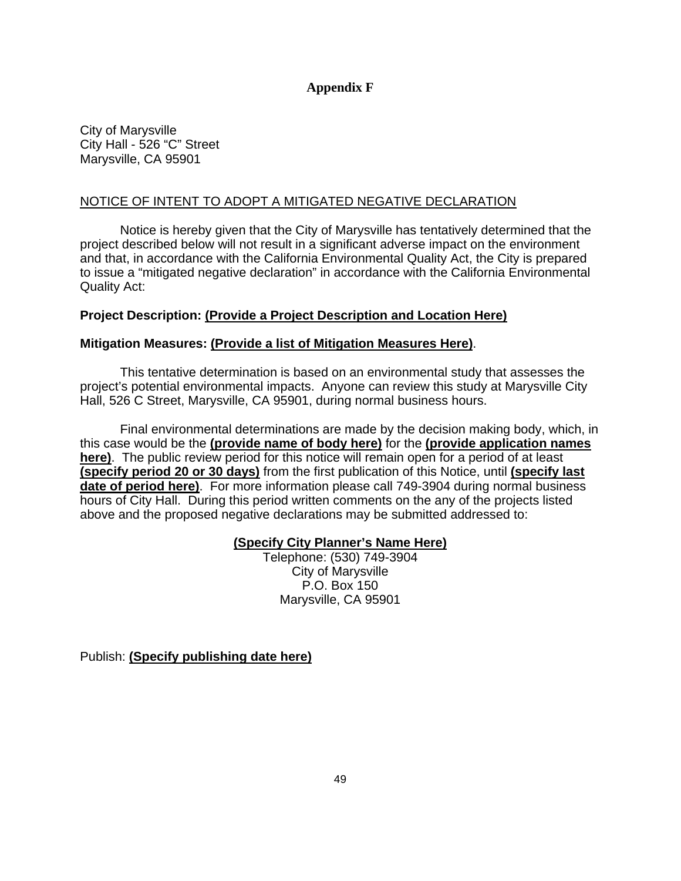**Appendix F**

City of Marysville
City Hall - 526 “C” Street
Marysville, CA 95901

<u>NOTICE OF INTENT TO ADOPT A MITIGATED NEGATIVE DECLARATION</u>

Notice is hereby given that the City of Marysville has tentatively determined that the project described below will not result in a significant adverse impact on the environment and that, in accordance with the California Environmental Quality Act, the City is prepared to issue a “mitigated negative declaration” in accordance with the California Environmental Quality Act:

**Project Description: <u>(Provide a Project Description and Location Here)</u>**

**Mitigation Measures: <u>(Provide a list of Mitigation Measures Here)</u>**.

This tentative determination is based on an environmental study that assesses the project’s potential environmental impacts. Anyone can review this study at Marysville City Hall, 526 C Street, Marysville, CA 95901, during normal business hours.

Final environmental determinations are made by the decision making body, which, in this case would be the **<u>(provide name of body here)</u>** for the **<u>(provide application names here)</u>**. The public review period for this notice will remain open for a period of at least **<u>(specify period 20 or 30 days)</u>** from the first publication of this Notice, until **<u>(specify last date of period here)</u>**. For more information please call 749-3904 during normal business hours of City Hall. During this period written comments on the any of the projects listed above and the proposed negative declarations may be submitted addressed to:

**<u>(Specify City Planner’s Name Here)</u>**
Telephone: (530) 749-3904
City of Marysville
P.O. Box 150
Marysville, CA 95901

Publish: **<u>(Specify publishing date here)</u>**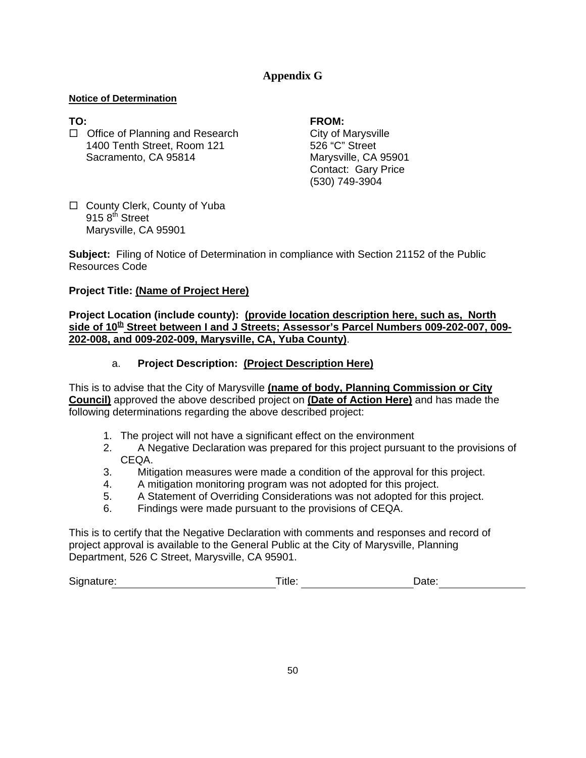# Appendix G

**Notice of Determination**

**TO:**

☐ Office of Planning and Research
1400 Tenth Street, Room 121
Sacramento, CA 95814

☐ County Clerk, County of Yuba
915 8th Street
Marysville, CA 95901

**FROM:**

City of Marysville
526 "C" Street
Marysville, CA 95901
Contact: Gary Price
(530) 749-3904

**Subject:** Filing of Notice of Determination in compliance with Section 21152 of the Public Resources Code

**Project Title: (Name of Project Here)**

**Project Location (include county): (provide location description here, such as, North side of 10th Street between I and J Streets; Assessor's Parcel Numbers 009-202-007, 009-202-008, and 009-202-009, Marysville, CA, Yuba County)**.

a. **Project Description: (Project Description Here)**

This is to advise that the City of Marysville **(name of body, Planning Commission or City Council)** approved the above described project on **(Date of Action Here)** and has made the following determinations regarding the above described project:

1. The project will not have a significant effect on the environment
2. A Negative Declaration was prepared for this project pursuant to the provisions of CEQA.
3. Mitigation measures were made a condition of the approval for this project.
4. A mitigation monitoring program was not adopted for this project.
5. A Statement of Overriding Considerations was not adopted for this project.
6. Findings were made pursuant to the provisions of CEQA.

This is to certify that the Negative Declaration with comments and responses and record of project approval is available to the General Public at the City of Marysville, Planning Department, 526 C Street, Marysville, CA 95901.

Signature:\_\_\_\_\_\_\_\_\_\_\_\_\_\_\_\_\_\_\_\_\_\_\_\_\_\_ Title: \_\_\_\_\_\_\_\_\_\_\_\_\_\_\_\_\_\_ Date:\_\_\_\_\_\_\_\_\_\_\_\_\_\_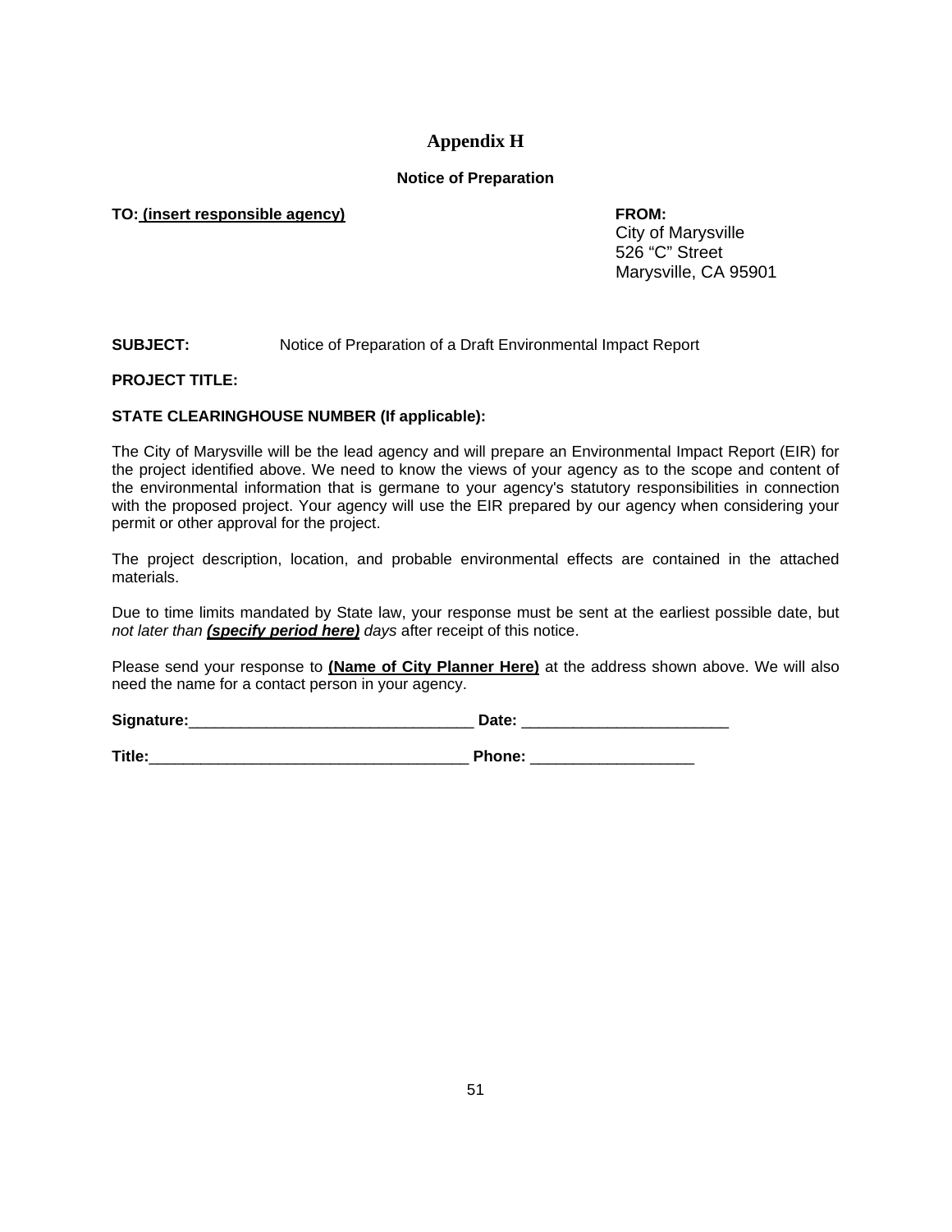# Appendix H

## Notice of Preparation

**TO:** **<u>(insert responsible agency)</u>**

**FROM:**
City of Marysville
526 “C” Street
Marysville, CA 95901

**SUBJECT:** Notice of Preparation of a Draft Environmental Impact Report

**PROJECT TITLE:**

**STATE CLEARINGHOUSE NUMBER (If applicable):**

The City of Marysville will be the lead agency and will prepare an Environmental Impact Report (EIR) for the project identified above. We need to know the views of your agency as to the scope and content of the environmental information that is germane to your agency's statutory responsibilities in connection with the proposed project. Your agency will use the EIR prepared by our agency when considering your permit or other approval for the project.

The project description, location, and probable environmental effects are contained in the attached materials.

Due to time limits mandated by State law, your response must be sent at the earliest possible date, but *not later than* ***<u>(specify period here)</u>*** *days* after receipt of this notice.

Please send your response to **<u>(Name of City Planner Here)</u>** at the address shown above. We will also need the name for a contact person in your agency.

**Signature:**_________________________________ **Date:** ________________________

**Title:**_____________________________________ **Phone:** ___________________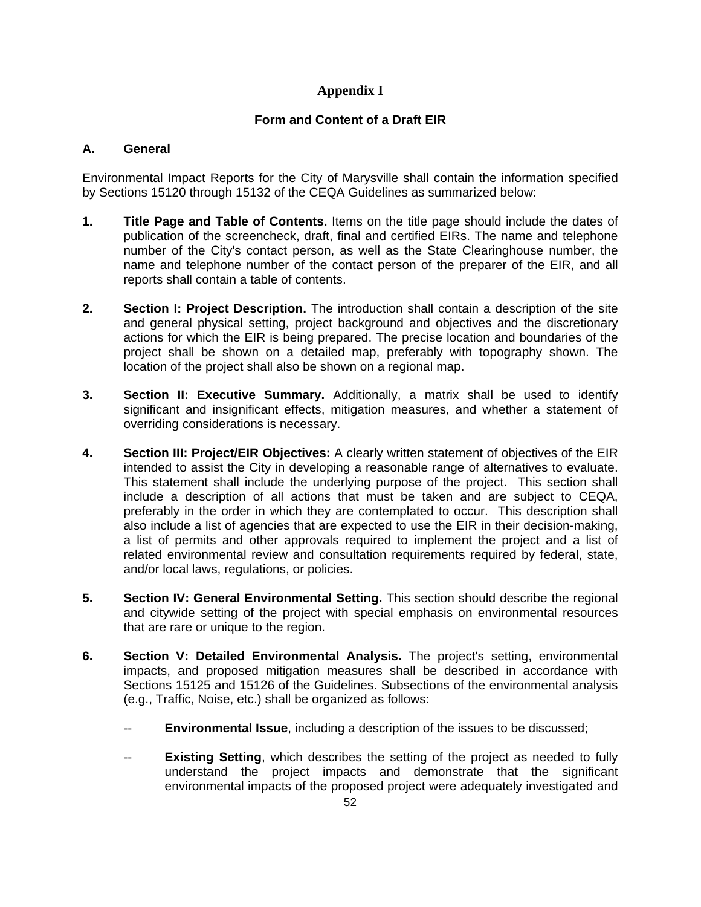# Appendix I

## Form and Content of a Draft EIR

### A. General

Environmental Impact Reports for the City of Marysville shall contain the information specified by Sections 15120 through 15132 of the CEQA Guidelines as summarized below:

1. **Title Page and Table of Contents.** Items on the title page should include the dates of publication of the screencheck, draft, final and certified EIRs. The name and telephone number of the City's contact person, as well as the State Clearinghouse number, the name and telephone number of the contact person of the preparer of the EIR, and all reports shall contain a table of contents.

2. **Section I: Project Description.** The introduction shall contain a description of the site and general physical setting, project background and objectives and the discretionary actions for which the EIR is being prepared. The precise location and boundaries of the project shall be shown on a detailed map, preferably with topography shown. The location of the project shall also be shown on a regional map.

3. **Section II: Executive Summary.** Additionally, a matrix shall be used to identify significant and insignificant effects, mitigation measures, and whether a statement of overriding considerations is necessary.

4. **Section III: Project/EIR Objectives:** A clearly written statement of objectives of the EIR intended to assist the City in developing a reasonable range of alternatives to evaluate. This statement shall include the underlying purpose of the project. This section shall include a description of all actions that must be taken and are subject to CEQA, preferably in the order in which they are contemplated to occur. This description shall also include a list of agencies that are expected to use the EIR in their decision-making, a list of permits and other approvals required to implement the project and a list of related environmental review and consultation requirements required by federal, state, and/or local laws, regulations, or policies.

5. **Section IV: General Environmental Setting.** This section should describe the regional and citywide setting of the project with special emphasis on environmental resources that are rare or unique to the region.

6. **Section V: Detailed Environmental Analysis.** The project's setting, environmental impacts, and proposed mitigation measures shall be described in accordance with Sections 15125 and 15126 of the Guidelines. Subsections of the environmental analysis (e.g., Traffic, Noise, etc.) shall be organized as follows:

   -- **Environmental Issue**, including a description of the issues to be discussed;

   -- **Existing Setting**, which describes the setting of the project as needed to fully understand the project impacts and demonstrate that the significant environmental impacts of the proposed project were adequately investigated and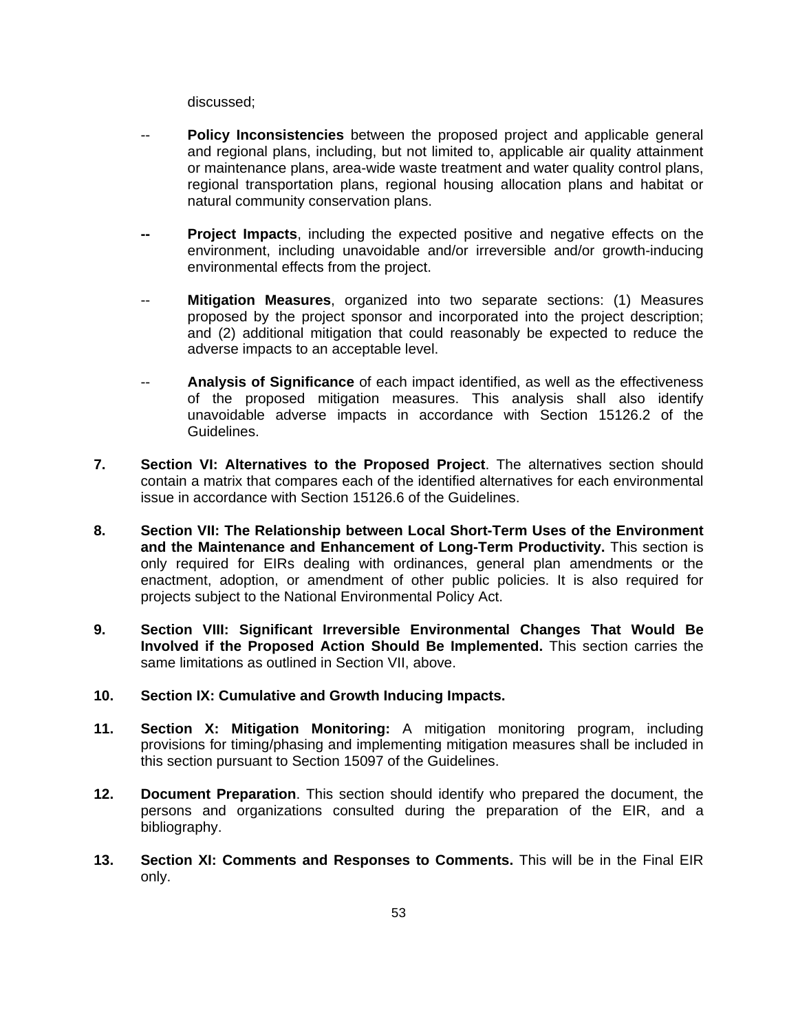discussed;

-- **Policy Inconsistencies** between the proposed project and applicable general and regional plans, including, but not limited to, applicable air quality attainment or maintenance plans, area-wide waste treatment and water quality control plans, regional transportation plans, regional housing allocation plans and habitat or natural community conservation plans.

**--** **Project Impacts**, including the expected positive and negative effects on the environment, including unavoidable and/or irreversible and/or growth-inducing environmental effects from the project.

-- **Mitigation Measures**, organized into two separate sections: (1) Measures proposed by the project sponsor and incorporated into the project description; and (2) additional mitigation that could reasonably be expected to reduce the adverse impacts to an acceptable level.

-- **Analysis of Significance** of each impact identified, as well as the effectiveness of the proposed mitigation measures. This analysis shall also identify unavoidable adverse impacts in accordance with Section 15126.2 of the Guidelines.

**7.** **Section VI: Alternatives to the Proposed Project**. The alternatives section should contain a matrix that compares each of the identified alternatives for each environmental issue in accordance with Section 15126.6 of the Guidelines.

**8.** **Section VII: The Relationship between Local Short-Term Uses of the Environment and the Maintenance and Enhancement of Long-Term Productivity.** This section is only required for EIRs dealing with ordinances, general plan amendments or the enactment, adoption, or amendment of other public policies. It is also required for projects subject to the National Environmental Policy Act.

**9.** **Section VIII: Significant Irreversible Environmental Changes That Would Be Involved if the Proposed Action Should Be Implemented.** This section carries the same limitations as outlined in Section VII, above.

**10.** **Section IX: Cumulative and Growth Inducing Impacts.**

**11.** **Section X: Mitigation Monitoring:** A mitigation monitoring program, including provisions for timing/phasing and implementing mitigation measures shall be included in this section pursuant to Section 15097 of the Guidelines.

**12.** **Document Preparation**. This section should identify who prepared the document, the persons and organizations consulted during the preparation of the EIR, and a bibliography.

**13.** **Section XI: Comments and Responses to Comments.** This will be in the Final EIR only.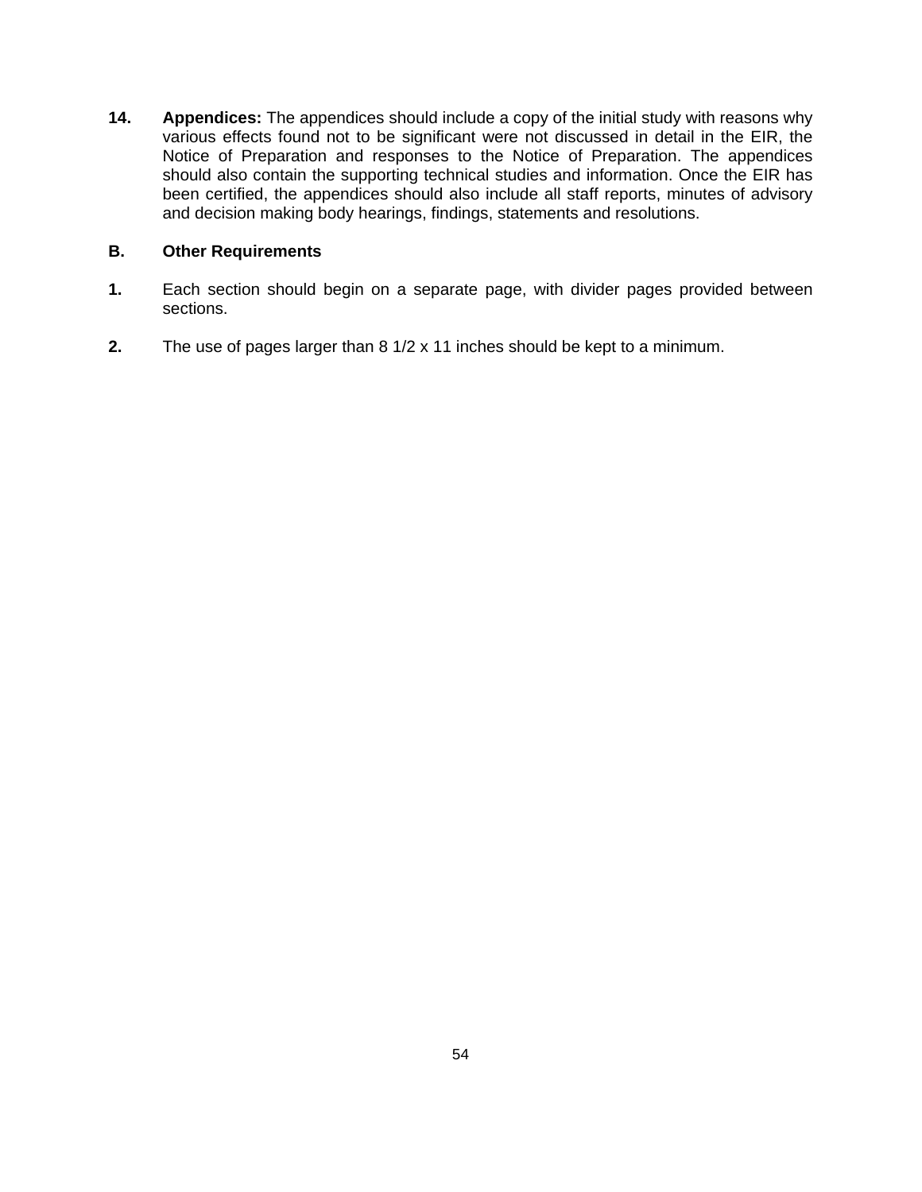**14.** **Appendices:** The appendices should include a copy of the initial study with reasons why various effects found not to be significant were not discussed in detail in the EIR, the Notice of Preparation and responses to the Notice of Preparation. The appendices should also contain the supporting technical studies and information. Once the EIR has been certified, the appendices should also include all staff reports, minutes of advisory and decision making body hearings, findings, statements and resolutions.

**B.** **Other Requirements**

**1.** Each section should begin on a separate page, with divider pages provided between sections.

**2.** The use of pages larger than 8 1/2 x 11 inches should be kept to a minimum.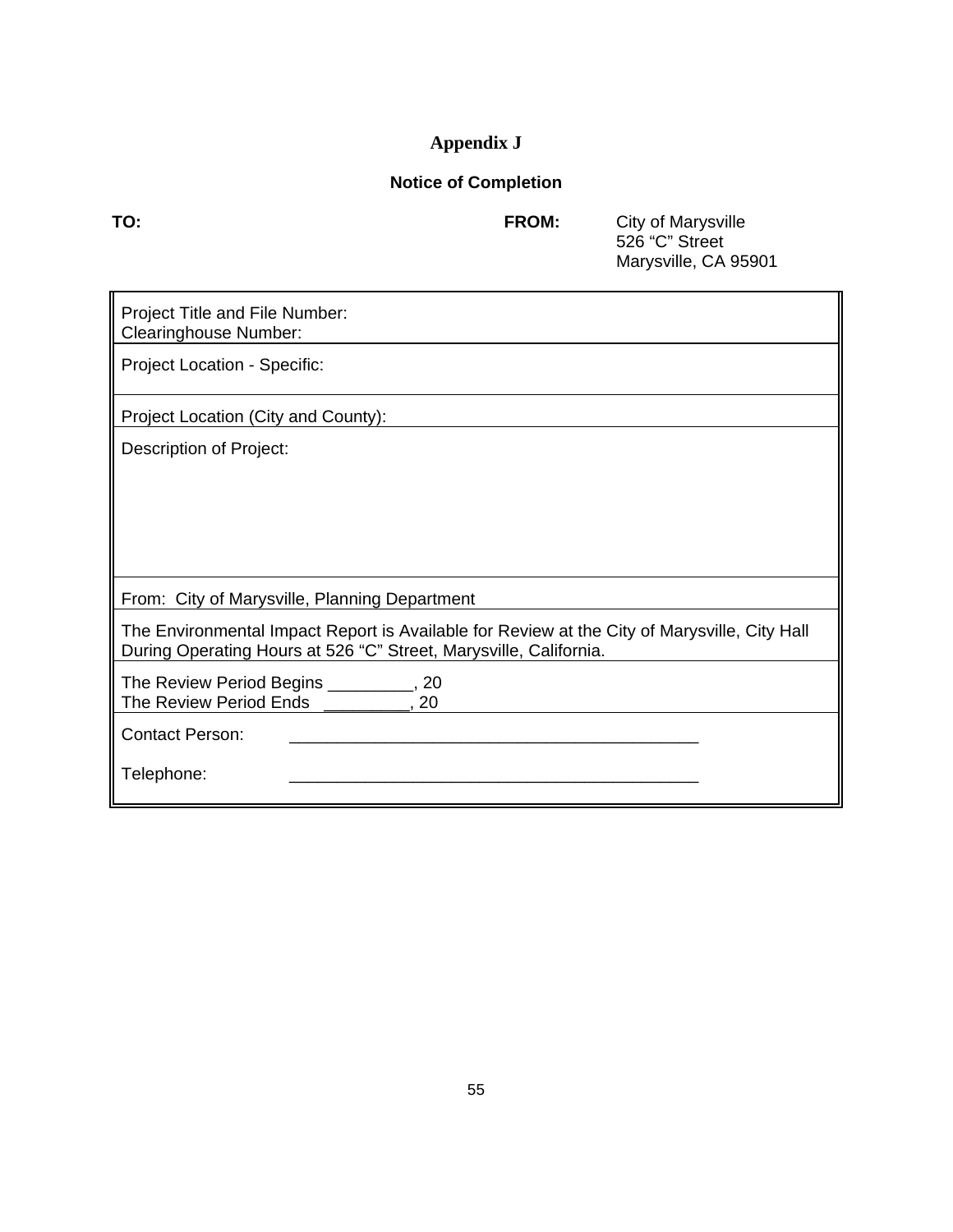# Appendix J

## Notice of Completion

| **TO:** | **FROM:** | City of Marysville<br>526 “C” Street<br>Marysville, CA 95901 |
|---|---|---|

| |
|---|
| Project Title and File Number:<br>Clearinghouse Number: |
| Project Location - Specific: |
| Project Location (City and County): |
| Description of Project: |
| From: City of Marysville, Planning Department |
| The Environmental Impact Report is Available for Review at the City of Marysville, City Hall During Operating Hours at 526 “C” Street, Marysville, California. |
| The Review Period Begins _________, 20<br>The Review Period Ends _________, 20 |
| Contact Person: ____________________________________________<br><br>Telephone: ____________________________________________ |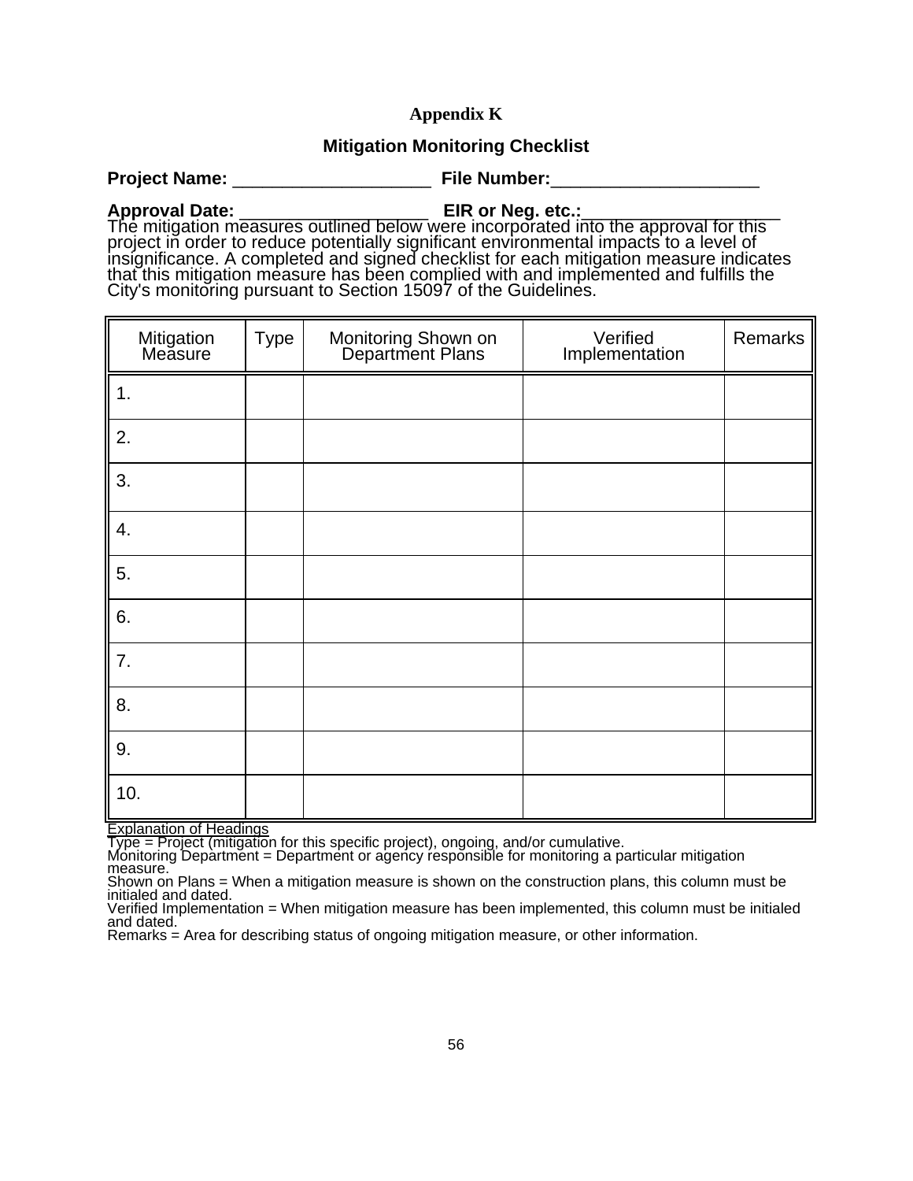# Appendix K

## Mitigation Monitoring Checklist

**Project Name:** ____________________ **File Number:**_____________________

**Approval Date:** ____________________ **EIR or Neg. etc.:**____________________

The mitigation measures outlined below were incorporated into the approval for this project in order to reduce potentially significant environmental impacts to a level of insignificance. A completed and signed checklist for each mitigation measure indicates that this mitigation measure has been complied with and implemented and fulfills the City's monitoring pursuant to Section 15097 of the Guidelines.

| Mitigation Measure | Type | Monitoring Shown on Department Plans | Verified Implementation | Remarks |
|---|---|---|---|---|
| 1. | | | | |
| 2. | | | | |
| 3. | | | | |
| 4. | | | | |
| 5. | | | | |
| 6. | | | | |
| 7. | | | | |
| 8. | | | | |
| 9. | | | | |
| 10. | | | | |

<u>Explanation of Headings</u>

Type = Project (mitigation for this specific project), ongoing, and/or cumulative.

Monitoring Department = Department or agency responsible for monitoring a particular mitigation measure.

Shown on Plans = When a mitigation measure is shown on the construction plans, this column must be initialed and dated.

Verified Implementation = When mitigation measure has been implemented, this column must be initialed and dated.

Remarks = Area for describing status of ongoing mitigation measure, or other information.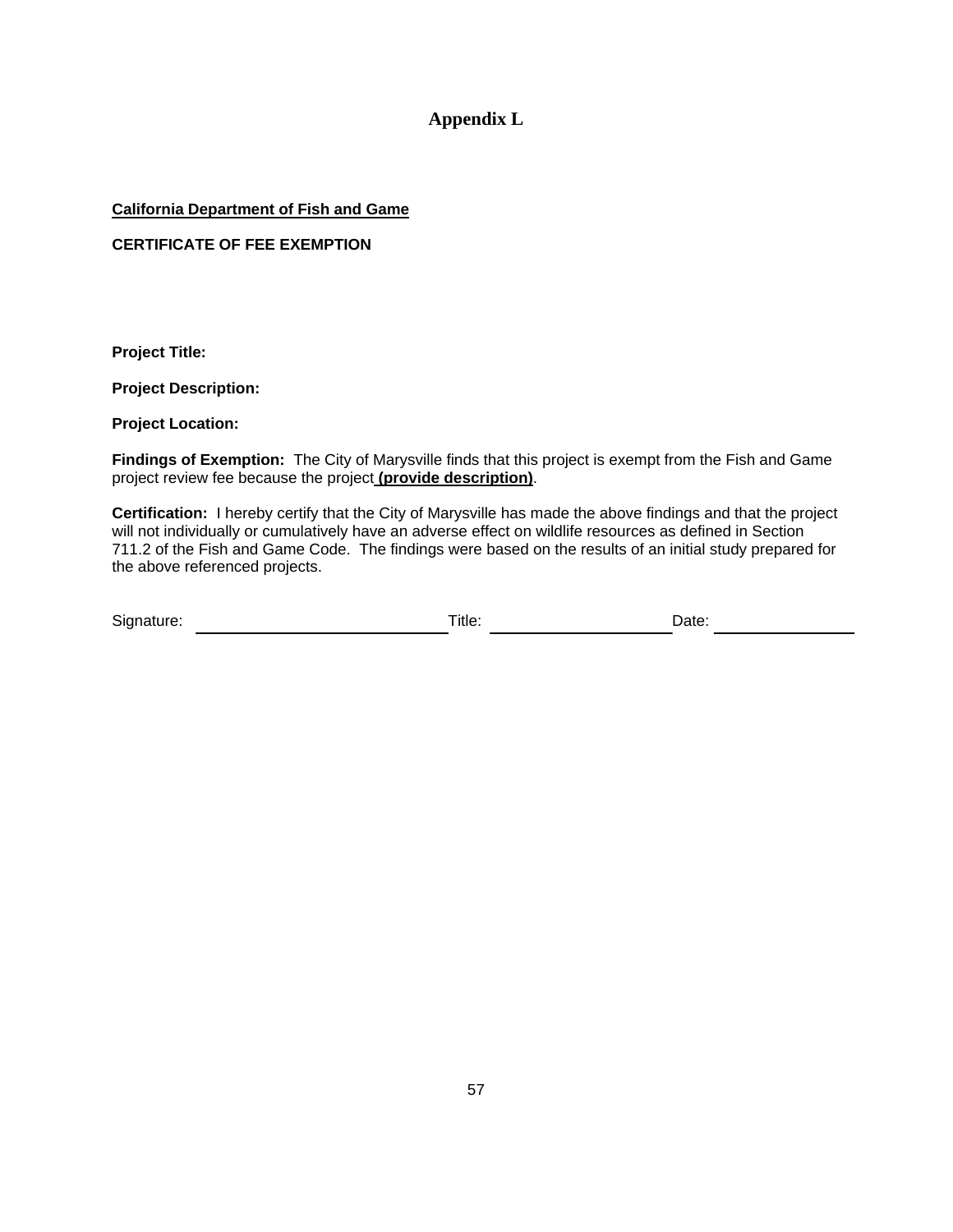# Appendix L

**California Department of Fish and Game**

**CERTIFICATE OF FEE EXEMPTION**

**Project Title:**

**Project Description:**

**Project Location:**

**Findings of Exemption:** The City of Marysville finds that this project is exempt from the Fish and Game project review fee because the project **(provide description)**.

**Certification:** I hereby certify that the City of Marysville has made the above findings and that the project will not individually or cumulatively have an adverse effect on wildlife resources as defined in Section 711.2 of the Fish and Game Code. The findings were based on the results of an initial study prepared for the above referenced projects.

Signature: ______________________________ Title: ______________________ Date: ________________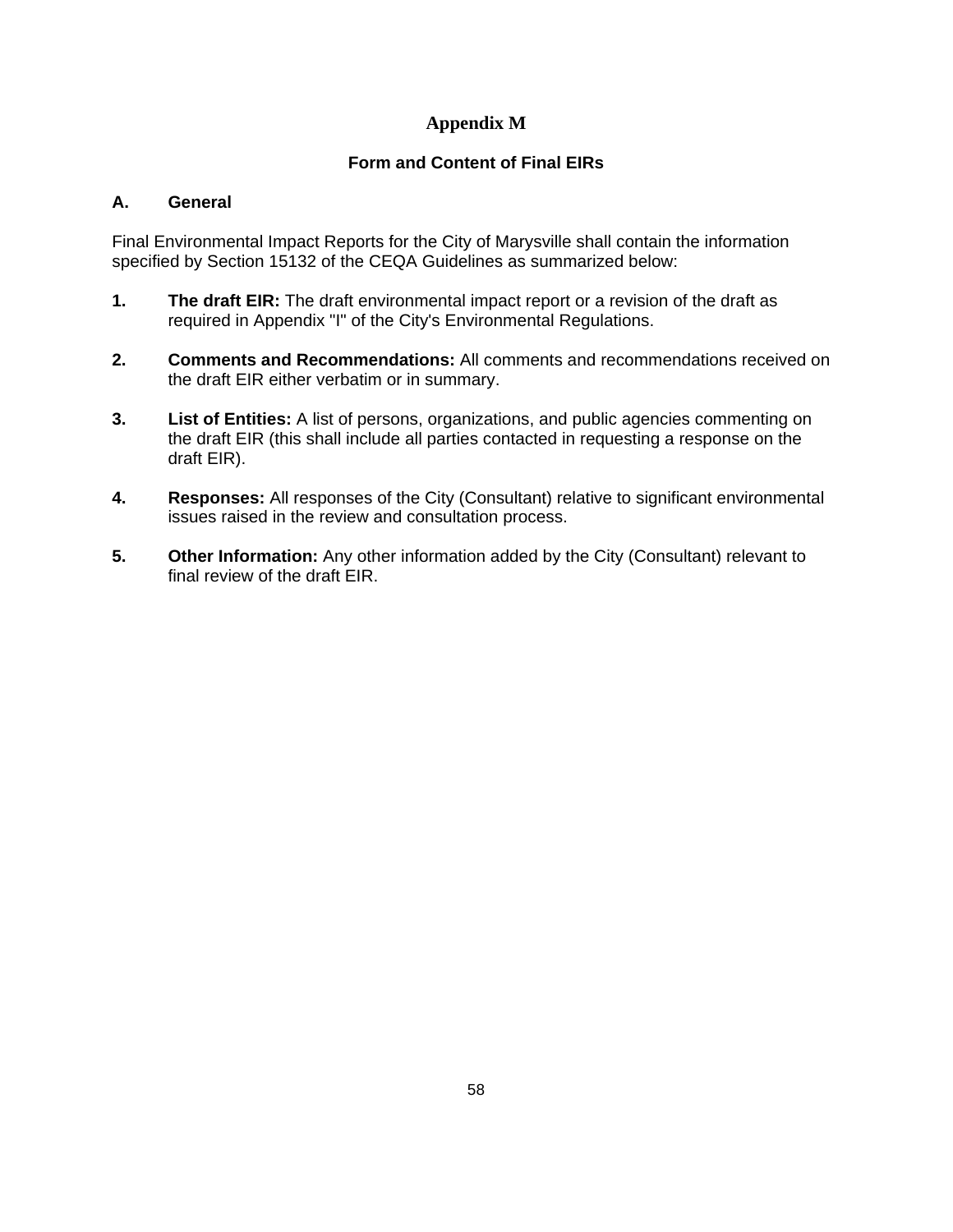# Appendix M

## Form and Content of Final EIRs

### A. General

Final Environmental Impact Reports for the City of Marysville shall contain the information specified by Section 15132 of the CEQA Guidelines as summarized below:

1. **The draft EIR:** The draft environmental impact report or a revision of the draft as required in Appendix "I" of the City's Environmental Regulations.

2. **Comments and Recommendations:** All comments and recommendations received on the draft EIR either verbatim or in summary.

3. **List of Entities:** A list of persons, organizations, and public agencies commenting on the draft EIR (this shall include all parties contacted in requesting a response on the draft EIR).

4. **Responses:** All responses of the City (Consultant) relative to significant environmental issues raised in the review and consultation process.

5. **Other Information:** Any other information added by the City (Consultant) relevant to final review of the draft EIR.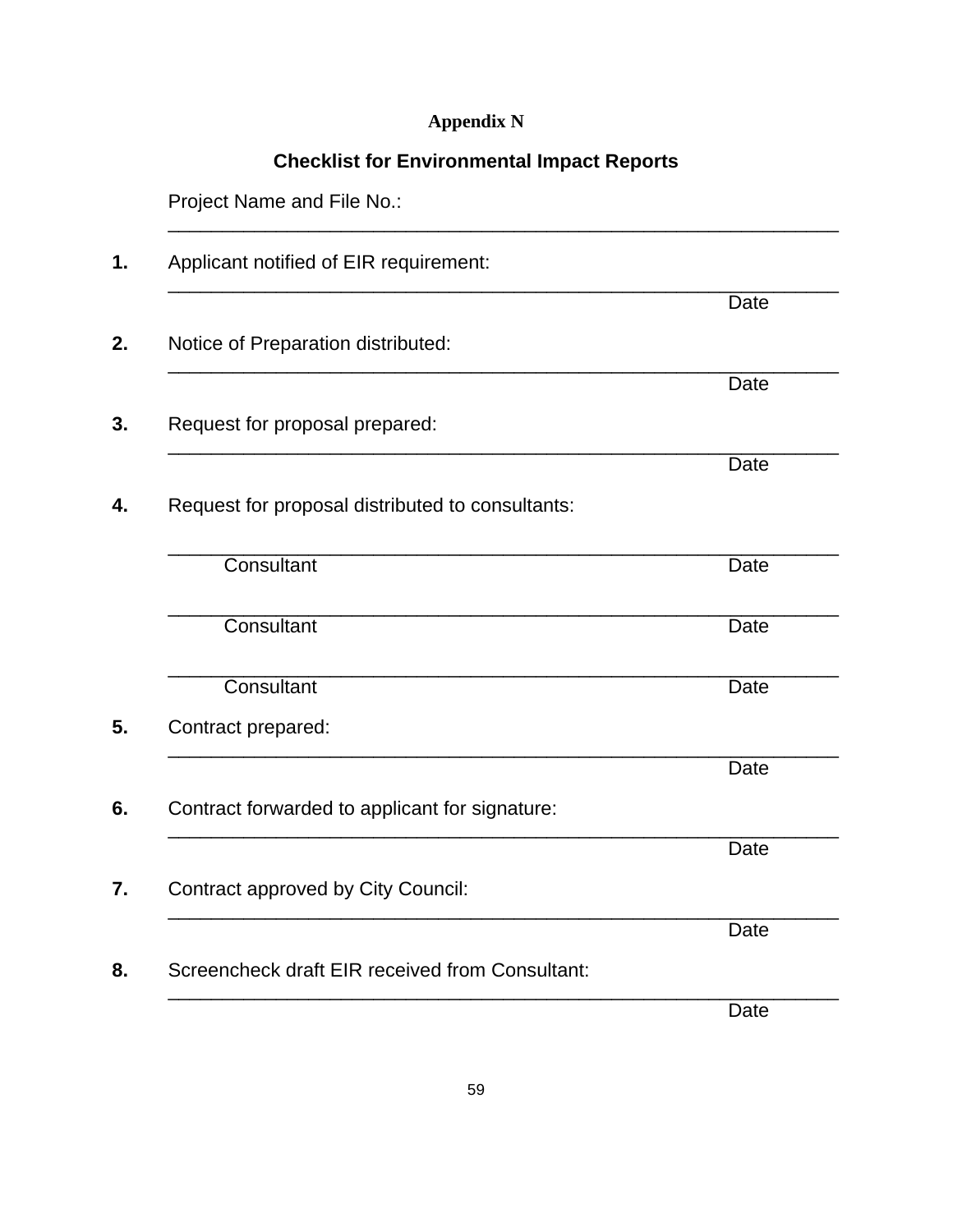# Appendix N

## Checklist for Environmental Impact Reports

Project Name and File No.:
_______________________________________________________________

**1.** Applicant notified of EIR requirement:
_______________________________________________________________
Date

**2.** Notice of Preparation distributed:
_______________________________________________________________
Date

**3.** Request for proposal prepared:
_______________________________________________________________
Date

**4.** Request for proposal distributed to consultants:

_______________________________________________________________
Consultant Date

_______________________________________________________________
Consultant Date

_______________________________________________________________
Consultant Date

**5.** Contract prepared:
_______________________________________________________________
Date

**6.** Contract forwarded to applicant for signature:
_______________________________________________________________
Date

**7.** Contract approved by City Council:
_______________________________________________________________
Date

**8.** Screencheck draft EIR received from Consultant:
_______________________________________________________________
Date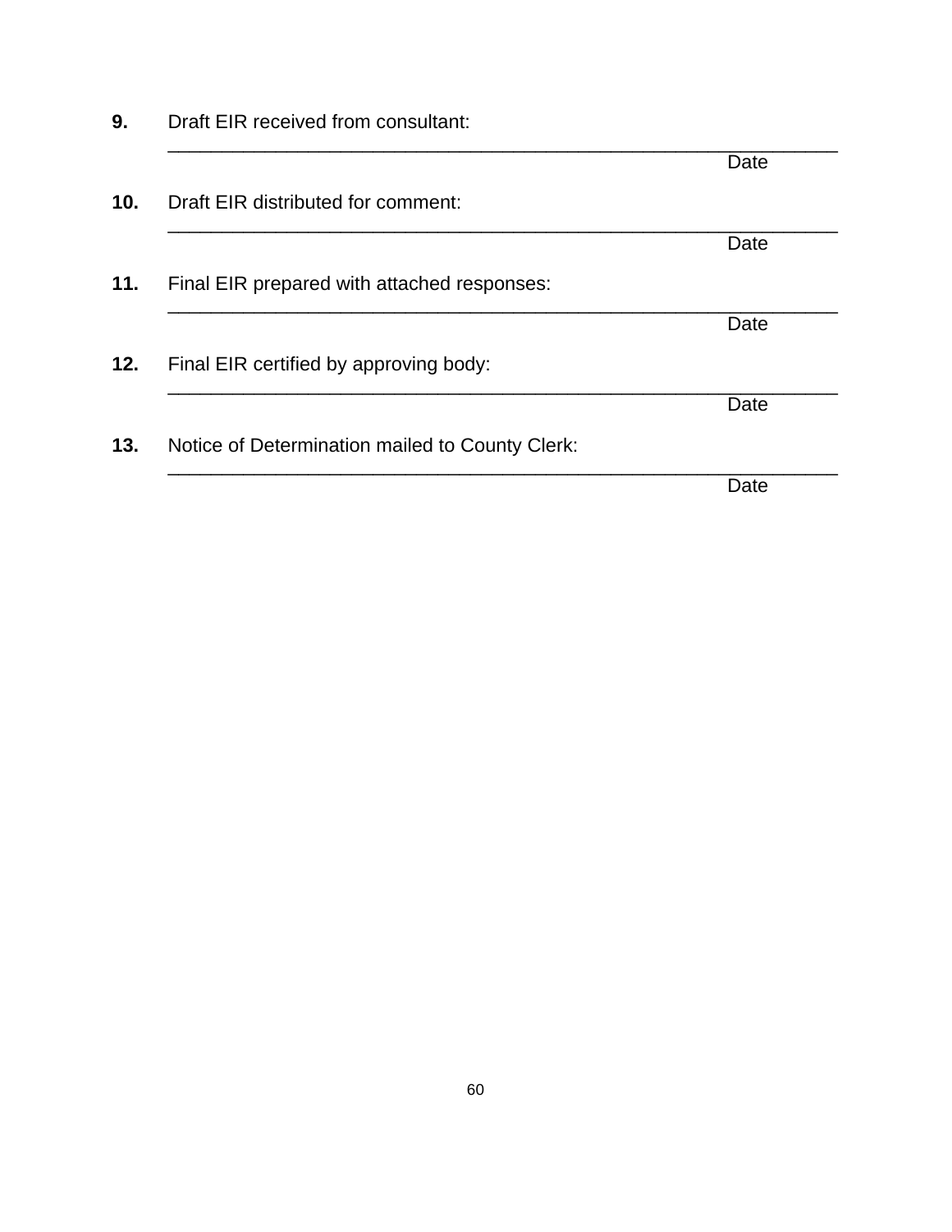**9.** Draft EIR received from consultant:

______________________________________________________________
Date

**10.** Draft EIR distributed for comment:

______________________________________________________________
Date

**11.** Final EIR prepared with attached responses:

______________________________________________________________
Date

**12.** Final EIR certified by approving body:

______________________________________________________________
Date

**13.** Notice of Determination mailed to County Clerk:

______________________________________________________________
Date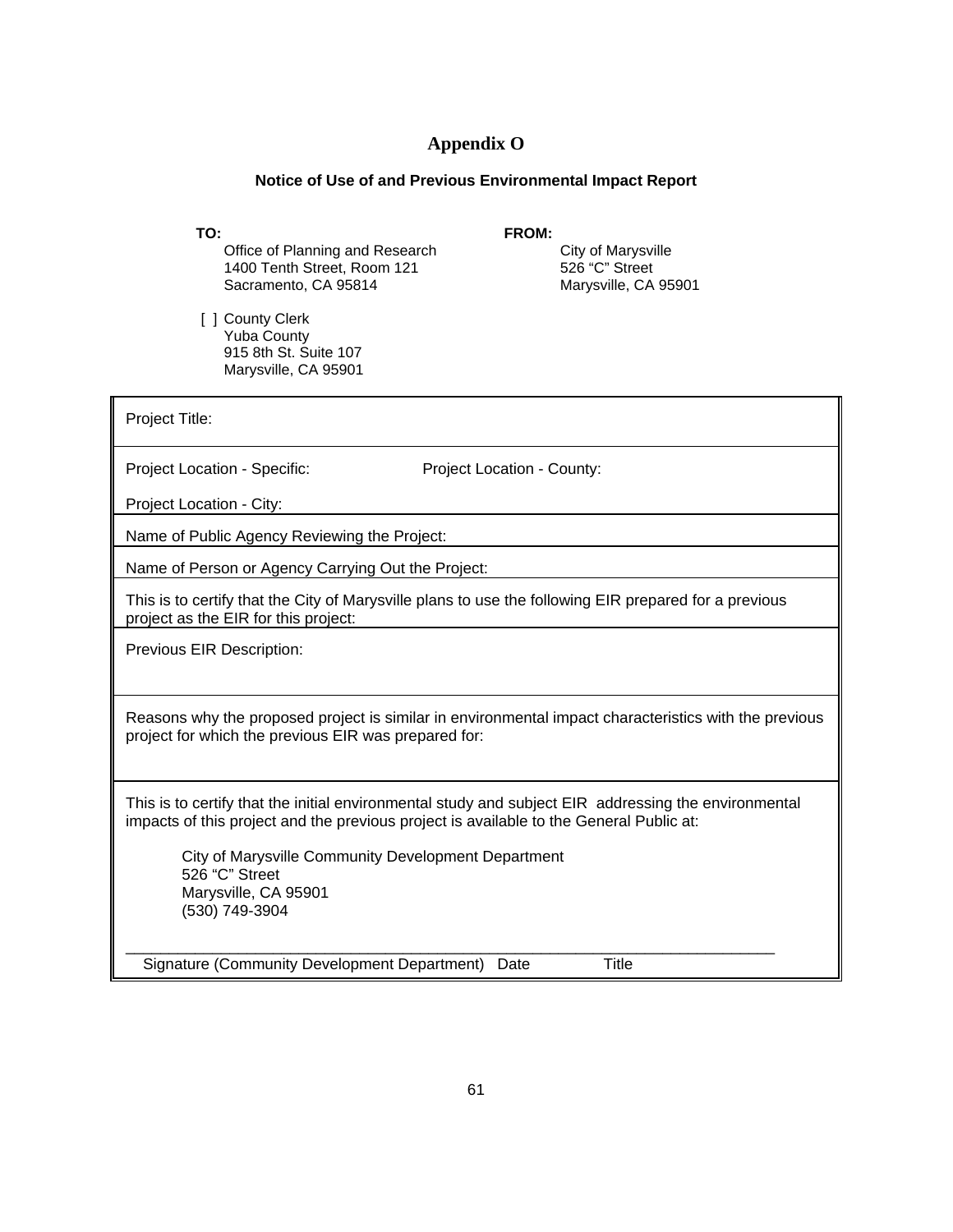# Appendix O

**Notice of Use of and Previous Environmental Impact Report**

**TO:**
Office of Planning and Research
1400 Tenth Street, Room 121
Sacramento, CA 95814

[ ] County Clerk
Yuba County
915 8th St. Suite 107
Marysville, CA 95901

**FROM:**
City of Marysville
526 "C" Street
Marysville, CA 95901

Project Title:

Project Location - Specific: Project Location - County:

Project Location - City:

Name of Public Agency Reviewing the Project:

Name of Person or Agency Carrying Out the Project:

This is to certify that the City of Marysville plans to use the following EIR prepared for a previous project as the EIR for this project:

Previous EIR Description:

Reasons why the proposed project is similar in environmental impact characteristics with the previous project for which the previous EIR was prepared for:

This is to certify that the initial environmental study and subject EIR addressing the environmental impacts of this project and the previous project is available to the General Public at:

City of Marysville Community Development Department
526 "C" Street
Marysville, CA 95901
(530) 749-3904

_______________________________________________________________________________
Signature (Community Development Department) Date Title